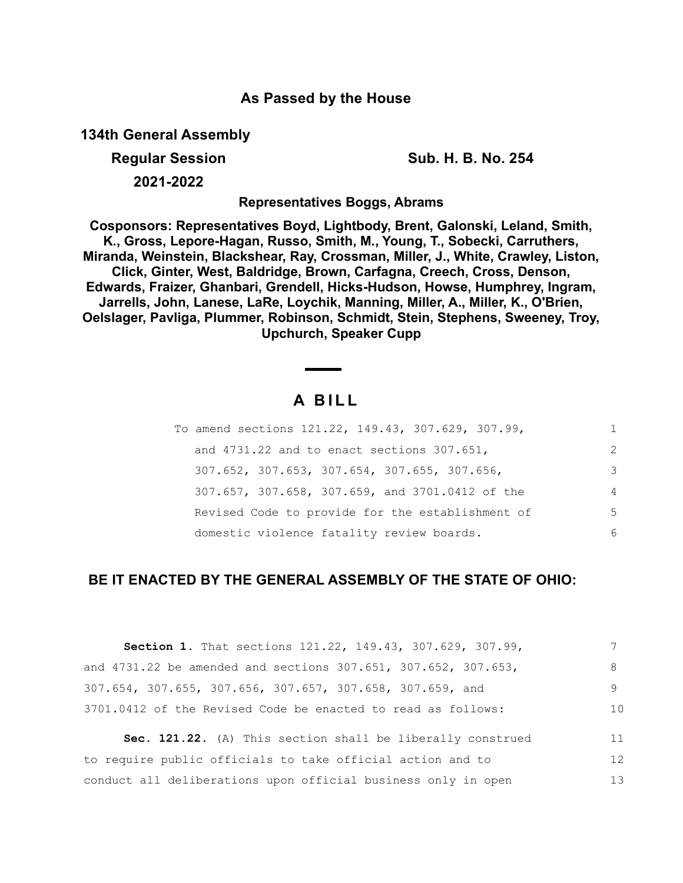**As Passed by the House**

**134th General Assembly**

**Regular Session** **Sub. H. B. No. 254**

**2021-2022**

**Representatives Boggs, Abrams**

**Cosponsors: Representatives Boyd, Lightbody, Brent, Galonski, Leland, Smith, K., Gross, Lepore-Hagan, Russo, Smith, M., Young, T., Sobecki, Carruthers, Miranda, Weinstein, Blackshear, Ray, Crossman, Miller, J., White, Crawley, Liston, Click, Ginter, West, Baldridge, Brown, Carfagna, Creech, Cross, Denson, Edwards, Fraizer, Ghanbari, Grendell, Hicks-Hudson, Howse, Humphrey, Ingram, Jarrells, John, Lanese, LaRe, Loychik, Manning, Miller, A., Miller, K., O'Brien, Oelslager, Pavliga, Plummer, Robinson, Schmidt, Stein, Stephens, Sweeney, Troy, Upchurch, Speaker Cupp**

# A BILL

To amend sections 121.22, 149.43, 307.629, 307.99, and 4731.22 and to enact sections 307.651, 307.652, 307.653, 307.654, 307.655, 307.656, 307.657, 307.658, 307.659, and 3701.0412 of the Revised Code to provide for the establishment of domestic violence fatality review boards.

**BE IT ENACTED BY THE GENERAL ASSEMBLY OF THE STATE OF OHIO:**

**Section 1.** That sections 121.22, 149.43, 307.629, 307.99, and 4731.22 be amended and sections 307.651, 307.652, 307.653, 307.654, 307.655, 307.656, 307.657, 307.658, 307.659, and 3701.0412 of the Revised Code be enacted to read as follows:

**Sec. 121.22.** (A) This section shall be liberally construed to require public officials to take official action and to conduct all deliberations upon official business only in open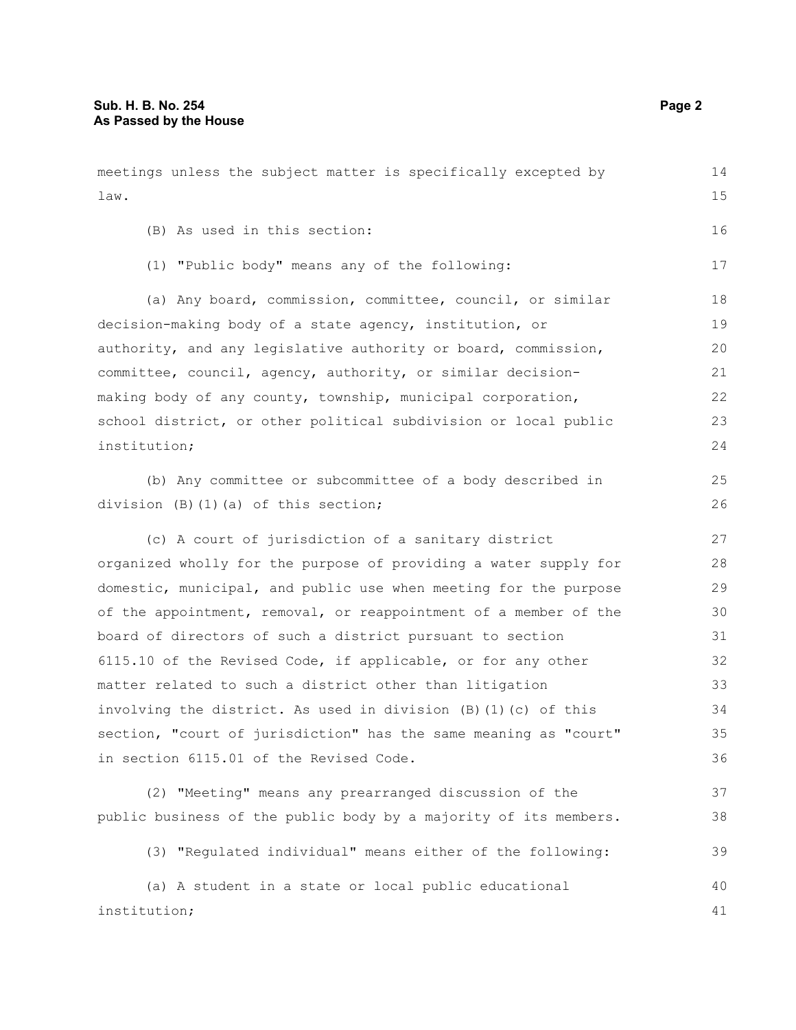meetings unless the subject matter is specifically excepted by law.

(B) As used in this section:

(1) "Public body" means any of the following:

(a) Any board, commission, committee, council, or similar decision-making body of a state agency, institution, or authority, and any legislative authority or board, commission, committee, council, agency, authority, or similar decision-making body of any county, township, municipal corporation, school district, or other political subdivision or local public institution;

(b) Any committee or subcommittee of a body described in division (B)(1)(a) of this section;

(c) A court of jurisdiction of a sanitary district organized wholly for the purpose of providing a water supply for domestic, municipal, and public use when meeting for the purpose of the appointment, removal, or reappointment of a member of the board of directors of such a district pursuant to section 6115.10 of the Revised Code, if applicable, or for any other matter related to such a district other than litigation involving the district. As used in division (B)(1)(c) of this section, "court of jurisdiction" has the same meaning as "court" in section 6115.01 of the Revised Code.

(2) "Meeting" means any prearranged discussion of the public business of the public body by a majority of its members.

(3) "Regulated individual" means either of the following:

(a) A student in a state or local public educational institution;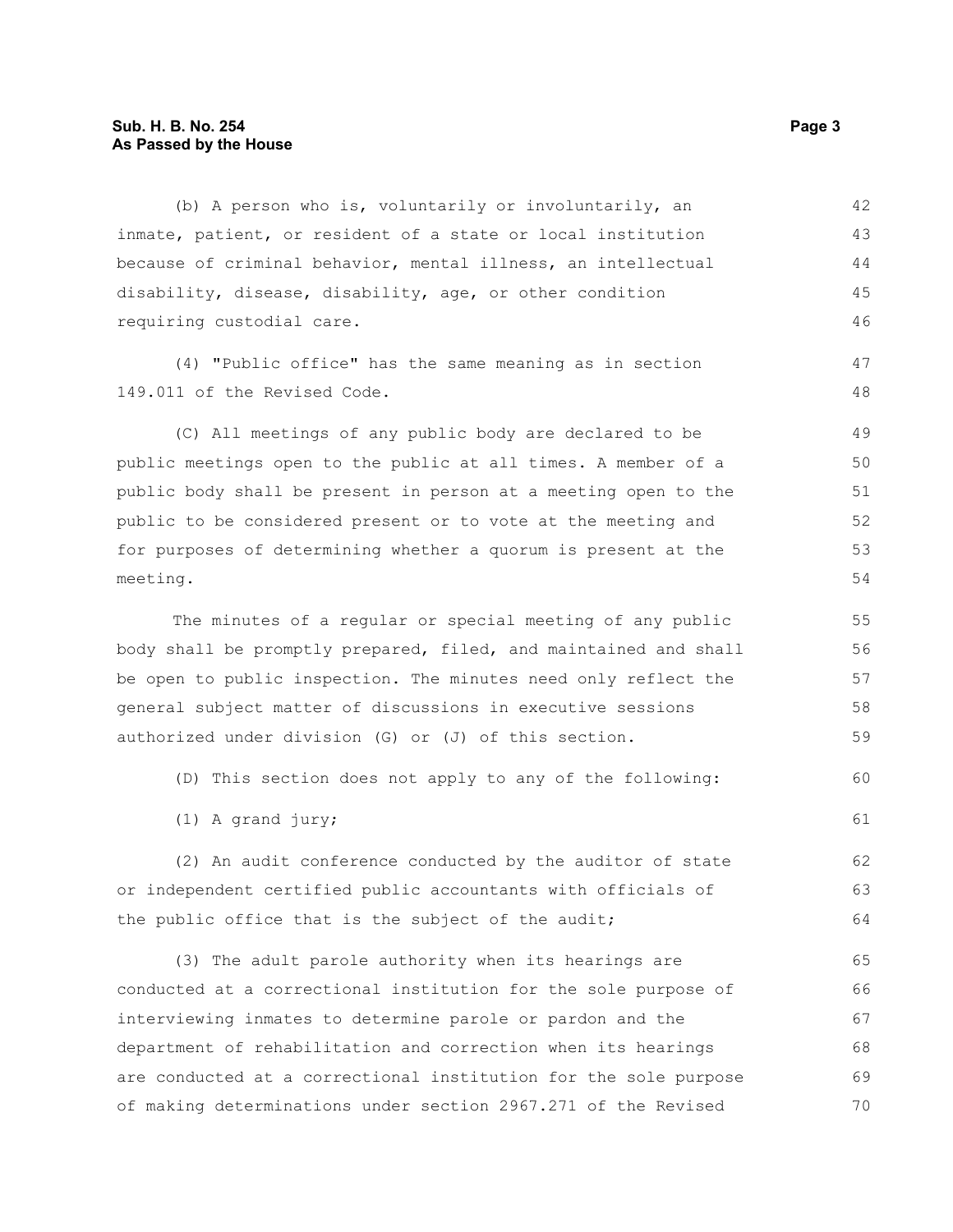(b) A person who is, voluntarily or involuntarily, an inmate, patient, or resident of a state or local institution because of criminal behavior, mental illness, an intellectual disability, disease, disability, age, or other condition requiring custodial care.

(4) "Public office" has the same meaning as in section 149.011 of the Revised Code.

(C) All meetings of any public body are declared to be public meetings open to the public at all times. A member of a public body shall be present in person at a meeting open to the public to be considered present or to vote at the meeting and for purposes of determining whether a quorum is present at the meeting.

The minutes of a regular or special meeting of any public body shall be promptly prepared, filed, and maintained and shall be open to public inspection. The minutes need only reflect the general subject matter of discussions in executive sessions authorized under division (G) or (J) of this section.

(D) This section does not apply to any of the following:

(1) A grand jury;

(2) An audit conference conducted by the auditor of state or independent certified public accountants with officials of the public office that is the subject of the audit;

(3) The adult parole authority when its hearings are conducted at a correctional institution for the sole purpose of interviewing inmates to determine parole or pardon and the department of rehabilitation and correction when its hearings are conducted at a correctional institution for the sole purpose of making determinations under section 2967.271 of the Revised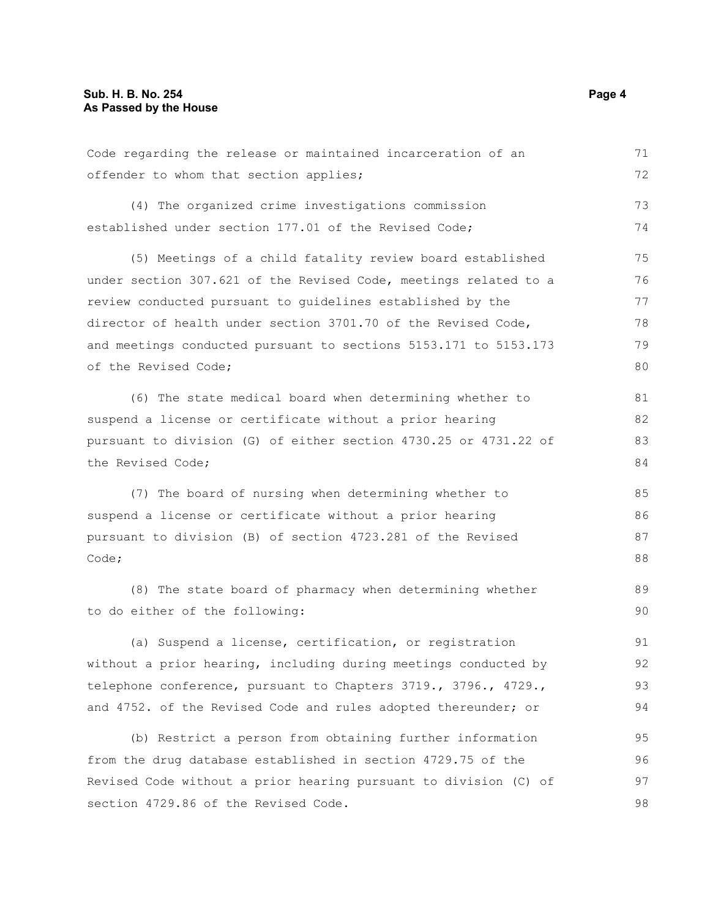Code regarding the release or maintained incarceration of an offender to whom that section applies;

(4) The organized crime investigations commission established under section 177.01 of the Revised Code;

(5) Meetings of a child fatality review board established under section 307.621 of the Revised Code, meetings related to a review conducted pursuant to guidelines established by the director of health under section 3701.70 of the Revised Code, and meetings conducted pursuant to sections 5153.171 to 5153.173 of the Revised Code;

(6) The state medical board when determining whether to suspend a license or certificate without a prior hearing pursuant to division (G) of either section 4730.25 or 4731.22 of the Revised Code;

(7) The board of nursing when determining whether to suspend a license or certificate without a prior hearing pursuant to division (B) of section 4723.281 of the Revised Code;

(8) The state board of pharmacy when determining whether to do either of the following:

(a) Suspend a license, certification, or registration without a prior hearing, including during meetings conducted by telephone conference, pursuant to Chapters 3719., 3796., 4729., and 4752. of the Revised Code and rules adopted thereunder; or

(b) Restrict a person from obtaining further information from the drug database established in section 4729.75 of the Revised Code without a prior hearing pursuant to division (C) of section 4729.86 of the Revised Code.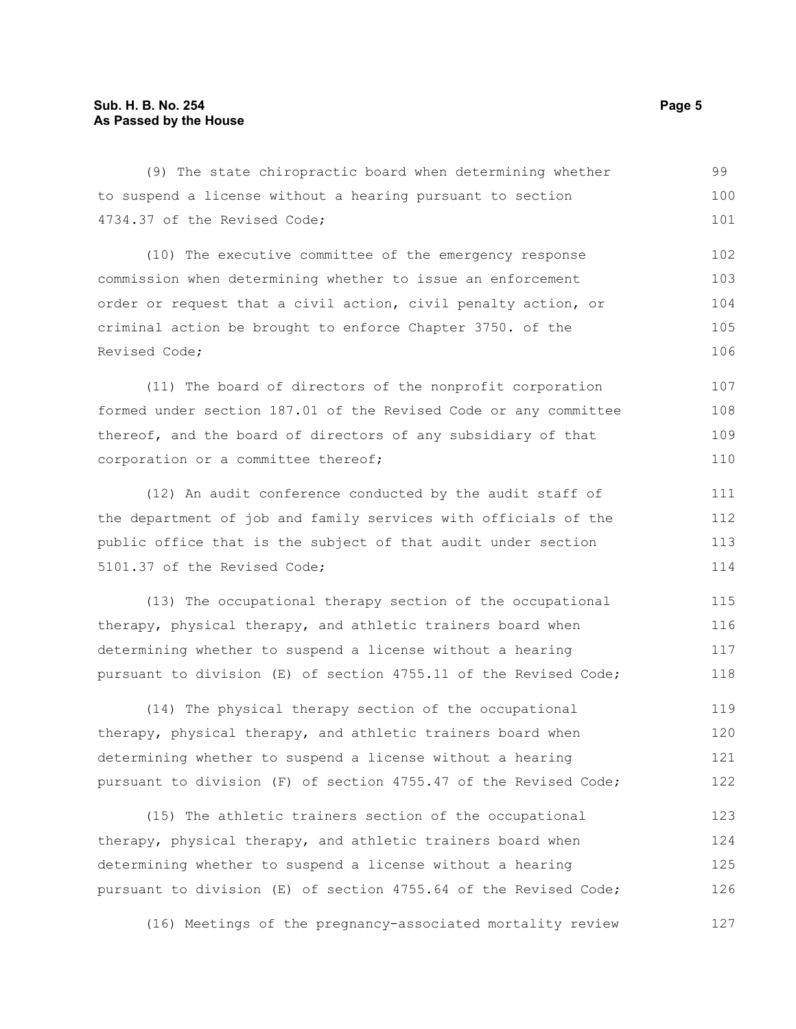(9) The state chiropractic board when determining whether to suspend a license without a hearing pursuant to section 4734.37 of the Revised Code;

(10) The executive committee of the emergency response commission when determining whether to issue an enforcement order or request that a civil action, civil penalty action, or criminal action be brought to enforce Chapter 3750. of the Revised Code;

(11) The board of directors of the nonprofit corporation formed under section 187.01 of the Revised Code or any committee thereof, and the board of directors of any subsidiary of that corporation or a committee thereof;

(12) An audit conference conducted by the audit staff of the department of job and family services with officials of the public office that is the subject of that audit under section 5101.37 of the Revised Code;

(13) The occupational therapy section of the occupational therapy, physical therapy, and athletic trainers board when determining whether to suspend a license without a hearing pursuant to division (E) of section 4755.11 of the Revised Code;

(14) The physical therapy section of the occupational therapy, physical therapy, and athletic trainers board when determining whether to suspend a license without a hearing pursuant to division (F) of section 4755.47 of the Revised Code;

(15) The athletic trainers section of the occupational therapy, physical therapy, and athletic trainers board when determining whether to suspend a license without a hearing pursuant to division (E) of section 4755.64 of the Revised Code;

(16) Meetings of the pregnancy-associated mortality review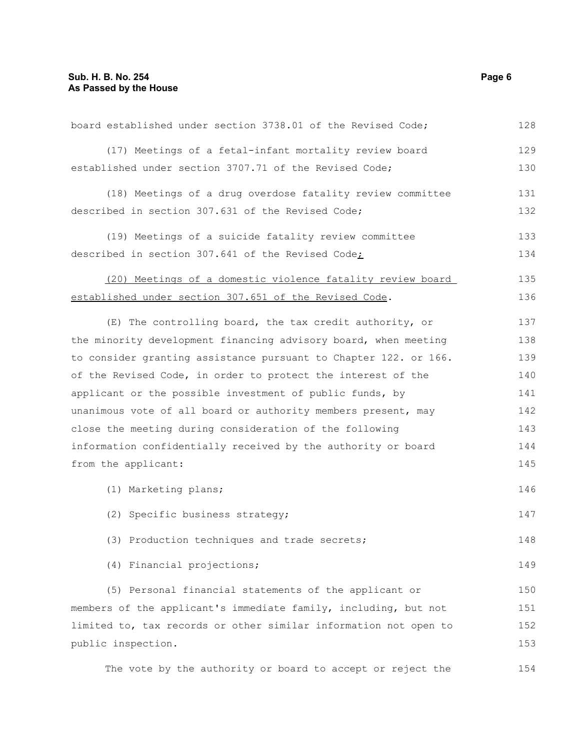board established under section 3738.01 of the Revised Code;

(17) Meetings of a fetal-infant mortality review board established under section 3707.71 of the Revised Code;

(18) Meetings of a drug overdose fatality review committee described in section 307.631 of the Revised Code;

(19) Meetings of a suicide fatality review committee described in section 307.641 of the Revised Code;

(20) Meetings of a domestic violence fatality review board established under section 307.651 of the Revised Code.

(E) The controlling board, the tax credit authority, or the minority development financing advisory board, when meeting to consider granting assistance pursuant to Chapter 122. or 166. of the Revised Code, in order to protect the interest of the applicant or the possible investment of public funds, by unanimous vote of all board or authority members present, may close the meeting during consideration of the following information confidentially received by the authority or board from the applicant:

(1) Marketing plans;

(2) Specific business strategy;

(3) Production techniques and trade secrets;

(4) Financial projections;

(5) Personal financial statements of the applicant or members of the applicant's immediate family, including, but not limited to, tax records or other similar information not open to public inspection.

The vote by the authority or board to accept or reject the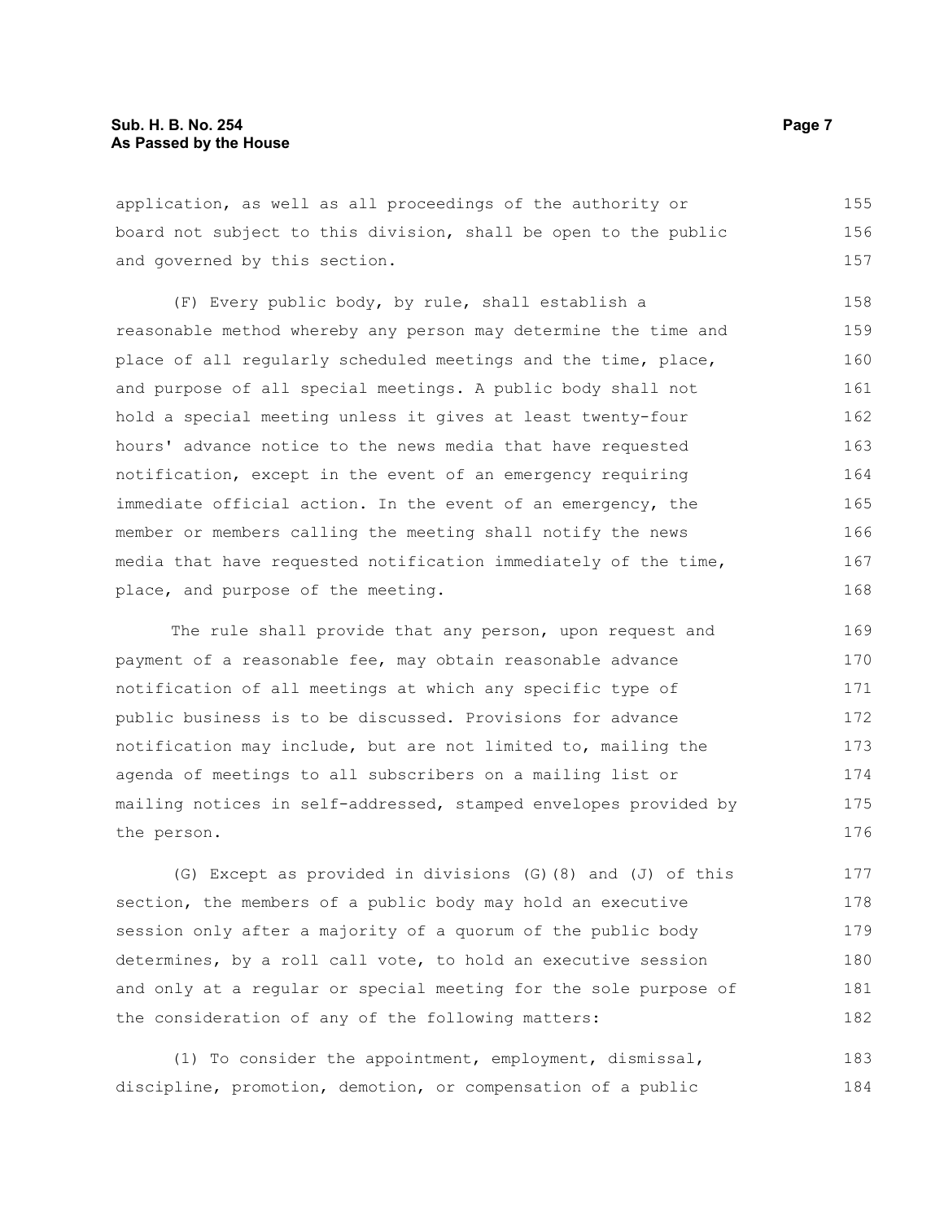application, as well as all proceedings of the authority or board not subject to this division, shall be open to the public and governed by this section.

(F) Every public body, by rule, shall establish a reasonable method whereby any person may determine the time and place of all regularly scheduled meetings and the time, place, and purpose of all special meetings. A public body shall not hold a special meeting unless it gives at least twenty-four hours' advance notice to the news media that have requested notification, except in the event of an emergency requiring immediate official action. In the event of an emergency, the member or members calling the meeting shall notify the news media that have requested notification immediately of the time, place, and purpose of the meeting.

The rule shall provide that any person, upon request and payment of a reasonable fee, may obtain reasonable advance notification of all meetings at which any specific type of public business is to be discussed. Provisions for advance notification may include, but are not limited to, mailing the agenda of meetings to all subscribers on a mailing list or mailing notices in self-addressed, stamped envelopes provided by the person.

(G) Except as provided in divisions (G)(8) and (J) of this section, the members of a public body may hold an executive session only after a majority of a quorum of the public body determines, by a roll call vote, to hold an executive session and only at a regular or special meeting for the sole purpose of the consideration of any of the following matters:

(1) To consider the appointment, employment, dismissal, discipline, promotion, demotion, or compensation of a public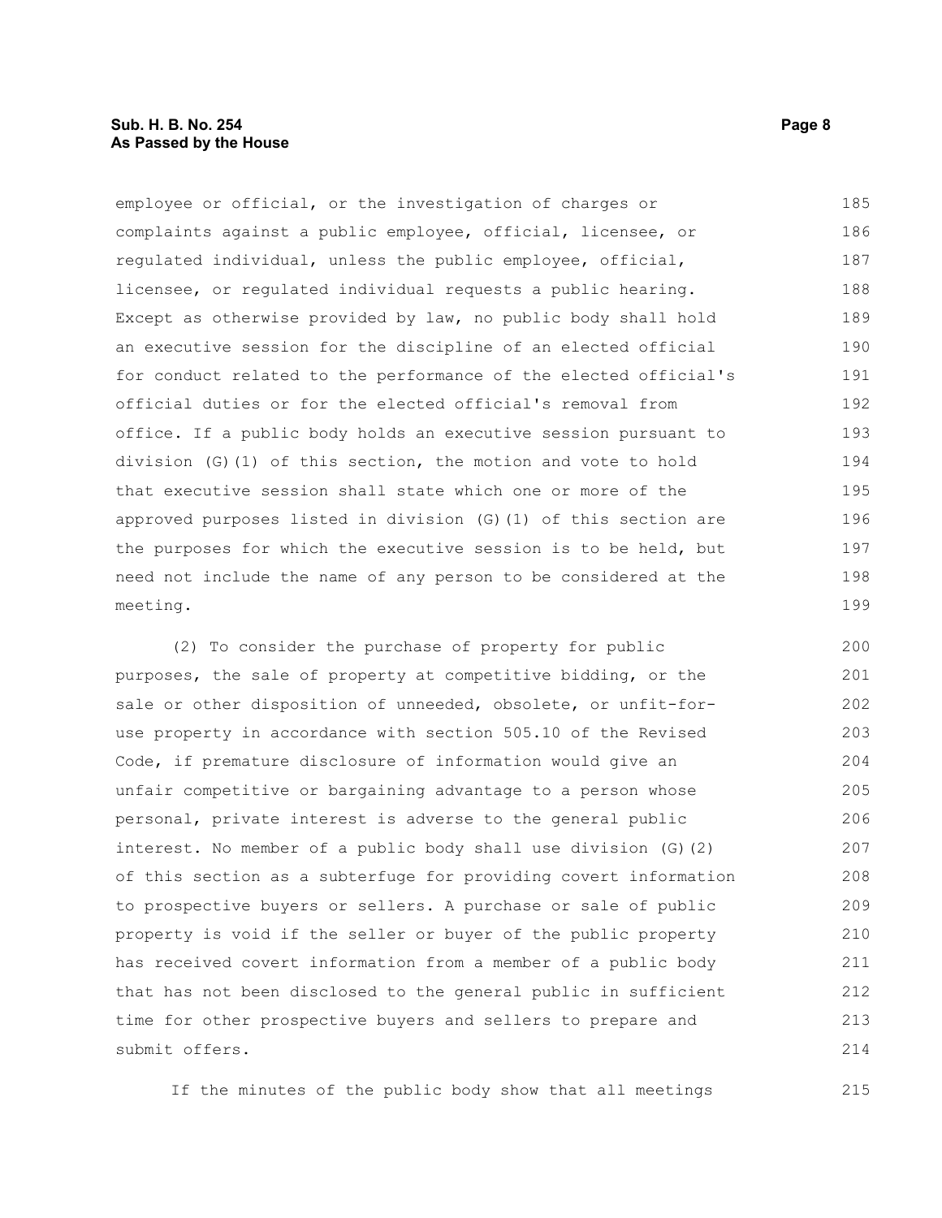employee or official, or the investigation of charges or complaints against a public employee, official, licensee, or regulated individual, unless the public employee, official, licensee, or regulated individual requests a public hearing. Except as otherwise provided by law, no public body shall hold an executive session for the discipline of an elected official for conduct related to the performance of the elected official's official duties or for the elected official's removal from office. If a public body holds an executive session pursuant to division (G)(1) of this section, the motion and vote to hold that executive session shall state which one or more of the approved purposes listed in division (G)(1) of this section are the purposes for which the executive session is to be held, but need not include the name of any person to be considered at the meeting.

(2) To consider the purchase of property for public purposes, the sale of property at competitive bidding, or the sale or other disposition of unneeded, obsolete, or unfit-for-use property in accordance with section 505.10 of the Revised Code, if premature disclosure of information would give an unfair competitive or bargaining advantage to a person whose personal, private interest is adverse to the general public interest. No member of a public body shall use division (G)(2) of this section as a subterfuge for providing covert information to prospective buyers or sellers. A purchase or sale of public property is void if the seller or buyer of the public property has received covert information from a member of a public body that has not been disclosed to the general public in sufficient time for other prospective buyers and sellers to prepare and submit offers.

If the minutes of the public body show that all meetings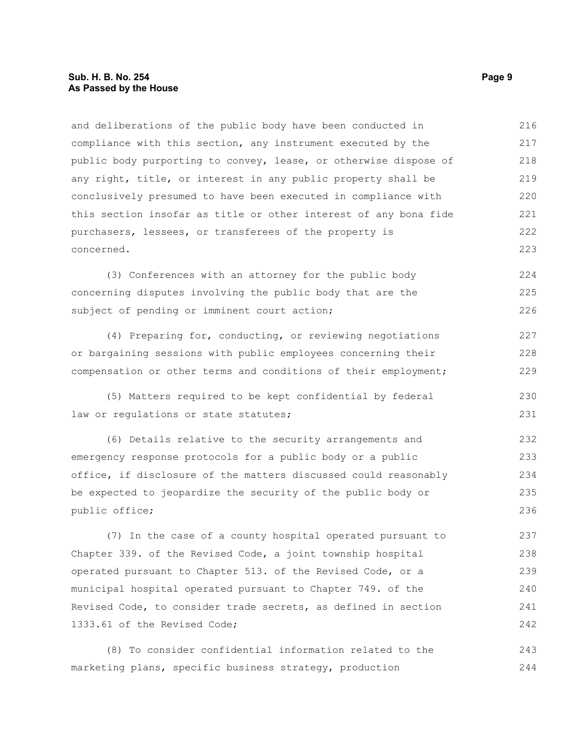and deliberations of the public body have been conducted in compliance with this section, any instrument executed by the public body purporting to convey, lease, or otherwise dispose of any right, title, or interest in any public property shall be conclusively presumed to have been executed in compliance with this section insofar as title or other interest of any bona fide purchasers, lessees, or transferees of the property is concerned.

(3) Conferences with an attorney for the public body concerning disputes involving the public body that are the subject of pending or imminent court action;

(4) Preparing for, conducting, or reviewing negotiations or bargaining sessions with public employees concerning their compensation or other terms and conditions of their employment;

(5) Matters required to be kept confidential by federal law or regulations or state statutes;

(6) Details relative to the security arrangements and emergency response protocols for a public body or a public office, if disclosure of the matters discussed could reasonably be expected to jeopardize the security of the public body or public office;

(7) In the case of a county hospital operated pursuant to Chapter 339. of the Revised Code, a joint township hospital operated pursuant to Chapter 513. of the Revised Code, or a municipal hospital operated pursuant to Chapter 749. of the Revised Code, to consider trade secrets, as defined in section 1333.61 of the Revised Code;

(8) To consider confidential information related to the marketing plans, specific business strategy, production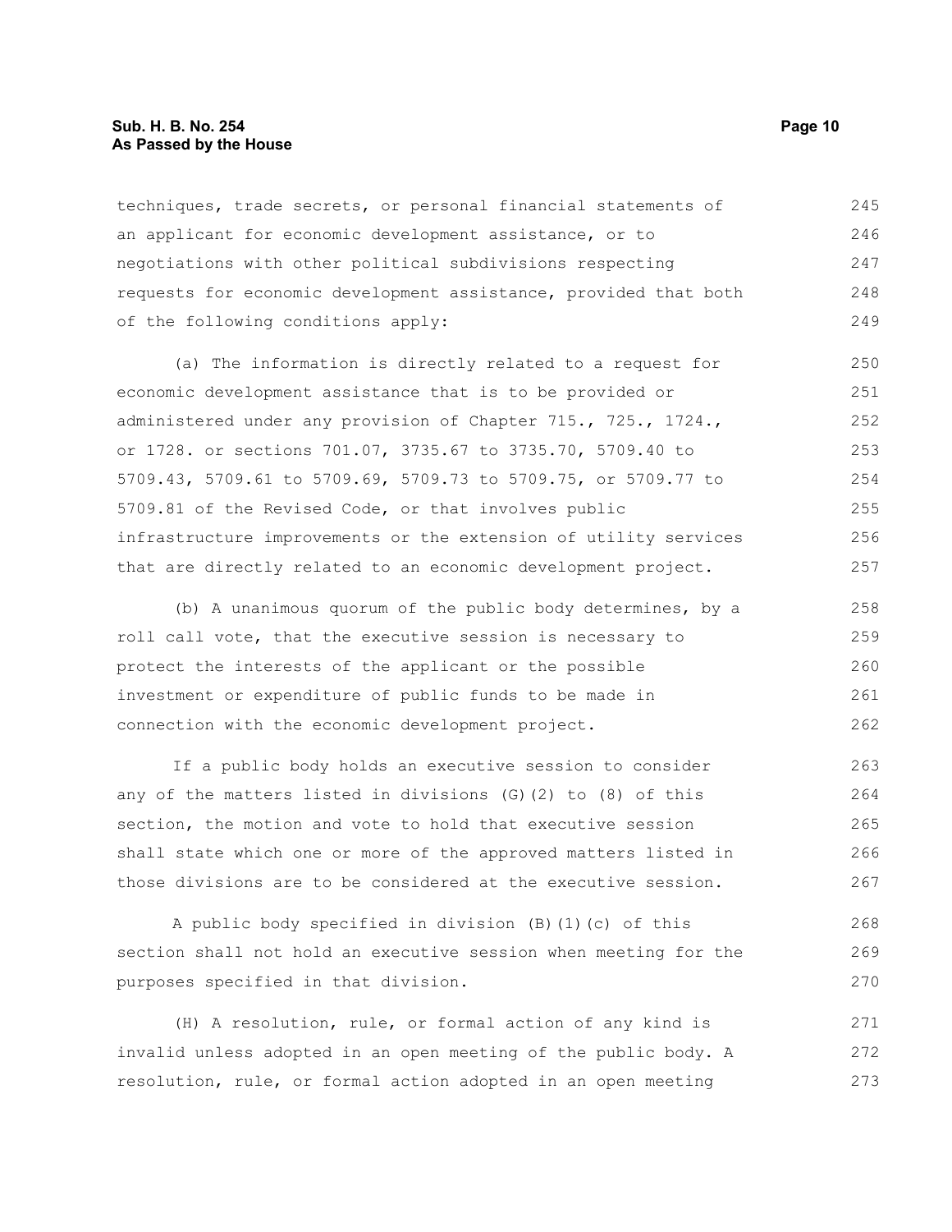techniques, trade secrets, or personal financial statements of an applicant for economic development assistance, or to negotiations with other political subdivisions respecting requests for economic development assistance, provided that both of the following conditions apply:

(a) The information is directly related to a request for economic development assistance that is to be provided or administered under any provision of Chapter 715., 725., 1724., or 1728. or sections 701.07, 3735.67 to 3735.70, 5709.40 to 5709.43, 5709.61 to 5709.69, 5709.73 to 5709.75, or 5709.77 to 5709.81 of the Revised Code, or that involves public infrastructure improvements or the extension of utility services that are directly related to an economic development project.

(b) A unanimous quorum of the public body determines, by a roll call vote, that the executive session is necessary to protect the interests of the applicant or the possible investment or expenditure of public funds to be made in connection with the economic development project.

If a public body holds an executive session to consider any of the matters listed in divisions (G)(2) to (8) of this section, the motion and vote to hold that executive session shall state which one or more of the approved matters listed in those divisions are to be considered at the executive session.

A public body specified in division (B)(1)(c) of this section shall not hold an executive session when meeting for the purposes specified in that division.

(H) A resolution, rule, or formal action of any kind is invalid unless adopted in an open meeting of the public body. A resolution, rule, or formal action adopted in an open meeting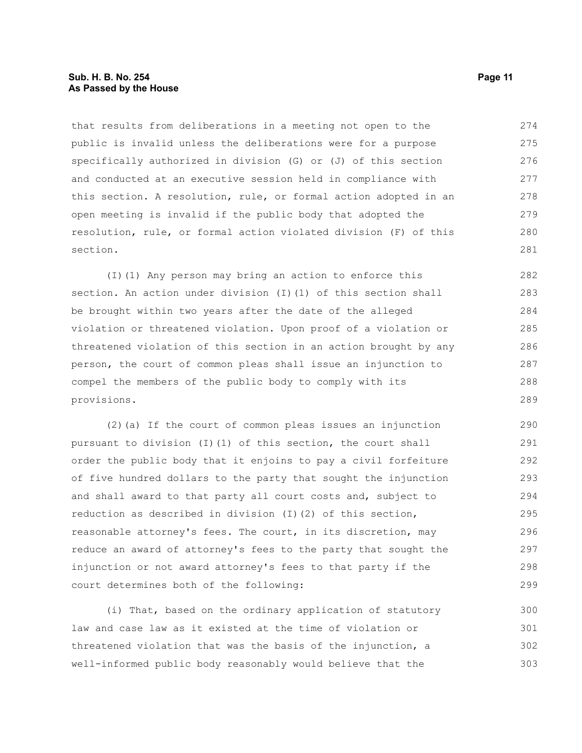that results from deliberations in a meeting not open to the public is invalid unless the deliberations were for a purpose specifically authorized in division (G) or (J) of this section and conducted at an executive session held in compliance with this section. A resolution, rule, or formal action adopted in an open meeting is invalid if the public body that adopted the resolution, rule, or formal action violated division (F) of this section.

(I)(1) Any person may bring an action to enforce this section. An action under division (I)(1) of this section shall be brought within two years after the date of the alleged violation or threatened violation. Upon proof of a violation or threatened violation of this section in an action brought by any person, the court of common pleas shall issue an injunction to compel the members of the public body to comply with its provisions.

(2)(a) If the court of common pleas issues an injunction pursuant to division (I)(1) of this section, the court shall order the public body that it enjoins to pay a civil forfeiture of five hundred dollars to the party that sought the injunction and shall award to that party all court costs and, subject to reduction as described in division (I)(2) of this section, reasonable attorney's fees. The court, in its discretion, may reduce an award of attorney's fees to the party that sought the injunction or not award attorney's fees to that party if the court determines both of the following:

(i) That, based on the ordinary application of statutory law and case law as it existed at the time of violation or threatened violation that was the basis of the injunction, a well-informed public body reasonably would believe that the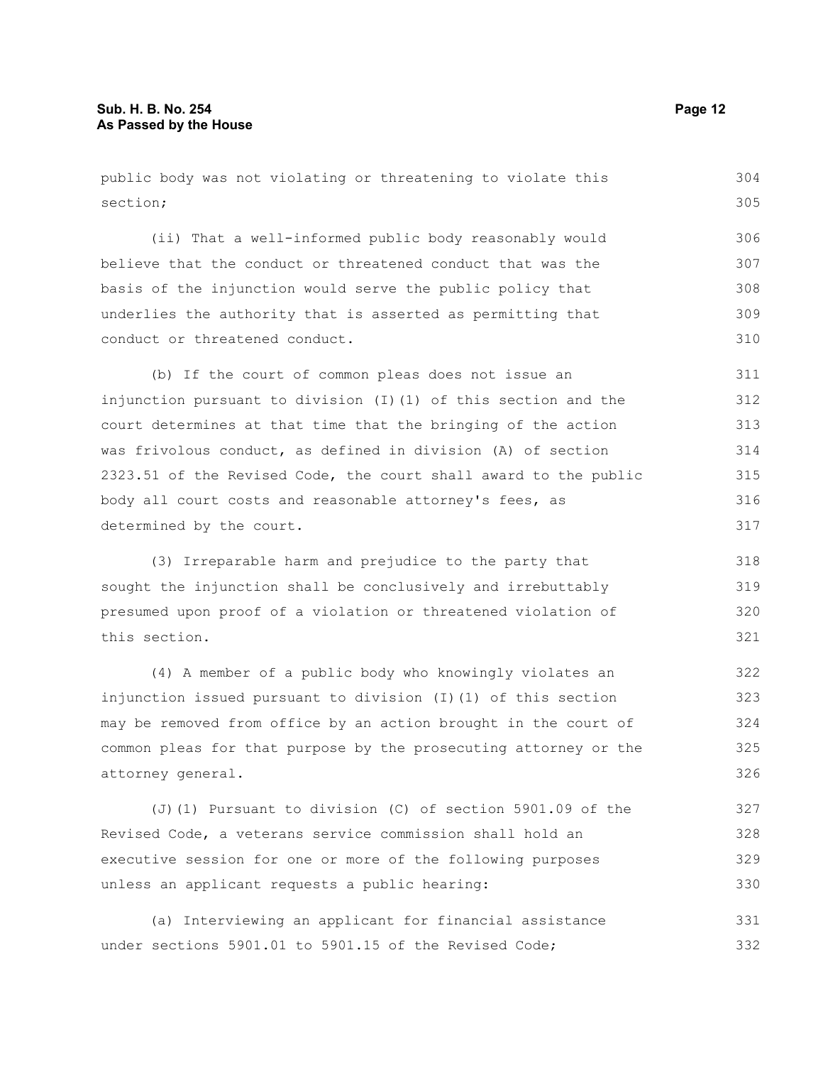public body was not violating or threatening to violate this section;

(ii) That a well-informed public body reasonably would believe that the conduct or threatened conduct that was the basis of the injunction would serve the public policy that underlies the authority that is asserted as permitting that conduct or threatened conduct.

(b) If the court of common pleas does not issue an injunction pursuant to division (I)(1) of this section and the court determines at that time that the bringing of the action was frivolous conduct, as defined in division (A) of section 2323.51 of the Revised Code, the court shall award to the public body all court costs and reasonable attorney's fees, as determined by the court.

(3) Irreparable harm and prejudice to the party that sought the injunction shall be conclusively and irrebuttably presumed upon proof of a violation or threatened violation of this section.

(4) A member of a public body who knowingly violates an injunction issued pursuant to division (I)(1) of this section may be removed from office by an action brought in the court of common pleas for that purpose by the prosecuting attorney or the attorney general.

(J)(1) Pursuant to division (C) of section 5901.09 of the Revised Code, a veterans service commission shall hold an executive session for one or more of the following purposes unless an applicant requests a public hearing:

(a) Interviewing an applicant for financial assistance under sections 5901.01 to 5901.15 of the Revised Code;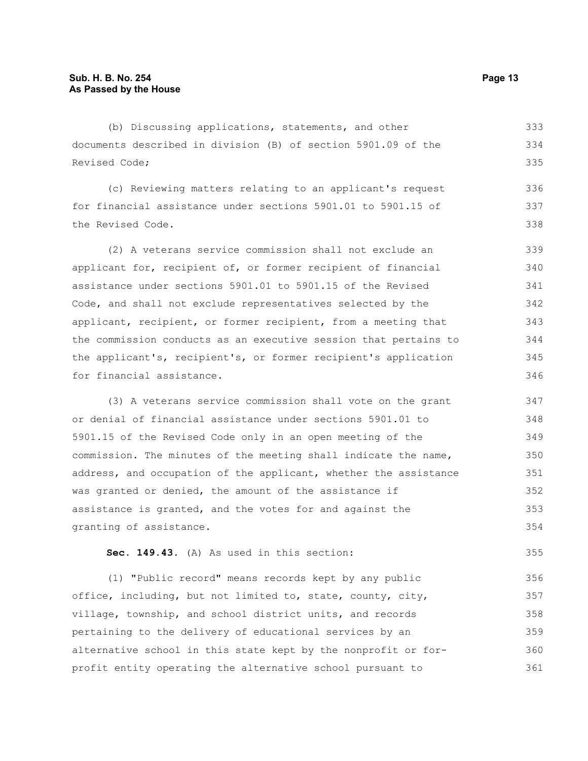(b) Discussing applications, statements, and other documents described in division (B) of section 5901.09 of the Revised Code;

(c) Reviewing matters relating to an applicant's request for financial assistance under sections 5901.01 to 5901.15 of the Revised Code.

(2) A veterans service commission shall not exclude an applicant for, recipient of, or former recipient of financial assistance under sections 5901.01 to 5901.15 of the Revised Code, and shall not exclude representatives selected by the applicant, recipient, or former recipient, from a meeting that the commission conducts as an executive session that pertains to the applicant's, recipient's, or former recipient's application for financial assistance.

(3) A veterans service commission shall vote on the grant or denial of financial assistance under sections 5901.01 to 5901.15 of the Revised Code only in an open meeting of the commission. The minutes of the meeting shall indicate the name, address, and occupation of the applicant, whether the assistance was granted or denied, the amount of the assistance if assistance is granted, and the votes for and against the granting of assistance.

**Sec. 149.43.** (A) As used in this section:

(1) "Public record" means records kept by any public office, including, but not limited to, state, county, city, village, township, and school district units, and records pertaining to the delivery of educational services by an alternative school in this state kept by the nonprofit or for-profit entity operating the alternative school pursuant to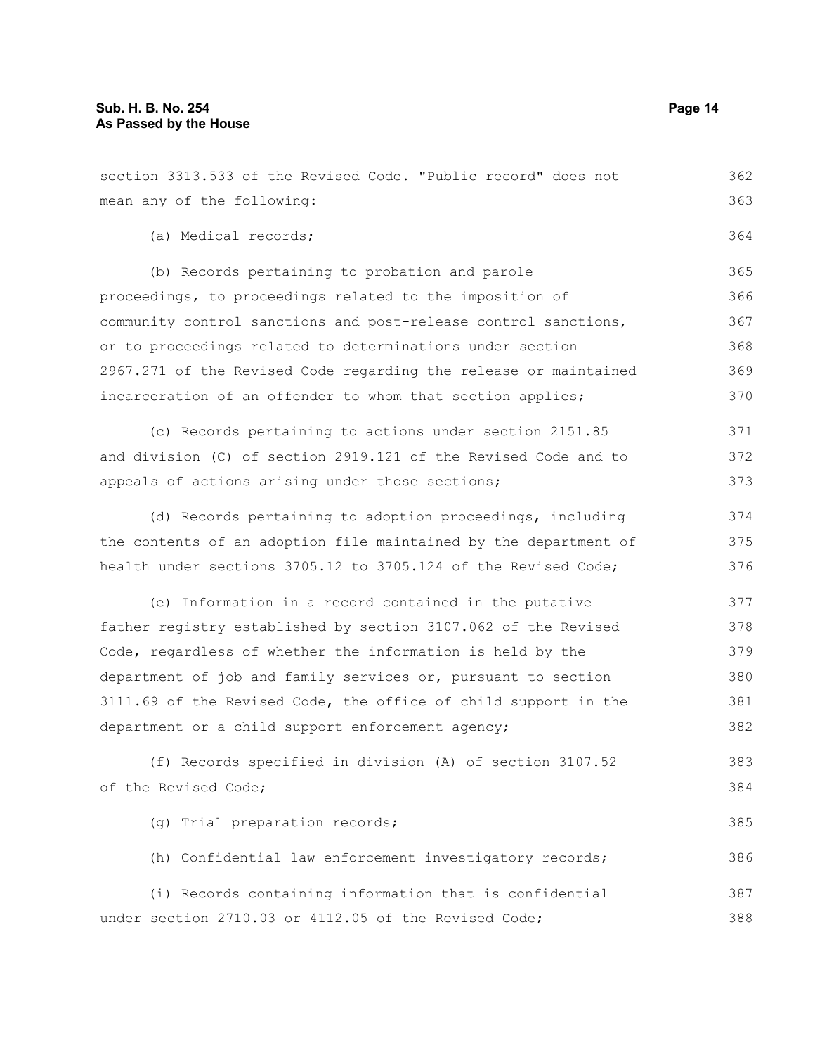section 3313.533 of the Revised Code. "Public record" does not mean any of the following:

(a) Medical records;

(b) Records pertaining to probation and parole proceedings, to proceedings related to the imposition of community control sanctions and post-release control sanctions, or to proceedings related to determinations under section 2967.271 of the Revised Code regarding the release or maintained incarceration of an offender to whom that section applies;

(c) Records pertaining to actions under section 2151.85 and division (C) of section 2919.121 of the Revised Code and to appeals of actions arising under those sections;

(d) Records pertaining to adoption proceedings, including the contents of an adoption file maintained by the department of health under sections 3705.12 to 3705.124 of the Revised Code;

(e) Information in a record contained in the putative father registry established by section 3107.062 of the Revised Code, regardless of whether the information is held by the department of job and family services or, pursuant to section 3111.69 of the Revised Code, the office of child support in the department or a child support enforcement agency;

(f) Records specified in division (A) of section 3107.52 of the Revised Code;

(g) Trial preparation records;

(h) Confidential law enforcement investigatory records;

(i) Records containing information that is confidential under section 2710.03 or 4112.05 of the Revised Code;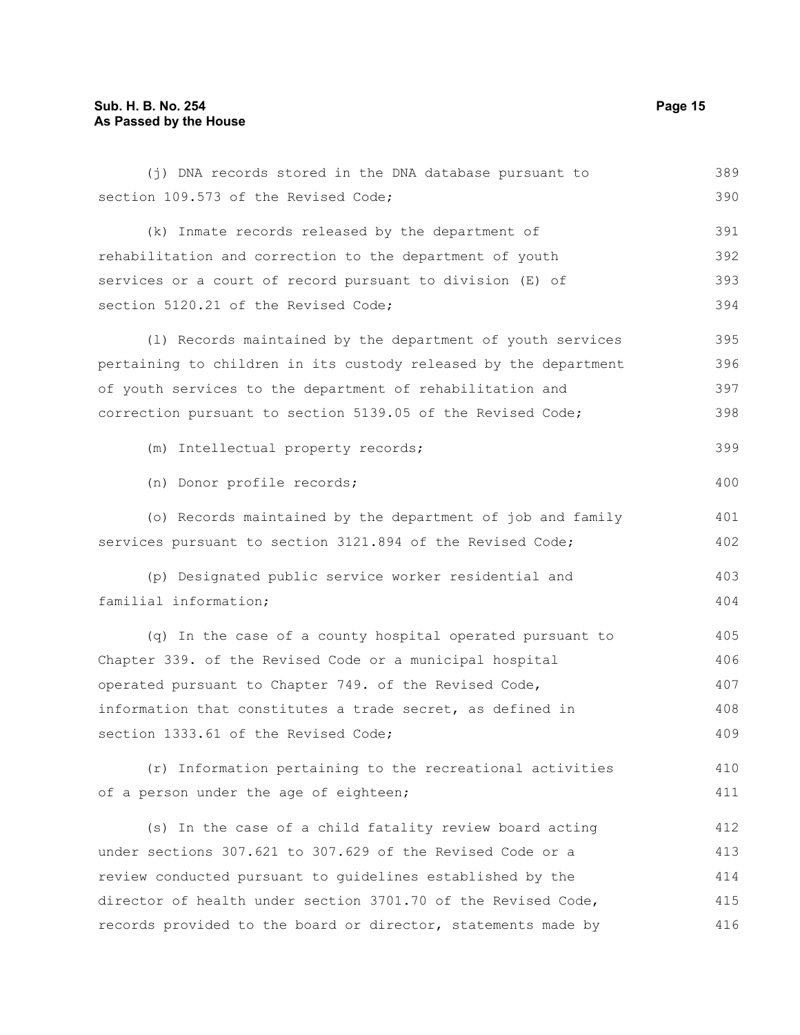(j) DNA records stored in the DNA database pursuant to section 109.573 of the Revised Code;

(k) Inmate records released by the department of rehabilitation and correction to the department of youth services or a court of record pursuant to division (E) of section 5120.21 of the Revised Code;

(l) Records maintained by the department of youth services pertaining to children in its custody released by the department of youth services to the department of rehabilitation and correction pursuant to section 5139.05 of the Revised Code;

(m) Intellectual property records;

(n) Donor profile records;

(o) Records maintained by the department of job and family services pursuant to section 3121.894 of the Revised Code;

(p) Designated public service worker residential and familial information;

(q) In the case of a county hospital operated pursuant to Chapter 339. of the Revised Code or a municipal hospital operated pursuant to Chapter 749. of the Revised Code, information that constitutes a trade secret, as defined in section 1333.61 of the Revised Code;

(r) Information pertaining to the recreational activities of a person under the age of eighteen;

(s) In the case of a child fatality review board acting under sections 307.621 to 307.629 of the Revised Code or a review conducted pursuant to guidelines established by the director of health under section 3701.70 of the Revised Code, records provided to the board or director, statements made by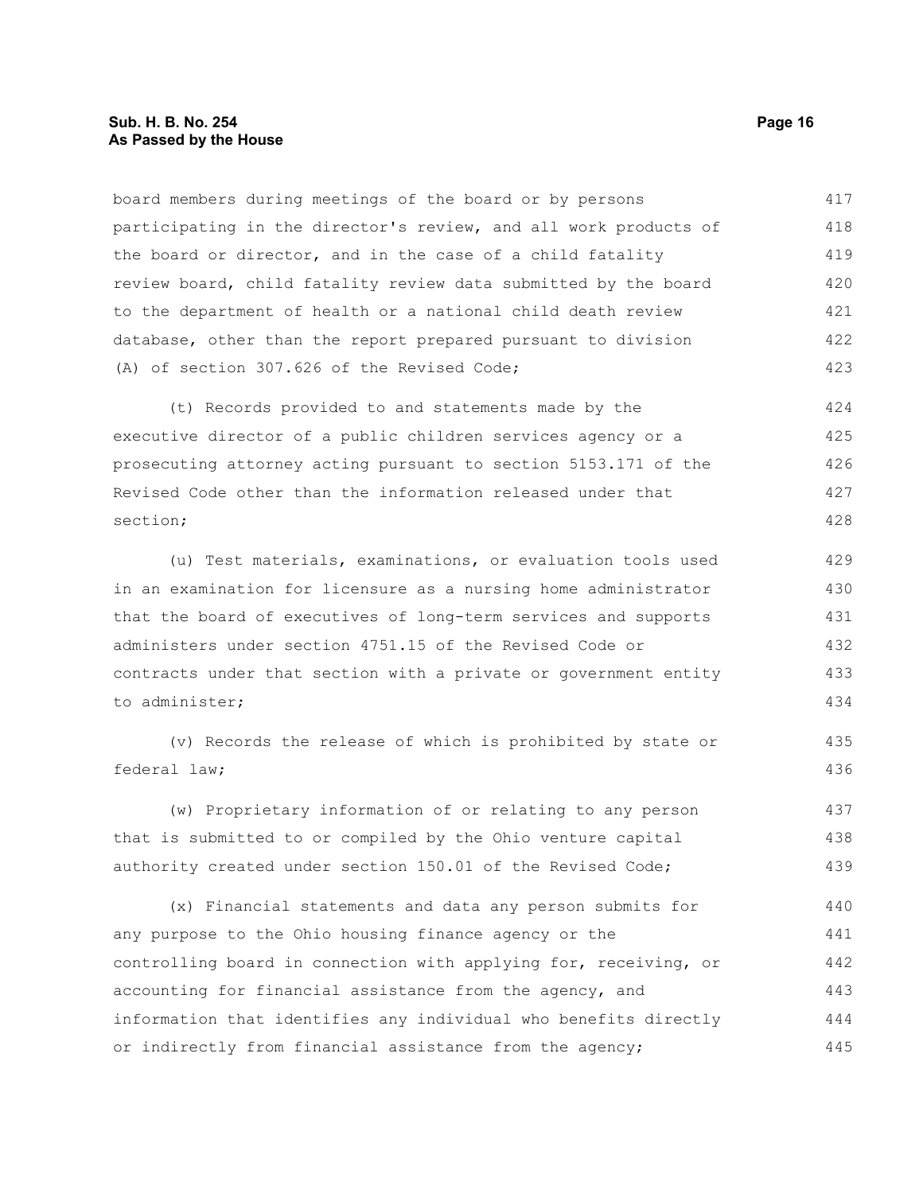board members during meetings of the board or by persons participating in the director's review, and all work products of the board or director, and in the case of a child fatality review board, child fatality review data submitted by the board to the department of health or a national child death review database, other than the report prepared pursuant to division (A) of section 307.626 of the Revised Code;

(t) Records provided to and statements made by the executive director of a public children services agency or a prosecuting attorney acting pursuant to section 5153.171 of the Revised Code other than the information released under that section;

(u) Test materials, examinations, or evaluation tools used in an examination for licensure as a nursing home administrator that the board of executives of long-term services and supports administers under section 4751.15 of the Revised Code or contracts under that section with a private or government entity to administer;

(v) Records the release of which is prohibited by state or federal law;

(w) Proprietary information of or relating to any person that is submitted to or compiled by the Ohio venture capital authority created under section 150.01 of the Revised Code;

(x) Financial statements and data any person submits for any purpose to the Ohio housing finance agency or the controlling board in connection with applying for, receiving, or accounting for financial assistance from the agency, and information that identifies any individual who benefits directly or indirectly from financial assistance from the agency;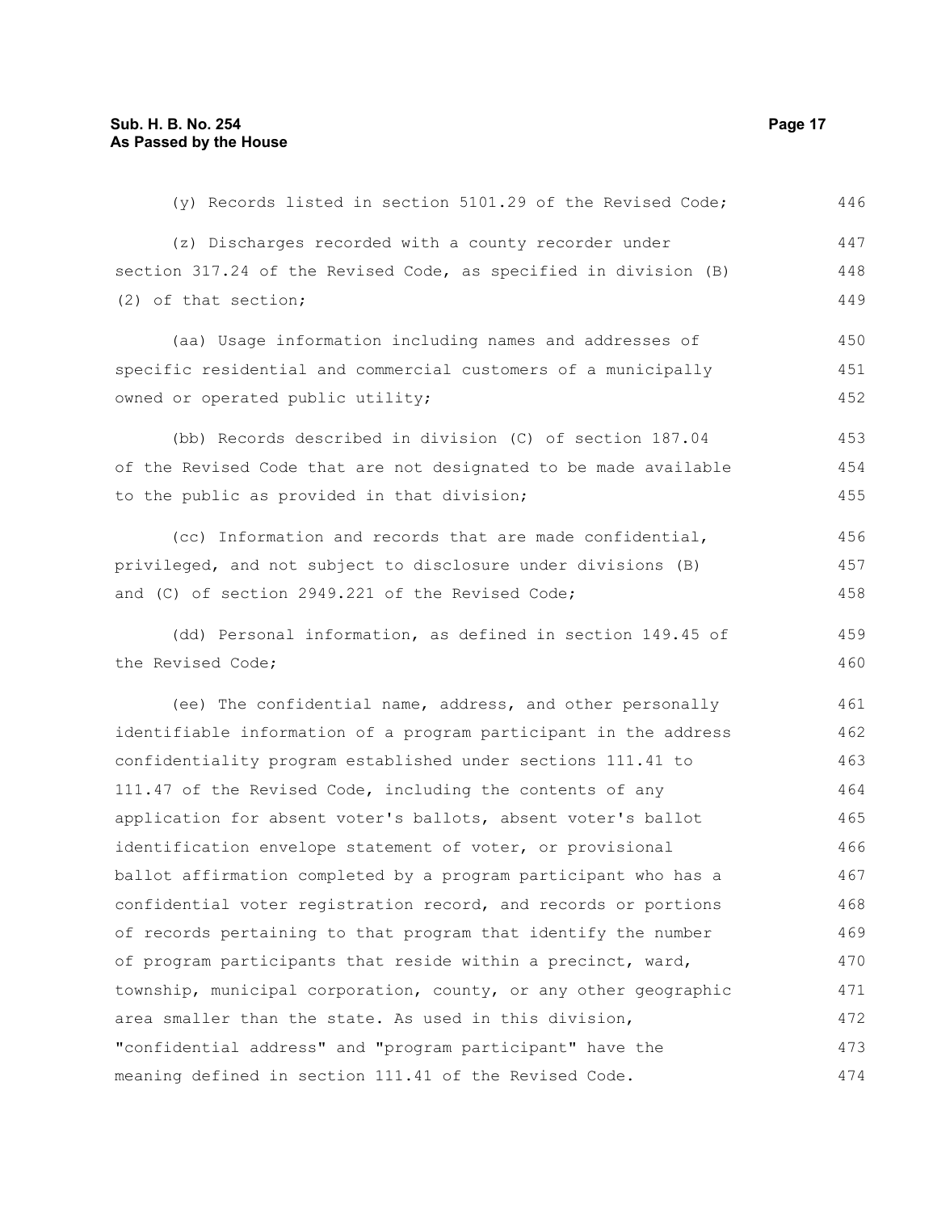(y) Records listed in section 5101.29 of the Revised Code;

(z) Discharges recorded with a county recorder under section 317.24 of the Revised Code, as specified in division (B)(2) of that section;

(aa) Usage information including names and addresses of specific residential and commercial customers of a municipally owned or operated public utility;

(bb) Records described in division (C) of section 187.04 of the Revised Code that are not designated to be made available to the public as provided in that division;

(cc) Information and records that are made confidential, privileged, and not subject to disclosure under divisions (B) and (C) of section 2949.221 of the Revised Code;

(dd) Personal information, as defined in section 149.45 of the Revised Code;

(ee) The confidential name, address, and other personally identifiable information of a program participant in the address confidentiality program established under sections 111.41 to 111.47 of the Revised Code, including the contents of any application for absent voter's ballots, absent voter's ballot identification envelope statement of voter, or provisional ballot affirmation completed by a program participant who has a confidential voter registration record, and records or portions of records pertaining to that program that identify the number of program participants that reside within a precinct, ward, township, municipal corporation, county, or any other geographic area smaller than the state. As used in this division, "confidential address" and "program participant" have the meaning defined in section 111.41 of the Revised Code.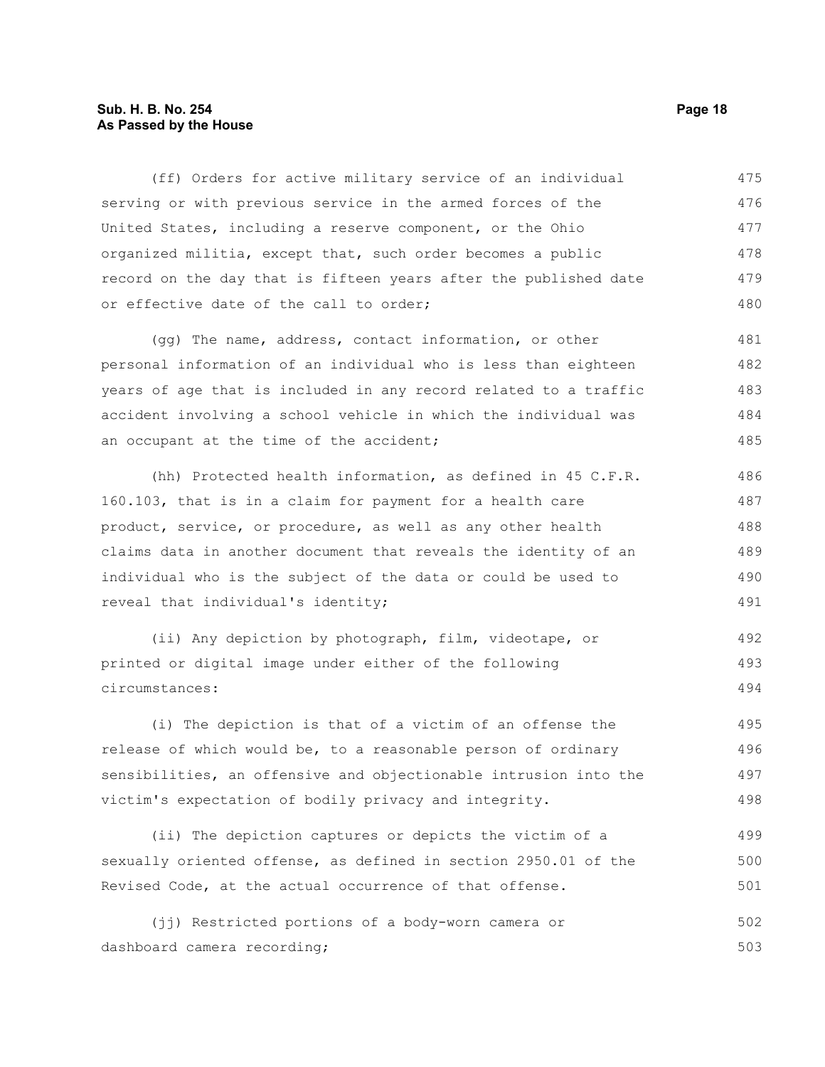(ff) Orders for active military service of an individual serving or with previous service in the armed forces of the United States, including a reserve component, or the Ohio organized militia, except that, such order becomes a public record on the day that is fifteen years after the published date or effective date of the call to order;

(gg) The name, address, contact information, or other personal information of an individual who is less than eighteen years of age that is included in any record related to a traffic accident involving a school vehicle in which the individual was an occupant at the time of the accident;

(hh) Protected health information, as defined in 45 C.F.R. 160.103, that is in a claim for payment for a health care product, service, or procedure, as well as any other health claims data in another document that reveals the identity of an individual who is the subject of the data or could be used to reveal that individual's identity;

(ii) Any depiction by photograph, film, videotape, or printed or digital image under either of the following circumstances:

(i) The depiction is that of a victim of an offense the release of which would be, to a reasonable person of ordinary sensibilities, an offensive and objectionable intrusion into the victim's expectation of bodily privacy and integrity.

(ii) The depiction captures or depicts the victim of a sexually oriented offense, as defined in section 2950.01 of the Revised Code, at the actual occurrence of that offense.

(jj) Restricted portions of a body-worn camera or dashboard camera recording;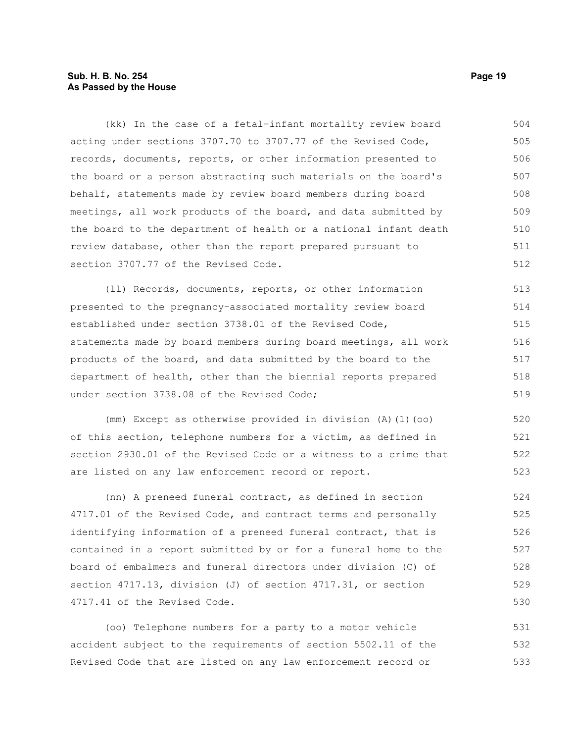(kk) In the case of a fetal-infant mortality review board acting under sections 3707.70 to 3707.77 of the Revised Code, records, documents, reports, or other information presented to the board or a person abstracting such materials on the board's behalf, statements made by review board members during board meetings, all work products of the board, and data submitted by the board to the department of health or a national infant death review database, other than the report prepared pursuant to section 3707.77 of the Revised Code.

(ll) Records, documents, reports, or other information presented to the pregnancy-associated mortality review board established under section 3738.01 of the Revised Code, statements made by board members during board meetings, all work products of the board, and data submitted by the board to the department of health, other than the biennial reports prepared under section 3738.08 of the Revised Code;

(mm) Except as otherwise provided in division (A)(1)(oo) of this section, telephone numbers for a victim, as defined in section 2930.01 of the Revised Code or a witness to a crime that are listed on any law enforcement record or report.

(nn) A preneed funeral contract, as defined in section 4717.01 of the Revised Code, and contract terms and personally identifying information of a preneed funeral contract, that is contained in a report submitted by or for a funeral home to the board of embalmers and funeral directors under division (C) of section 4717.13, division (J) of section 4717.31, or section 4717.41 of the Revised Code.

(oo) Telephone numbers for a party to a motor vehicle accident subject to the requirements of section 5502.11 of the Revised Code that are listed on any law enforcement record or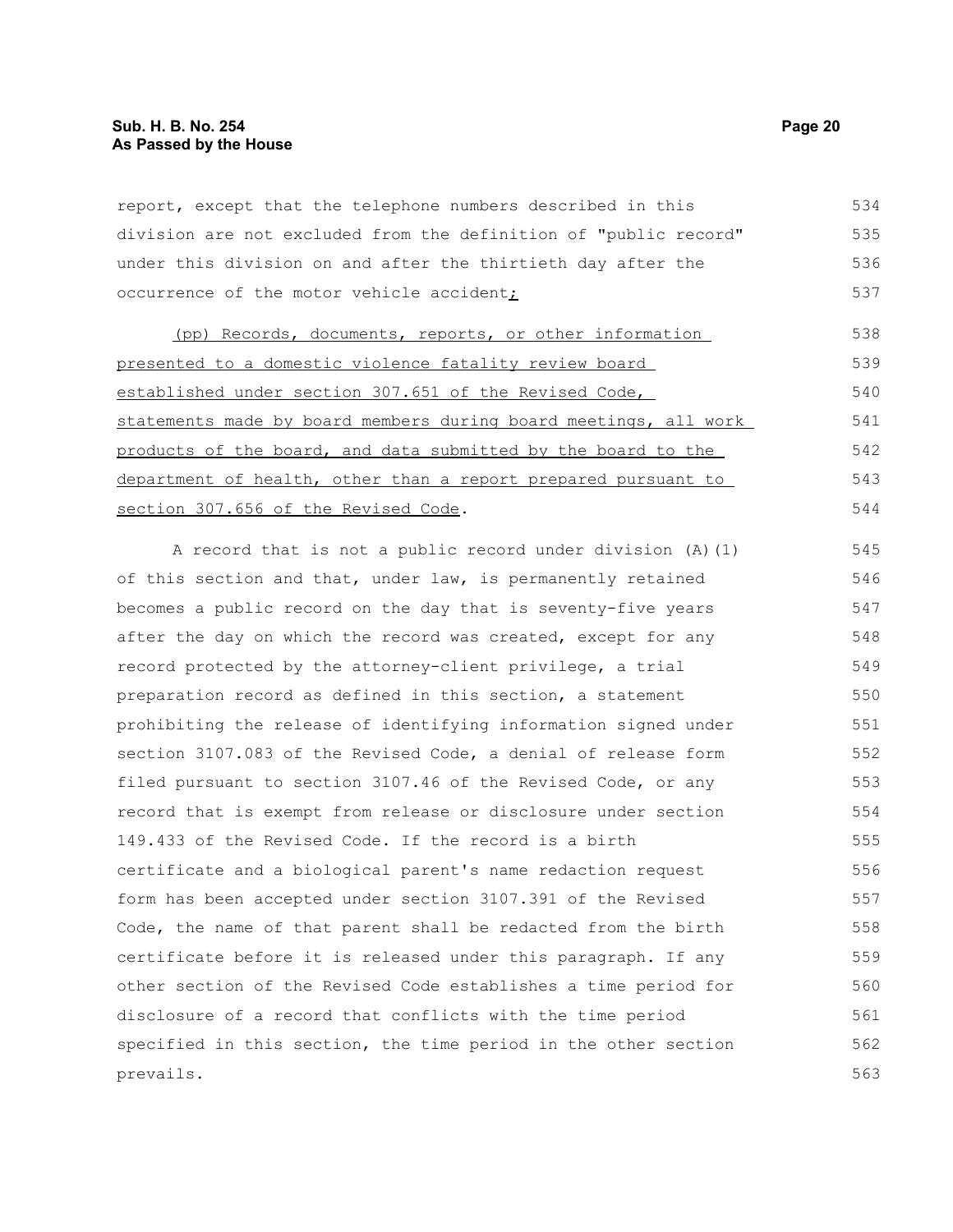report, except that the telephone numbers described in this division are not excluded from the definition of "public record" under this division on and after the thirtieth day after the occurrence of the motor vehicle accident;

(pp) Records, documents, reports, or other information presented to a domestic violence fatality review board established under section 307.651 of the Revised Code, statements made by board members during board meetings, all work products of the board, and data submitted by the board to the department of health, other than a report prepared pursuant to section 307.656 of the Revised Code.

A record that is not a public record under division (A)(1) of this section and that, under law, is permanently retained becomes a public record on the day that is seventy-five years after the day on which the record was created, except for any record protected by the attorney-client privilege, a trial preparation record as defined in this section, a statement prohibiting the release of identifying information signed under section 3107.083 of the Revised Code, a denial of release form filed pursuant to section 3107.46 of the Revised Code, or any record that is exempt from release or disclosure under section 149.433 of the Revised Code. If the record is a birth certificate and a biological parent's name redaction request form has been accepted under section 3107.391 of the Revised Code, the name of that parent shall be redacted from the birth certificate before it is released under this paragraph. If any other section of the Revised Code establishes a time period for disclosure of a record that conflicts with the time period specified in this section, the time period in the other section prevails.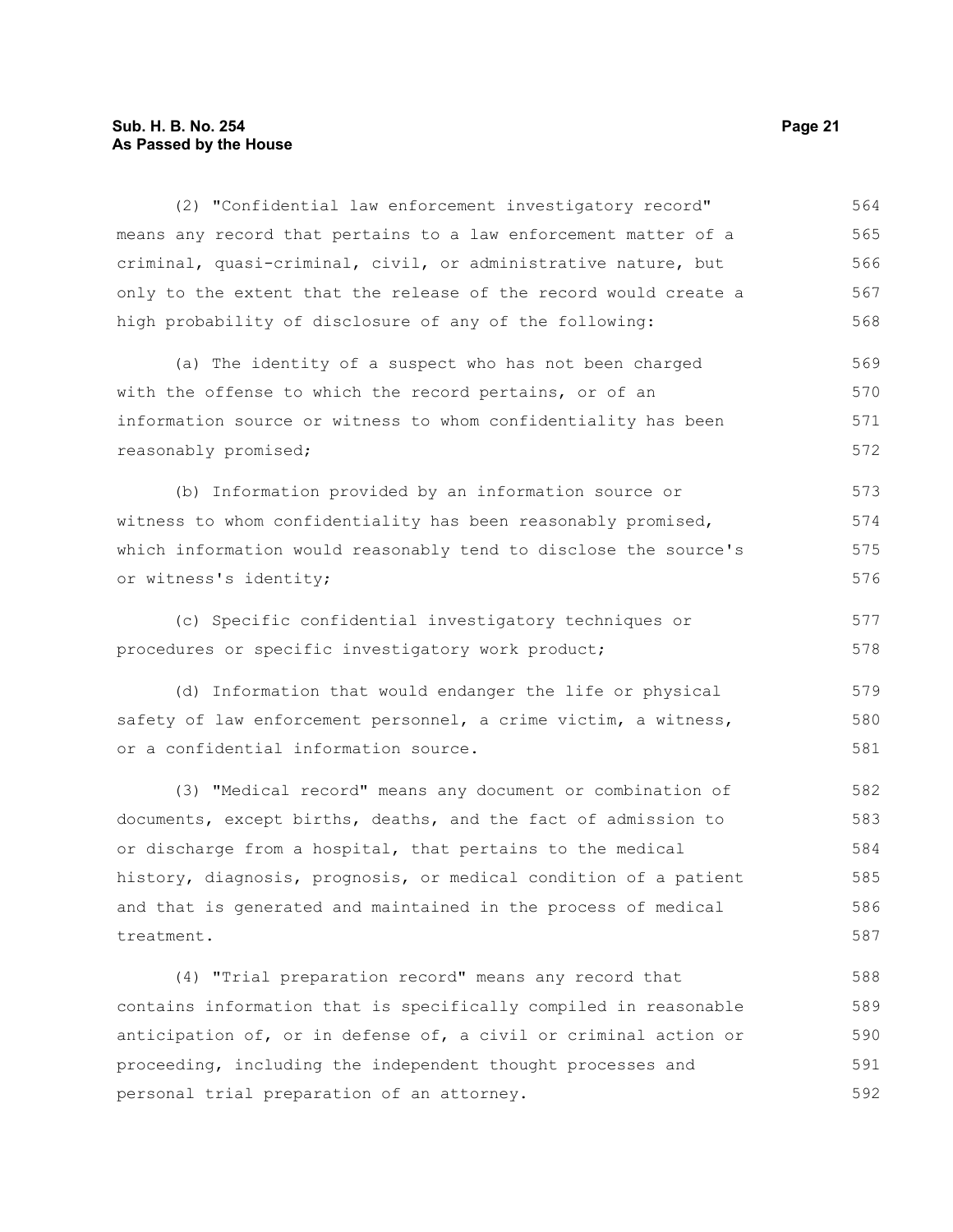(2) "Confidential law enforcement investigatory record" means any record that pertains to a law enforcement matter of a criminal, quasi-criminal, civil, or administrative nature, but only to the extent that the release of the record would create a high probability of disclosure of any of the following:

(a) The identity of a suspect who has not been charged with the offense to which the record pertains, or of an information source or witness to whom confidentiality has been reasonably promised;

(b) Information provided by an information source or witness to whom confidentiality has been reasonably promised, which information would reasonably tend to disclose the source's or witness's identity;

(c) Specific confidential investigatory techniques or procedures or specific investigatory work product;

(d) Information that would endanger the life or physical safety of law enforcement personnel, a crime victim, a witness, or a confidential information source.

(3) "Medical record" means any document or combination of documents, except births, deaths, and the fact of admission to or discharge from a hospital, that pertains to the medical history, diagnosis, prognosis, or medical condition of a patient and that is generated and maintained in the process of medical treatment.

(4) "Trial preparation record" means any record that contains information that is specifically compiled in reasonable anticipation of, or in defense of, a civil or criminal action or proceeding, including the independent thought processes and personal trial preparation of an attorney.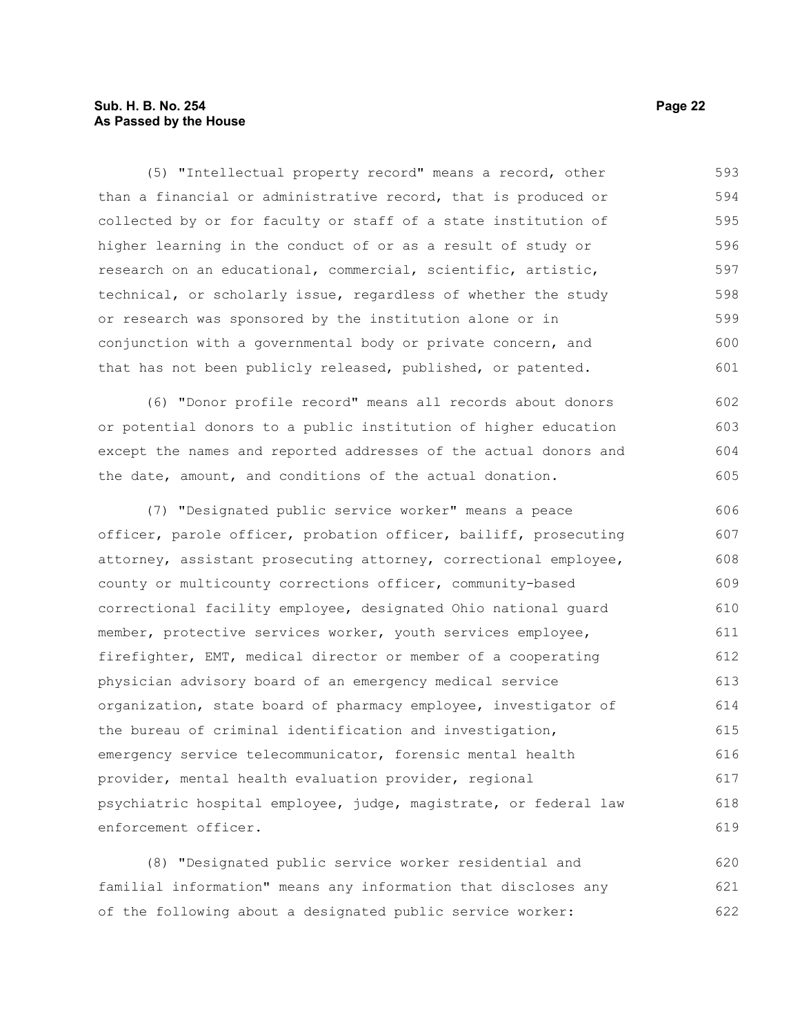(5) "Intellectual property record" means a record, other than a financial or administrative record, that is produced or collected by or for faculty or staff of a state institution of higher learning in the conduct of or as a result of study or research on an educational, commercial, scientific, artistic, technical, or scholarly issue, regardless of whether the study or research was sponsored by the institution alone or in conjunction with a governmental body or private concern, and that has not been publicly released, published, or patented.

(6) "Donor profile record" means all records about donors or potential donors to a public institution of higher education except the names and reported addresses of the actual donors and the date, amount, and conditions of the actual donation.

(7) "Designated public service worker" means a peace officer, parole officer, probation officer, bailiff, prosecuting attorney, assistant prosecuting attorney, correctional employee, county or multicounty corrections officer, community-based correctional facility employee, designated Ohio national guard member, protective services worker, youth services employee, firefighter, EMT, medical director or member of a cooperating physician advisory board of an emergency medical service organization, state board of pharmacy employee, investigator of the bureau of criminal identification and investigation, emergency service telecommunicator, forensic mental health provider, mental health evaluation provider, regional psychiatric hospital employee, judge, magistrate, or federal law enforcement officer.

(8) "Designated public service worker residential and familial information" means any information that discloses any of the following about a designated public service worker: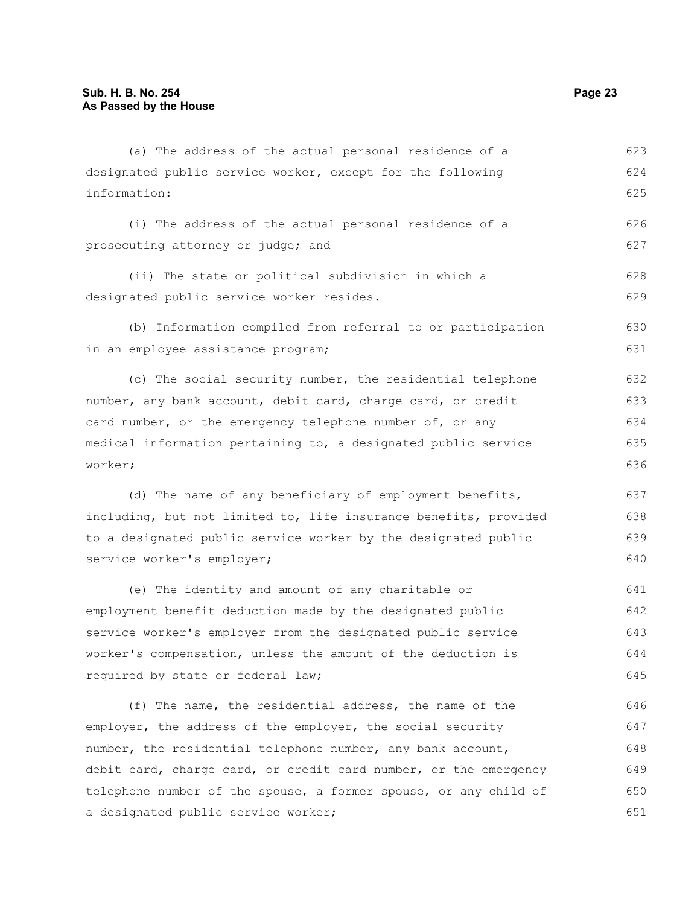(a) The address of the actual personal residence of a designated public service worker, except for the following information:

(i) The address of the actual personal residence of a prosecuting attorney or judge; and

(ii) The state or political subdivision in which a designated public service worker resides.

(b) Information compiled from referral to or participation in an employee assistance program;

(c) The social security number, the residential telephone number, any bank account, debit card, charge card, or credit card number, or the emergency telephone number of, or any medical information pertaining to, a designated public service worker;

(d) The name of any beneficiary of employment benefits, including, but not limited to, life insurance benefits, provided to a designated public service worker by the designated public service worker's employer;

(e) The identity and amount of any charitable or employment benefit deduction made by the designated public service worker's employer from the designated public service worker's compensation, unless the amount of the deduction is required by state or federal law;

(f) The name, the residential address, the name of the employer, the address of the employer, the social security number, the residential telephone number, any bank account, debit card, charge card, or credit card number, or the emergency telephone number of the spouse, a former spouse, or any child of a designated public service worker;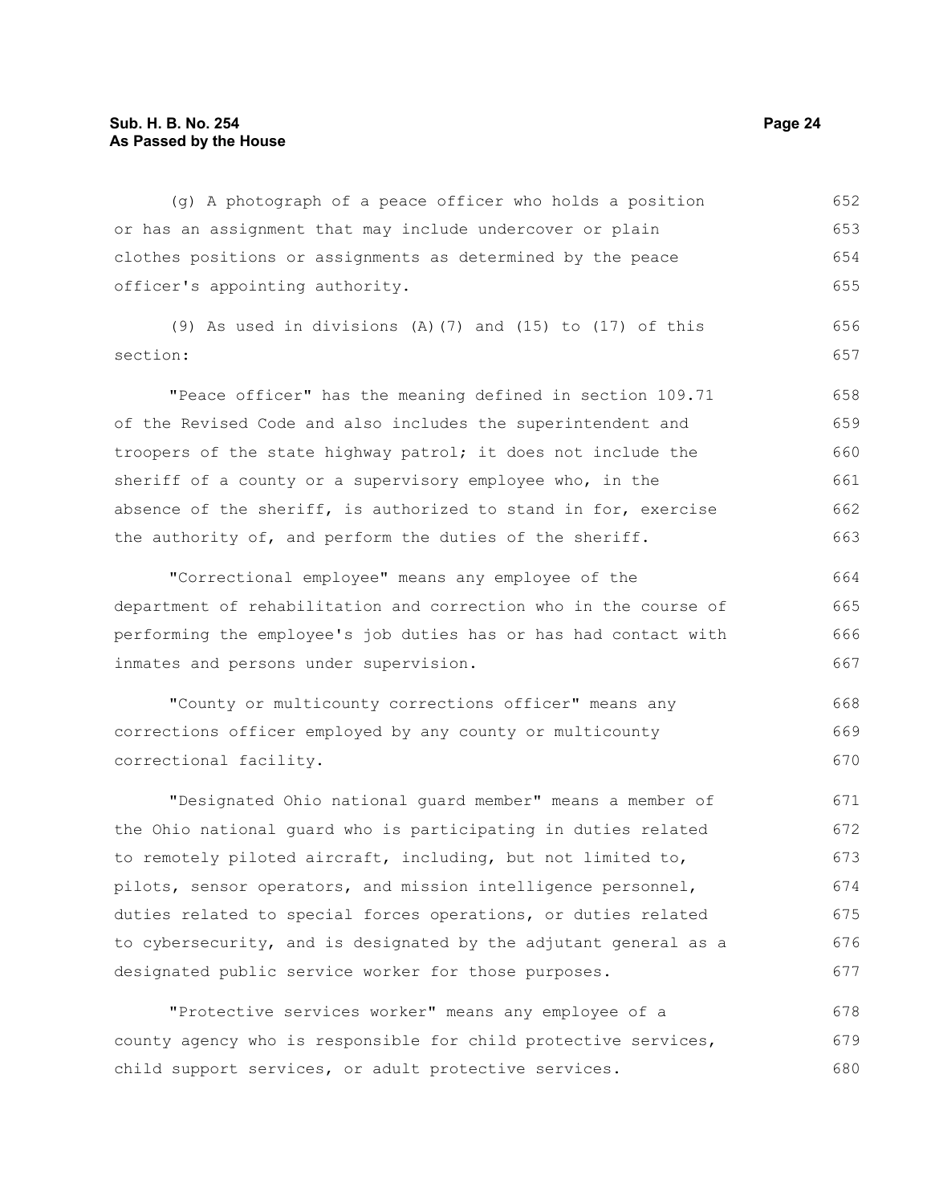(g) A photograph of a peace officer who holds a position or has an assignment that may include undercover or plain clothes positions or assignments as determined by the peace officer's appointing authority.

(9) As used in divisions (A)(7) and (15) to (17) of this section:

"Peace officer" has the meaning defined in section 109.71 of the Revised Code and also includes the superintendent and troopers of the state highway patrol; it does not include the sheriff of a county or a supervisory employee who, in the absence of the sheriff, is authorized to stand in for, exercise the authority of, and perform the duties of the sheriff.

"Correctional employee" means any employee of the department of rehabilitation and correction who in the course of performing the employee's job duties has or has had contact with inmates and persons under supervision.

"County or multicounty corrections officer" means any corrections officer employed by any county or multicounty correctional facility.

"Designated Ohio national guard member" means a member of the Ohio national guard who is participating in duties related to remotely piloted aircraft, including, but not limited to, pilots, sensor operators, and mission intelligence personnel, duties related to special forces operations, or duties related to cybersecurity, and is designated by the adjutant general as a designated public service worker for those purposes.

"Protective services worker" means any employee of a county agency who is responsible for child protective services, child support services, or adult protective services.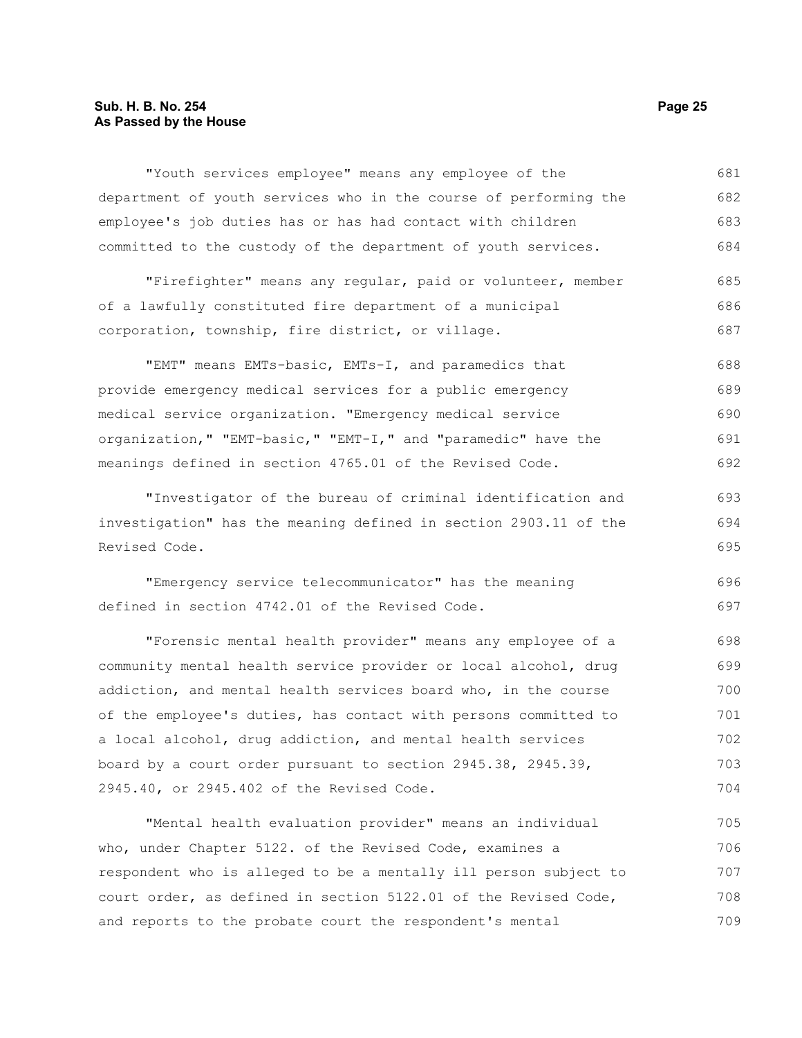"Youth services employee" means any employee of the department of youth services who in the course of performing the employee's job duties has or has had contact with children committed to the custody of the department of youth services.

"Firefighter" means any regular, paid or volunteer, member of a lawfully constituted fire department of a municipal corporation, township, fire district, or village.

"EMT" means EMTs-basic, EMTs-I, and paramedics that provide emergency medical services for a public emergency medical service organization. "Emergency medical service organization," "EMT-basic," "EMT-I," and "paramedic" have the meanings defined in section 4765.01 of the Revised Code.

"Investigator of the bureau of criminal identification and investigation" has the meaning defined in section 2903.11 of the Revised Code.

"Emergency service telecommunicator" has the meaning defined in section 4742.01 of the Revised Code.

"Forensic mental health provider" means any employee of a community mental health service provider or local alcohol, drug addiction, and mental health services board who, in the course of the employee's duties, has contact with persons committed to a local alcohol, drug addiction, and mental health services board by a court order pursuant to section 2945.38, 2945.39, 2945.40, or 2945.402 of the Revised Code.

"Mental health evaluation provider" means an individual who, under Chapter 5122. of the Revised Code, examines a respondent who is alleged to be a mentally ill person subject to court order, as defined in section 5122.01 of the Revised Code, and reports to the probate court the respondent's mental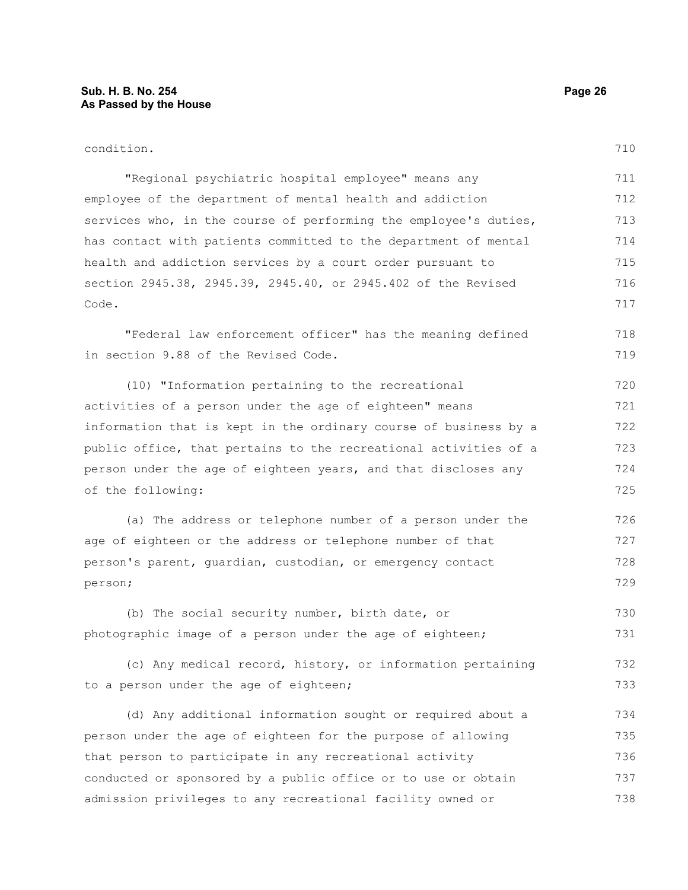condition.

"Regional psychiatric hospital employee" means any employee of the department of mental health and addiction services who, in the course of performing the employee's duties, has contact with patients committed to the department of mental health and addiction services by a court order pursuant to section 2945.38, 2945.39, 2945.40, or 2945.402 of the Revised Code.

"Federal law enforcement officer" has the meaning defined in section 9.88 of the Revised Code.

(10) "Information pertaining to the recreational activities of a person under the age of eighteen" means information that is kept in the ordinary course of business by a public office, that pertains to the recreational activities of a person under the age of eighteen years, and that discloses any of the following:

(a) The address or telephone number of a person under the age of eighteen or the address or telephone number of that person's parent, guardian, custodian, or emergency contact person;

(b) The social security number, birth date, or photographic image of a person under the age of eighteen;

(c) Any medical record, history, or information pertaining to a person under the age of eighteen;

(d) Any additional information sought or required about a person under the age of eighteen for the purpose of allowing that person to participate in any recreational activity conducted or sponsored by a public office or to use or obtain admission privileges to any recreational facility owned or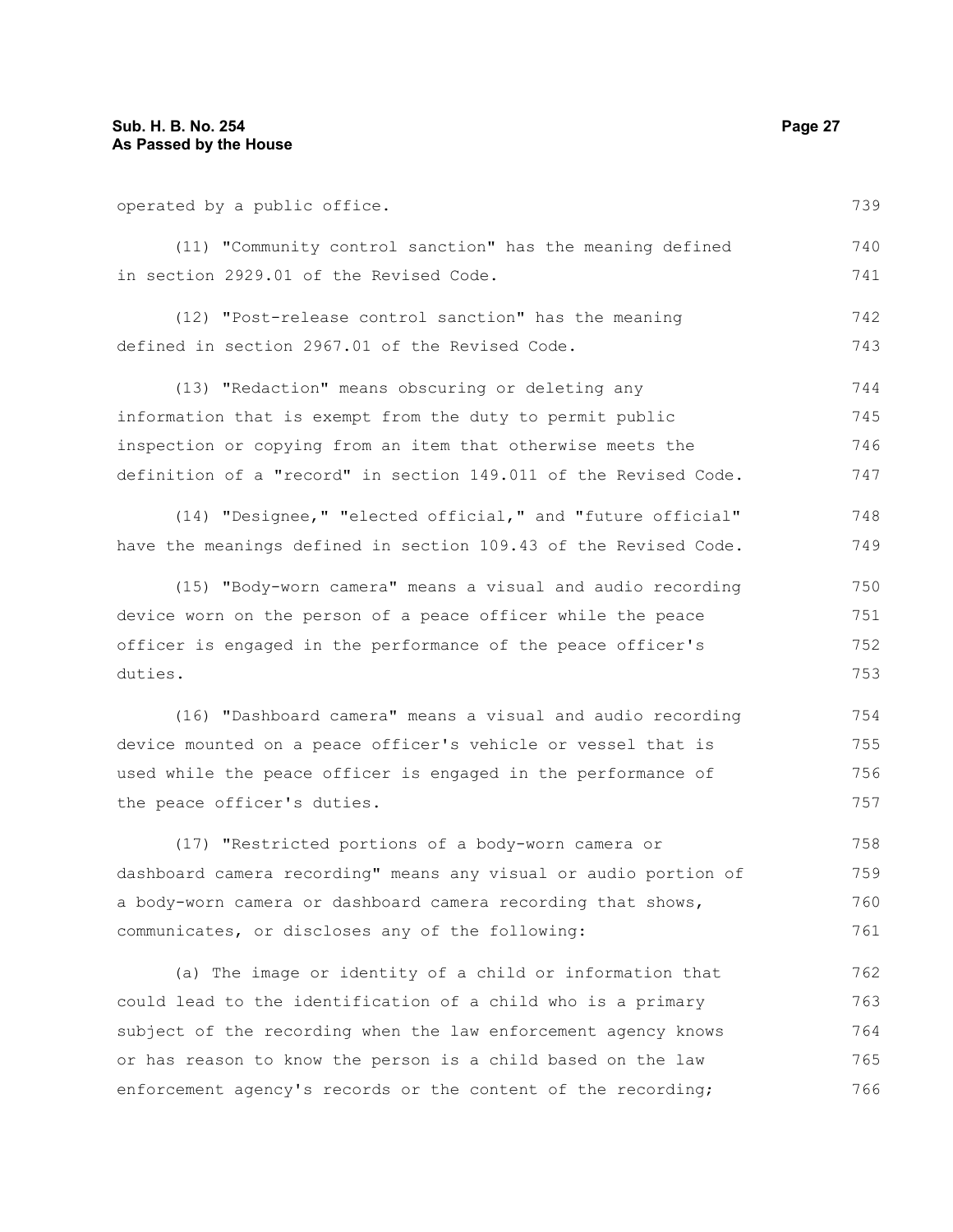operated by a public office.

(11) "Community control sanction" has the meaning defined in section 2929.01 of the Revised Code.

(12) "Post-release control sanction" has the meaning defined in section 2967.01 of the Revised Code.

(13) "Redaction" means obscuring or deleting any information that is exempt from the duty to permit public inspection or copying from an item that otherwise meets the definition of a "record" in section 149.011 of the Revised Code.

(14) "Designee," "elected official," and "future official" have the meanings defined in section 109.43 of the Revised Code.

(15) "Body-worn camera" means a visual and audio recording device worn on the person of a peace officer while the peace officer is engaged in the performance of the peace officer's duties.

(16) "Dashboard camera" means a visual and audio recording device mounted on a peace officer's vehicle or vessel that is used while the peace officer is engaged in the performance of the peace officer's duties.

(17) "Restricted portions of a body-worn camera or dashboard camera recording" means any visual or audio portion of a body-worn camera or dashboard camera recording that shows, communicates, or discloses any of the following:

(a) The image or identity of a child or information that could lead to the identification of a child who is a primary subject of the recording when the law enforcement agency knows or has reason to know the person is a child based on the law enforcement agency's records or the content of the recording;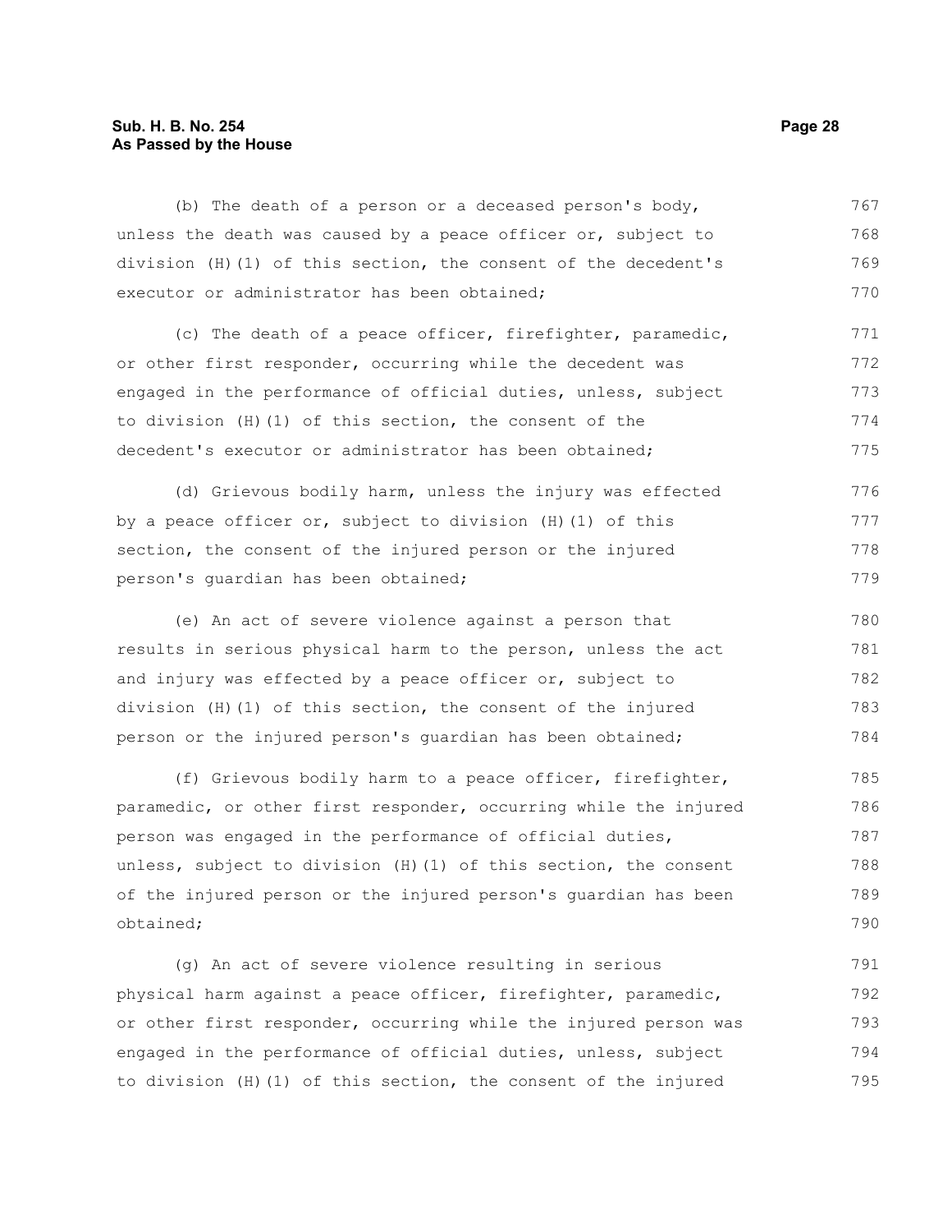(b) The death of a person or a deceased person's body, unless the death was caused by a peace officer or, subject to division (H)(1) of this section, the consent of the decedent's executor or administrator has been obtained;

(c) The death of a peace officer, firefighter, paramedic, or other first responder, occurring while the decedent was engaged in the performance of official duties, unless, subject to division (H)(1) of this section, the consent of the decedent's executor or administrator has been obtained;

(d) Grievous bodily harm, unless the injury was effected by a peace officer or, subject to division (H)(1) of this section, the consent of the injured person or the injured person's guardian has been obtained;

(e) An act of severe violence against a person that results in serious physical harm to the person, unless the act and injury was effected by a peace officer or, subject to division (H)(1) of this section, the consent of the injured person or the injured person's guardian has been obtained;

(f) Grievous bodily harm to a peace officer, firefighter, paramedic, or other first responder, occurring while the injured person was engaged in the performance of official duties, unless, subject to division (H)(1) of this section, the consent of the injured person or the injured person's guardian has been obtained;

(g) An act of severe violence resulting in serious physical harm against a peace officer, firefighter, paramedic, or other first responder, occurring while the injured person was engaged in the performance of official duties, unless, subject to division (H)(1) of this section, the consent of the injured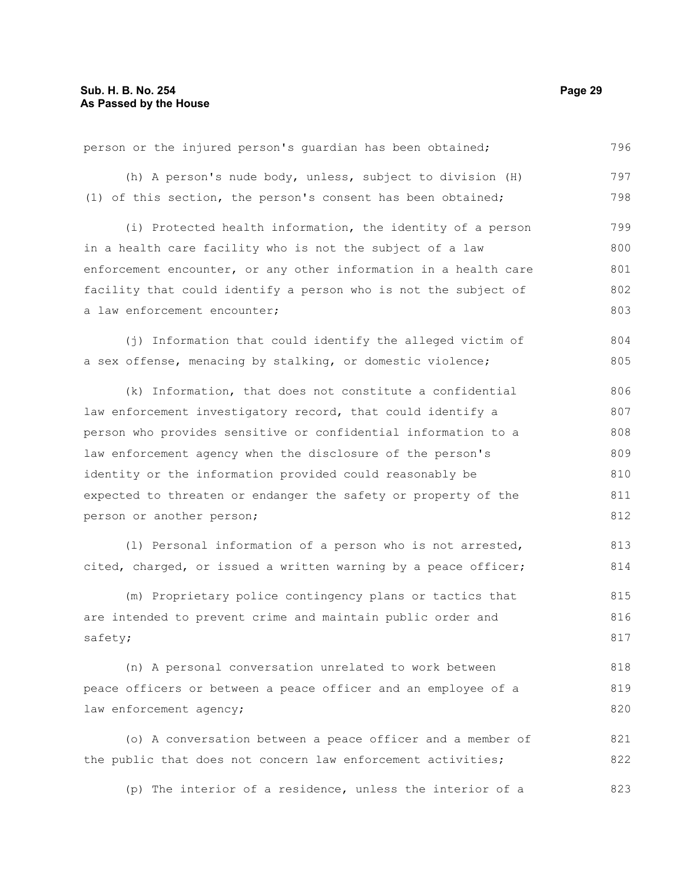person or the injured person's guardian has been obtained;

(h) A person's nude body, unless, subject to division (H)(1) of this section, the person's consent has been obtained;

(i) Protected health information, the identity of a person in a health care facility who is not the subject of a law enforcement encounter, or any other information in a health care facility that could identify a person who is not the subject of a law enforcement encounter;

(j) Information that could identify the alleged victim of a sex offense, menacing by stalking, or domestic violence;

(k) Information, that does not constitute a confidential law enforcement investigatory record, that could identify a person who provides sensitive or confidential information to a law enforcement agency when the disclosure of the person's identity or the information provided could reasonably be expected to threaten or endanger the safety or property of the person or another person;

(l) Personal information of a person who is not arrested, cited, charged, or issued a written warning by a peace officer;

(m) Proprietary police contingency plans or tactics that are intended to prevent crime and maintain public order and safety;

(n) A personal conversation unrelated to work between peace officers or between a peace officer and an employee of a law enforcement agency;

(o) A conversation between a peace officer and a member of the public that does not concern law enforcement activities;

(p) The interior of a residence, unless the interior of a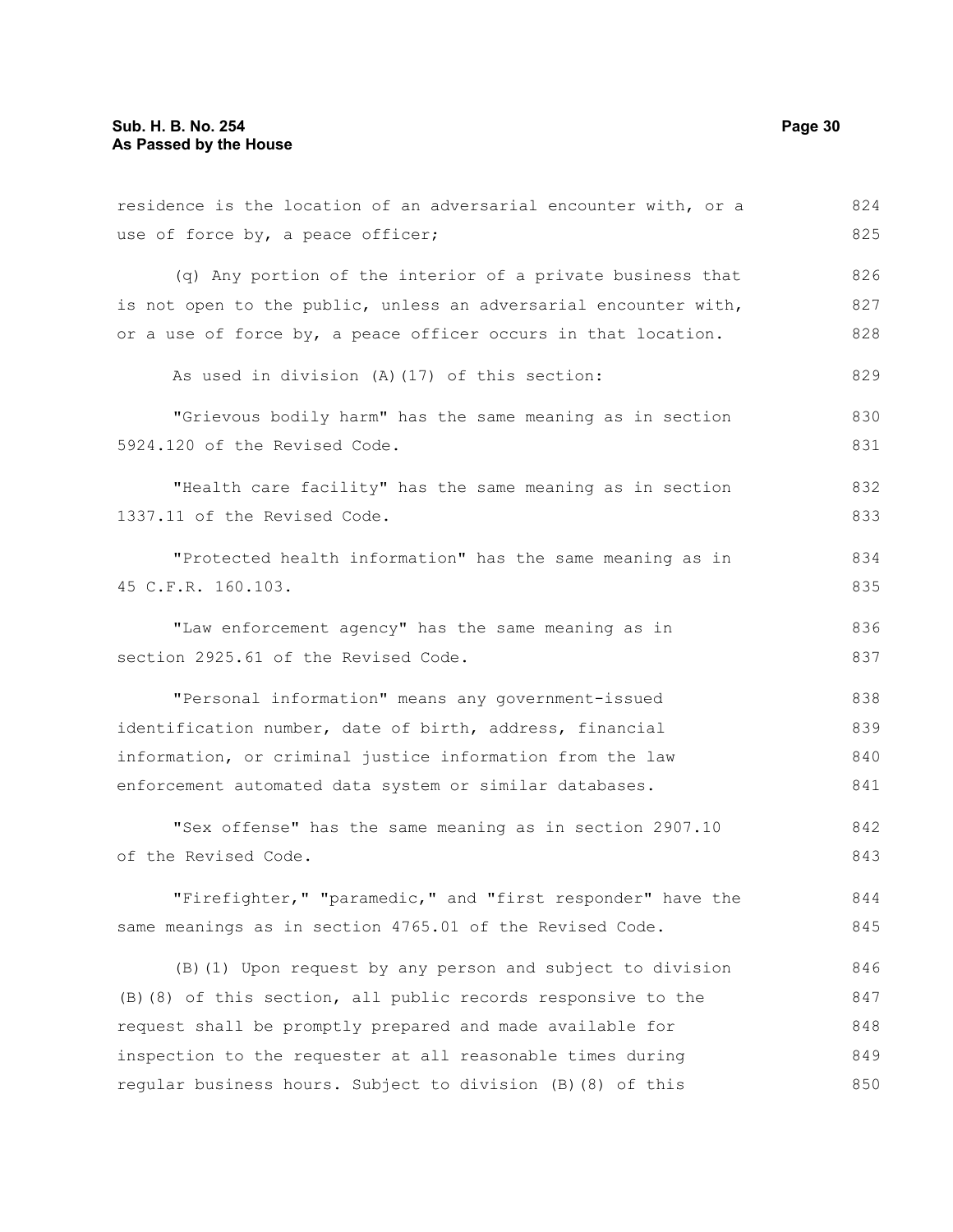residence is the location of an adversarial encounter with, or a use of force by, a peace officer;

(q) Any portion of the interior of a private business that is not open to the public, unless an adversarial encounter with, or a use of force by, a peace officer occurs in that location.

As used in division (A)(17) of this section:

"Grievous bodily harm" has the same meaning as in section 5924.120 of the Revised Code.

"Health care facility" has the same meaning as in section 1337.11 of the Revised Code.

"Protected health information" has the same meaning as in 45 C.F.R. 160.103.

"Law enforcement agency" has the same meaning as in section 2925.61 of the Revised Code.

"Personal information" means any government-issued identification number, date of birth, address, financial information, or criminal justice information from the law enforcement automated data system or similar databases.

"Sex offense" has the same meaning as in section 2907.10 of the Revised Code.

"Firefighter," "paramedic," and "first responder" have the same meanings as in section 4765.01 of the Revised Code.

(B)(1) Upon request by any person and subject to division (B)(8) of this section, all public records responsive to the request shall be promptly prepared and made available for inspection to the requester at all reasonable times during regular business hours. Subject to division (B)(8) of this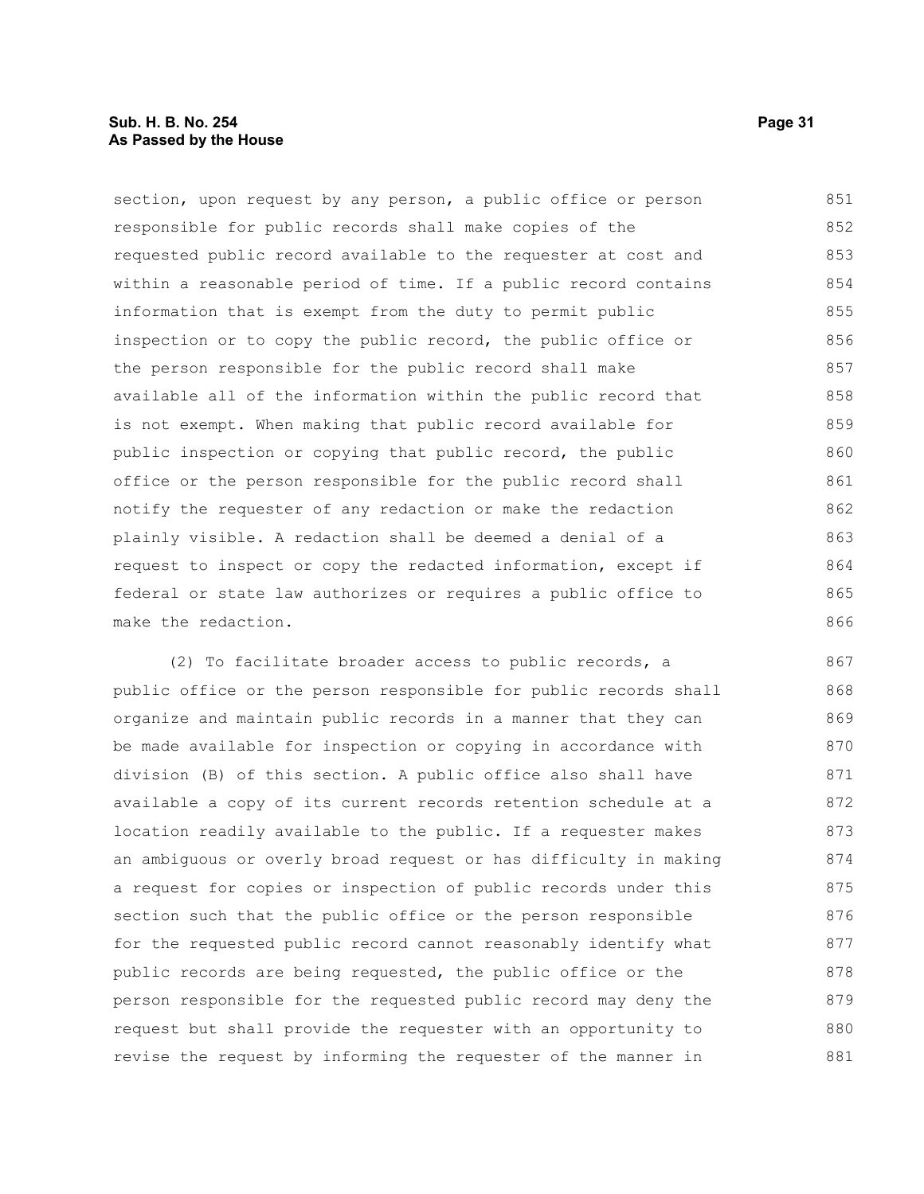section, upon request by any person, a public office or person responsible for public records shall make copies of the requested public record available to the requester at cost and within a reasonable period of time. If a public record contains information that is exempt from the duty to permit public inspection or to copy the public record, the public office or the person responsible for the public record shall make available all of the information within the public record that is not exempt. When making that public record available for public inspection or copying that public record, the public office or the person responsible for the public record shall notify the requester of any redaction or make the redaction plainly visible. A redaction shall be deemed a denial of a request to inspect or copy the redacted information, except if federal or state law authorizes or requires a public office to make the redaction.

(2) To facilitate broader access to public records, a public office or the person responsible for public records shall organize and maintain public records in a manner that they can be made available for inspection or copying in accordance with division (B) of this section. A public office also shall have available a copy of its current records retention schedule at a location readily available to the public. If a requester makes an ambiguous or overly broad request or has difficulty in making a request for copies or inspection of public records under this section such that the public office or the person responsible for the requested public record cannot reasonably identify what public records are being requested, the public office or the person responsible for the requested public record may deny the request but shall provide the requester with an opportunity to revise the request by informing the requester of the manner in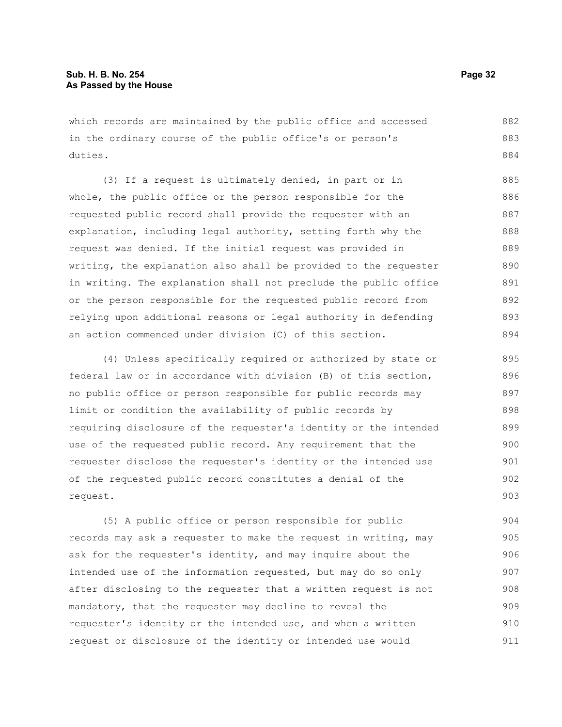which records are maintained by the public office and accessed in the ordinary course of the public office's or person's duties.

(3) If a request is ultimately denied, in part or in whole, the public office or the person responsible for the requested public record shall provide the requester with an explanation, including legal authority, setting forth why the request was denied. If the initial request was provided in writing, the explanation also shall be provided to the requester in writing. The explanation shall not preclude the public office or the person responsible for the requested public record from relying upon additional reasons or legal authority in defending an action commenced under division (C) of this section.

(4) Unless specifically required or authorized by state or federal law or in accordance with division (B) of this section, no public office or person responsible for public records may limit or condition the availability of public records by requiring disclosure of the requester's identity or the intended use of the requested public record. Any requirement that the requester disclose the requester's identity or the intended use of the requested public record constitutes a denial of the request.

(5) A public office or person responsible for public records may ask a requester to make the request in writing, may ask for the requester's identity, and may inquire about the intended use of the information requested, but may do so only after disclosing to the requester that a written request is not mandatory, that the requester may decline to reveal the requester's identity or the intended use, and when a written request or disclosure of the identity or intended use would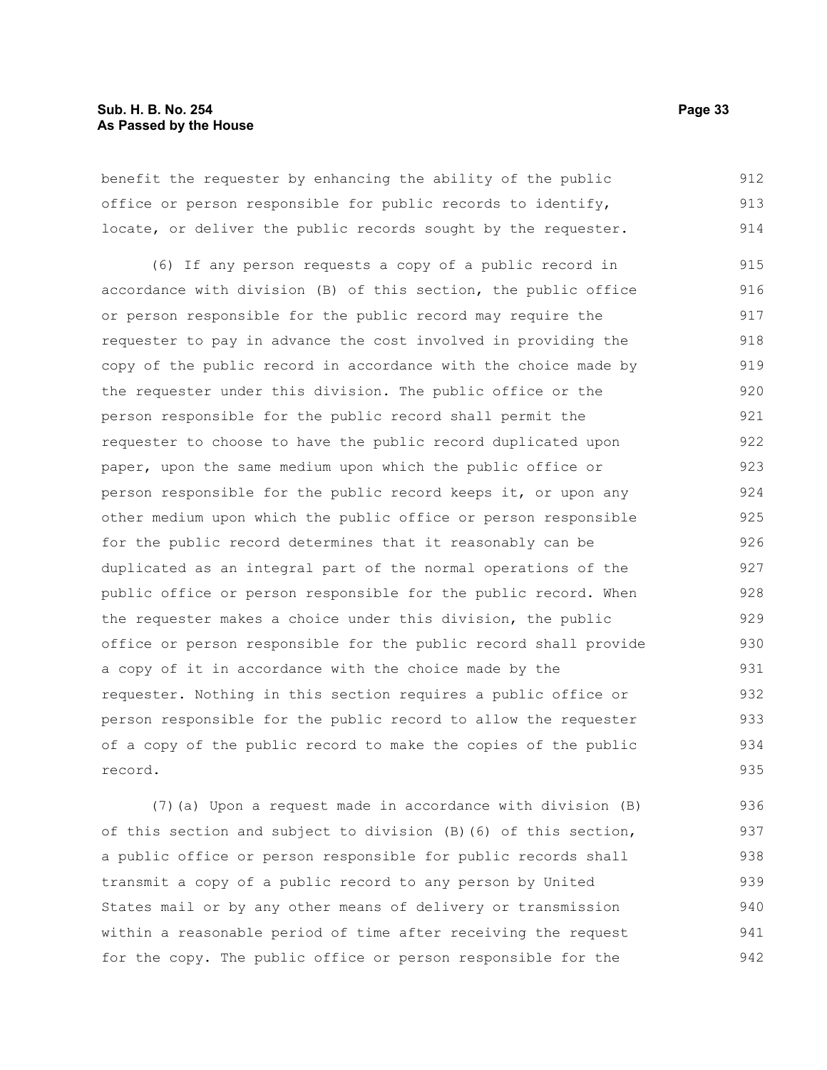benefit the requester by enhancing the ability of the public office or person responsible for public records to identify, locate, or deliver the public records sought by the requester.

(6) If any person requests a copy of a public record in accordance with division (B) of this section, the public office or person responsible for the public record may require the requester to pay in advance the cost involved in providing the copy of the public record in accordance with the choice made by the requester under this division. The public office or the person responsible for the public record shall permit the requester to choose to have the public record duplicated upon paper, upon the same medium upon which the public office or person responsible for the public record keeps it, or upon any other medium upon which the public office or person responsible for the public record determines that it reasonably can be duplicated as an integral part of the normal operations of the public office or person responsible for the public record. When the requester makes a choice under this division, the public office or person responsible for the public record shall provide a copy of it in accordance with the choice made by the requester. Nothing in this section requires a public office or person responsible for the public record to allow the requester of a copy of the public record to make the copies of the public record.

(7)(a) Upon a request made in accordance with division (B) of this section and subject to division (B)(6) of this section, a public office or person responsible for public records shall transmit a copy of a public record to any person by United States mail or by any other means of delivery or transmission within a reasonable period of time after receiving the request for the copy. The public office or person responsible for the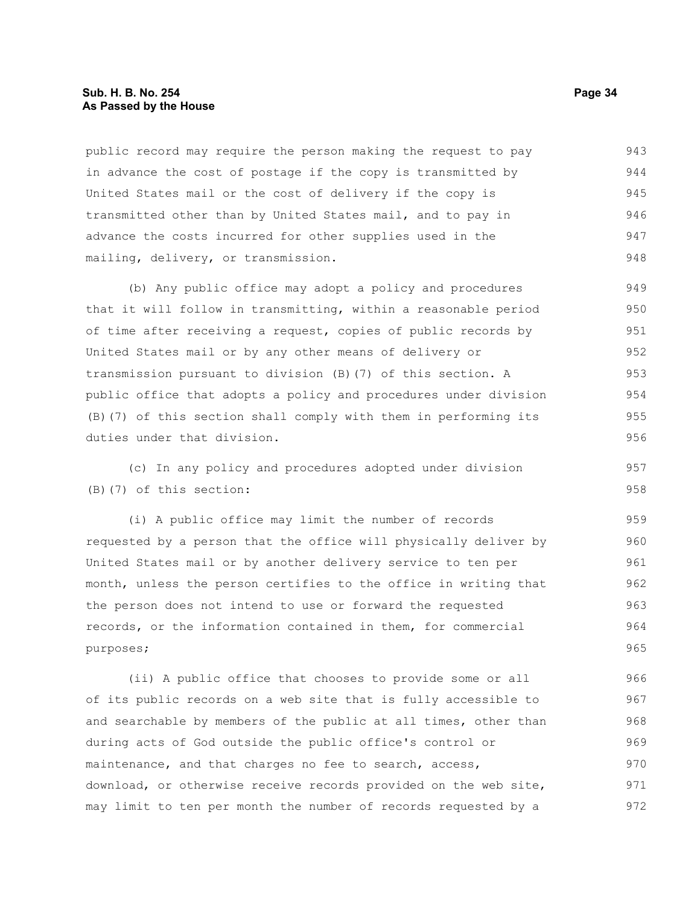public record may require the person making the request to pay in advance the cost of postage if the copy is transmitted by United States mail or the cost of delivery if the copy is transmitted other than by United States mail, and to pay in advance the costs incurred for other supplies used in the mailing, delivery, or transmission.

(b) Any public office may adopt a policy and procedures that it will follow in transmitting, within a reasonable period of time after receiving a request, copies of public records by United States mail or by any other means of delivery or transmission pursuant to division (B)(7) of this section. A public office that adopts a policy and procedures under division (B)(7) of this section shall comply with them in performing its duties under that division.

(c) In any policy and procedures adopted under division (B)(7) of this section:

(i) A public office may limit the number of records requested by a person that the office will physically deliver by United States mail or by another delivery service to ten per month, unless the person certifies to the office in writing that the person does not intend to use or forward the requested records, or the information contained in them, for commercial purposes;

(ii) A public office that chooses to provide some or all of its public records on a web site that is fully accessible to and searchable by members of the public at all times, other than during acts of God outside the public office's control or maintenance, and that charges no fee to search, access, download, or otherwise receive records provided on the web site, may limit to ten per month the number of records requested by a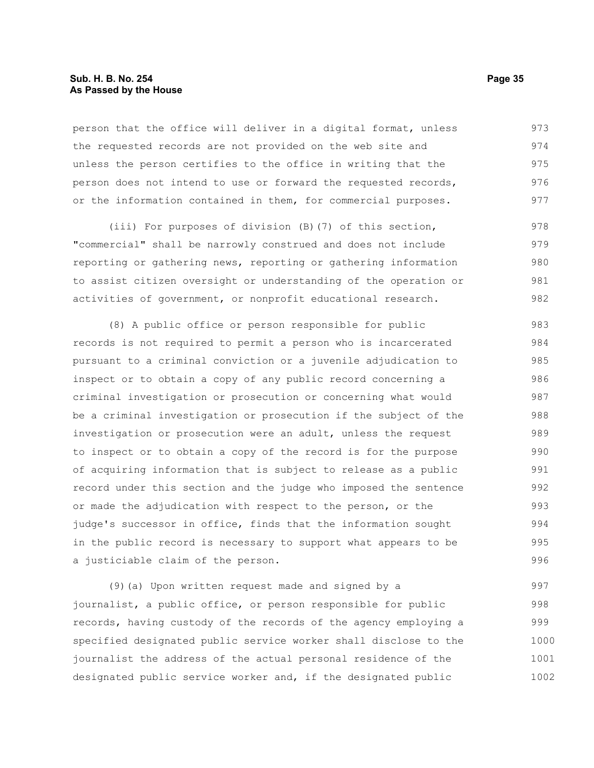person that the office will deliver in a digital format, unless the requested records are not provided on the web site and unless the person certifies to the office in writing that the person does not intend to use or forward the requested records, or the information contained in them, for commercial purposes.

(iii) For purposes of division (B)(7) of this section, "commercial" shall be narrowly construed and does not include reporting or gathering news, reporting or gathering information to assist citizen oversight or understanding of the operation or activities of government, or nonprofit educational research.

(8) A public office or person responsible for public records is not required to permit a person who is incarcerated pursuant to a criminal conviction or a juvenile adjudication to inspect or to obtain a copy of any public record concerning a criminal investigation or prosecution or concerning what would be a criminal investigation or prosecution if the subject of the investigation or prosecution were an adult, unless the request to inspect or to obtain a copy of the record is for the purpose of acquiring information that is subject to release as a public record under this section and the judge who imposed the sentence or made the adjudication with respect to the person, or the judge's successor in office, finds that the information sought in the public record is necessary to support what appears to be a justiciable claim of the person.

(9)(a) Upon written request made and signed by a journalist, a public office, or person responsible for public records, having custody of the records of the agency employing a specified designated public service worker shall disclose to the journalist the address of the actual personal residence of the designated public service worker and, if the designated public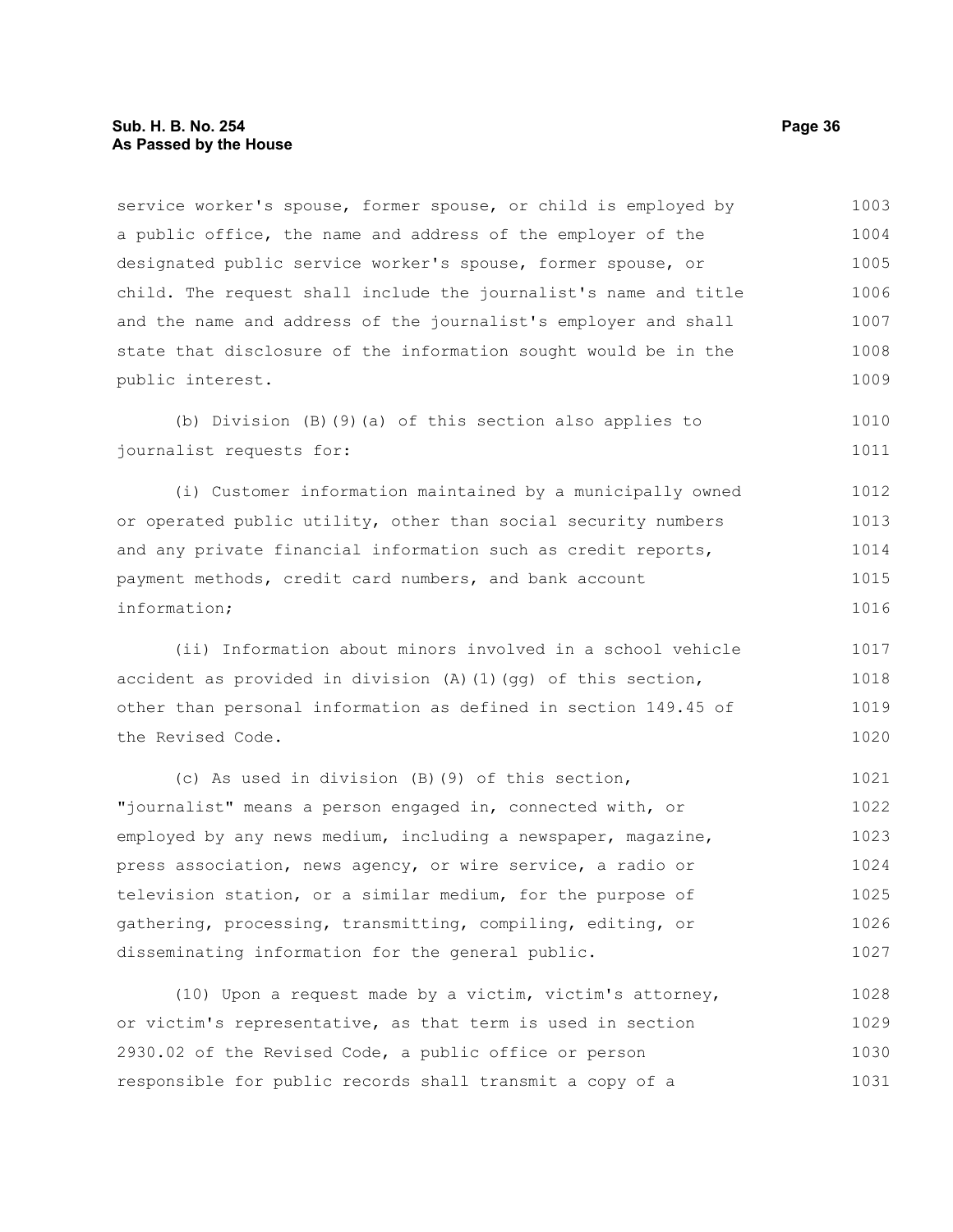service worker's spouse, former spouse, or child is employed by a public office, the name and address of the employer of the designated public service worker's spouse, former spouse, or child. The request shall include the journalist's name and title and the name and address of the journalist's employer and shall state that disclosure of the information sought would be in the public interest.

(b) Division (B)(9)(a) of this section also applies to journalist requests for:

(i) Customer information maintained by a municipally owned or operated public utility, other than social security numbers and any private financial information such as credit reports, payment methods, credit card numbers, and bank account information;

(ii) Information about minors involved in a school vehicle accident as provided in division (A)(1)(gg) of this section, other than personal information as defined in section 149.45 of the Revised Code.

(c) As used in division (B)(9) of this section, "journalist" means a person engaged in, connected with, or employed by any news medium, including a newspaper, magazine, press association, news agency, or wire service, a radio or television station, or a similar medium, for the purpose of gathering, processing, transmitting, compiling, editing, or disseminating information for the general public.

(10) Upon a request made by a victim, victim's attorney, or victim's representative, as that term is used in section 2930.02 of the Revised Code, a public office or person responsible for public records shall transmit a copy of a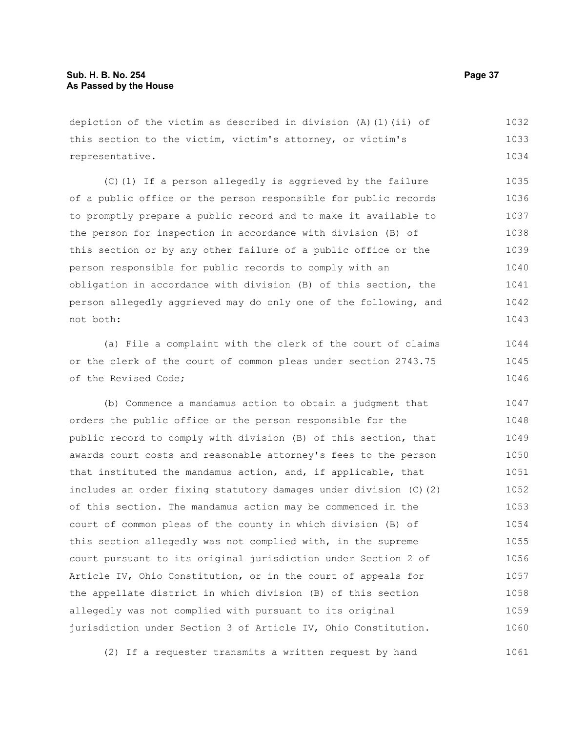depiction of the victim as described in division (A)(1)(ii) of this section to the victim, victim's attorney, or victim's representative.

(C)(1) If a person allegedly is aggrieved by the failure of a public office or the person responsible for public records to promptly prepare a public record and to make it available to the person for inspection in accordance with division (B) of this section or by any other failure of a public office or the person responsible for public records to comply with an obligation in accordance with division (B) of this section, the person allegedly aggrieved may do only one of the following, and not both:

(a) File a complaint with the clerk of the court of claims or the clerk of the court of common pleas under section 2743.75 of the Revised Code;

(b) Commence a mandamus action to obtain a judgment that orders the public office or the person responsible for the public record to comply with division (B) of this section, that awards court costs and reasonable attorney's fees to the person that instituted the mandamus action, and, if applicable, that includes an order fixing statutory damages under division (C)(2) of this section. The mandamus action may be commenced in the court of common pleas of the county in which division (B) of this section allegedly was not complied with, in the supreme court pursuant to its original jurisdiction under Section 2 of Article IV, Ohio Constitution, or in the court of appeals for the appellate district in which division (B) of this section allegedly was not complied with pursuant to its original jurisdiction under Section 3 of Article IV, Ohio Constitution.

(2) If a requester transmits a written request by hand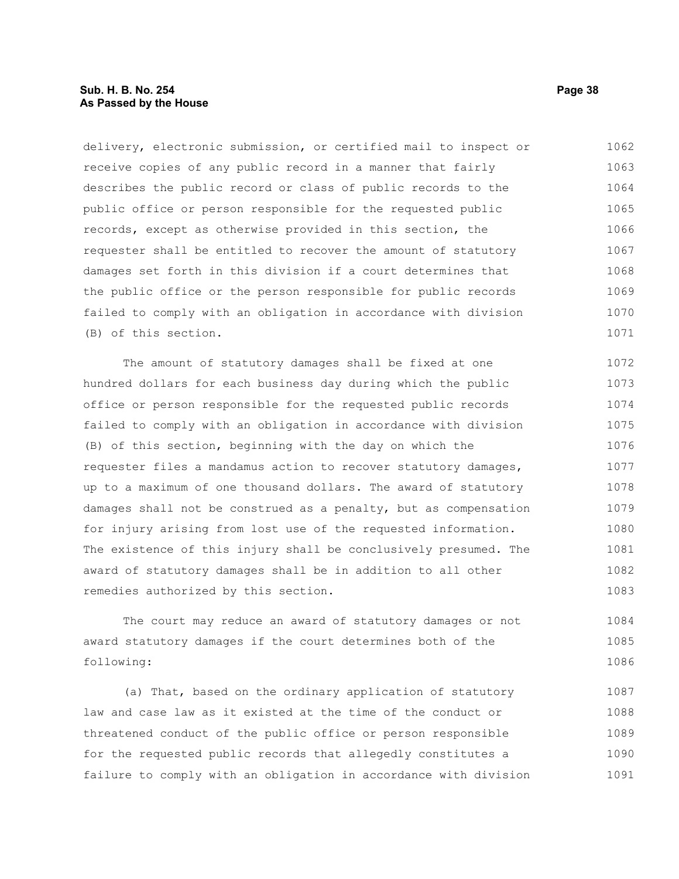delivery, electronic submission, or certified mail to inspect or receive copies of any public record in a manner that fairly describes the public record or class of public records to the public office or person responsible for the requested public records, except as otherwise provided in this section, the requester shall be entitled to recover the amount of statutory damages set forth in this division if a court determines that the public office or the person responsible for public records failed to comply with an obligation in accordance with division (B) of this section.

The amount of statutory damages shall be fixed at one hundred dollars for each business day during which the public office or person responsible for the requested public records failed to comply with an obligation in accordance with division (B) of this section, beginning with the day on which the requester files a mandamus action to recover statutory damages, up to a maximum of one thousand dollars. The award of statutory damages shall not be construed as a penalty, but as compensation for injury arising from lost use of the requested information. The existence of this injury shall be conclusively presumed. The award of statutory damages shall be in addition to all other remedies authorized by this section.

The court may reduce an award of statutory damages or not award statutory damages if the court determines both of the following:

(a) That, based on the ordinary application of statutory law and case law as it existed at the time of the conduct or threatened conduct of the public office or person responsible for the requested public records that allegedly constitutes a failure to comply with an obligation in accordance with division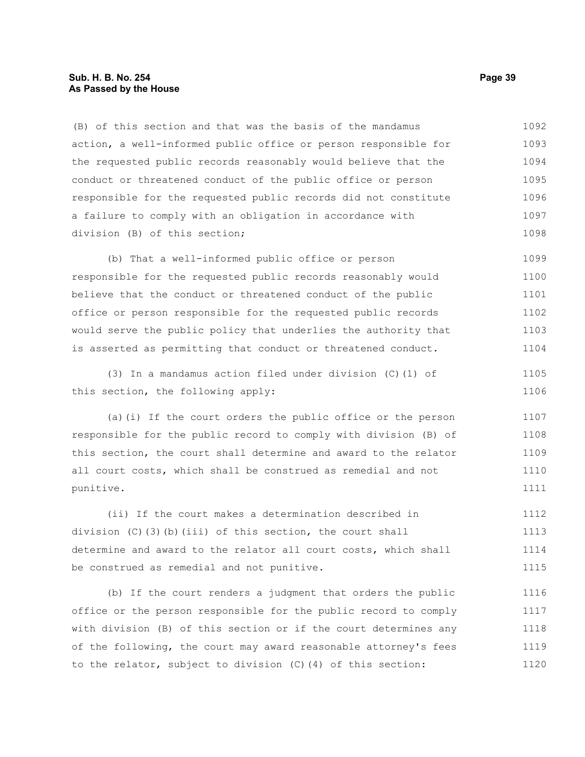(B) of this section and that was the basis of the mandamus action, a well-informed public office or person responsible for the requested public records reasonably would believe that the conduct or threatened conduct of the public office or person responsible for the requested public records did not constitute a failure to comply with an obligation in accordance with division (B) of this section;

(b) That a well-informed public office or person responsible for the requested public records reasonably would believe that the conduct or threatened conduct of the public office or person responsible for the requested public records would serve the public policy that underlies the authority that is asserted as permitting that conduct or threatened conduct.

(3) In a mandamus action filed under division (C)(1) of this section, the following apply:

(a)(i) If the court orders the public office or the person responsible for the public record to comply with division (B) of this section, the court shall determine and award to the relator all court costs, which shall be construed as remedial and not punitive.

(ii) If the court makes a determination described in division (C)(3)(b)(iii) of this section, the court shall determine and award to the relator all court costs, which shall be construed as remedial and not punitive.

(b) If the court renders a judgment that orders the public office or the person responsible for the public record to comply with division (B) of this section or if the court determines any of the following, the court may award reasonable attorney's fees to the relator, subject to division (C)(4) of this section: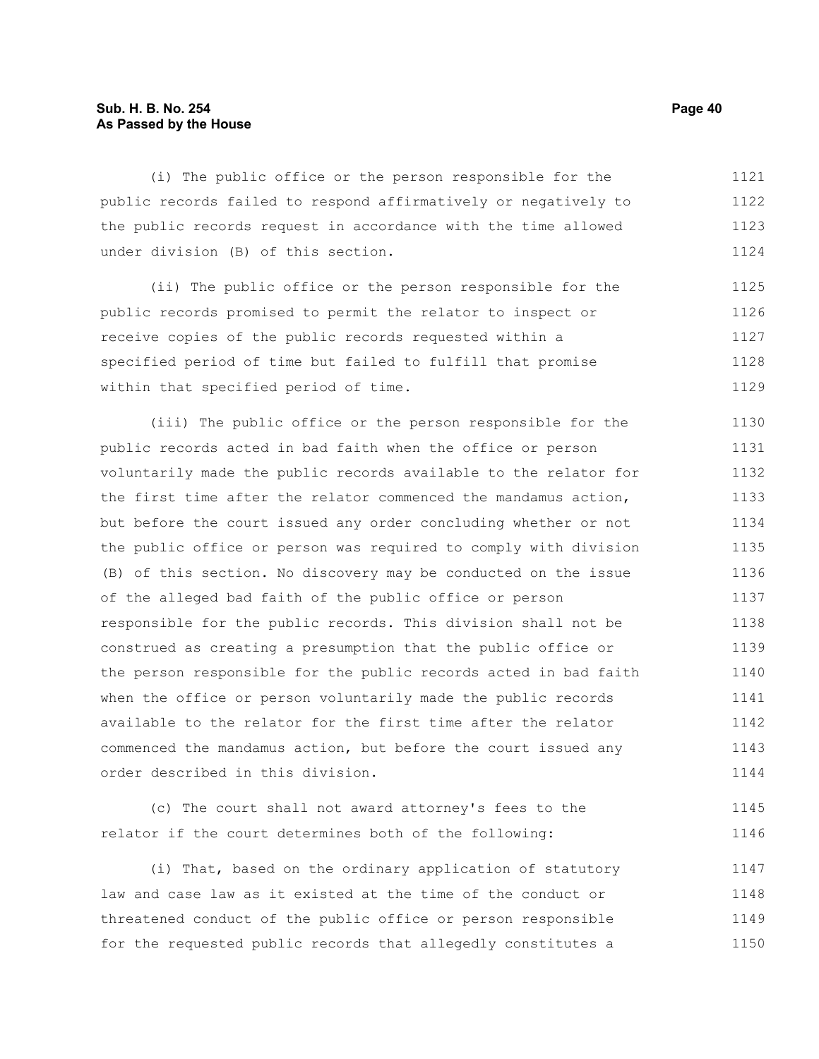(i) The public office or the person responsible for the public records failed to respond affirmatively or negatively to the public records request in accordance with the time allowed under division (B) of this section.

(ii) The public office or the person responsible for the public records promised to permit the relator to inspect or receive copies of the public records requested within a specified period of time but failed to fulfill that promise within that specified period of time.

(iii) The public office or the person responsible for the public records acted in bad faith when the office or person voluntarily made the public records available to the relator for the first time after the relator commenced the mandamus action, but before the court issued any order concluding whether or not the public office or person was required to comply with division (B) of this section. No discovery may be conducted on the issue of the alleged bad faith of the public office or person responsible for the public records. This division shall not be construed as creating a presumption that the public office or the person responsible for the public records acted in bad faith when the office or person voluntarily made the public records available to the relator for the first time after the relator commenced the mandamus action, but before the court issued any order described in this division.

(c) The court shall not award attorney's fees to the relator if the court determines both of the following:

(i) That, based on the ordinary application of statutory law and case law as it existed at the time of the conduct or threatened conduct of the public office or person responsible for the requested public records that allegedly constitutes a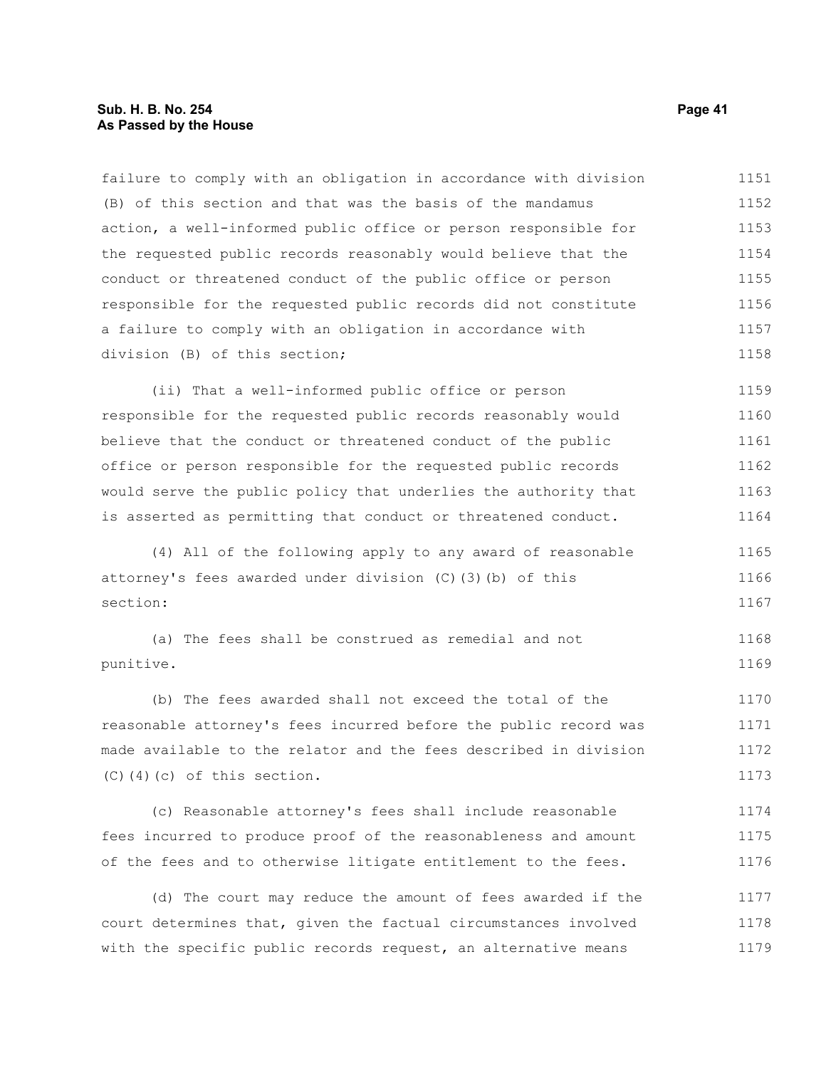failure to comply with an obligation in accordance with division (B) of this section and that was the basis of the mandamus action, a well-informed public office or person responsible for the requested public records reasonably would believe that the conduct or threatened conduct of the public office or person responsible for the requested public records did not constitute a failure to comply with an obligation in accordance with division (B) of this section;

(ii) That a well-informed public office or person responsible for the requested public records reasonably would believe that the conduct or threatened conduct of the public office or person responsible for the requested public records would serve the public policy that underlies the authority that is asserted as permitting that conduct or threatened conduct.

(4) All of the following apply to any award of reasonable attorney's fees awarded under division (C)(3)(b) of this section:

(a) The fees shall be construed as remedial and not punitive.

(b) The fees awarded shall not exceed the total of the reasonable attorney's fees incurred before the public record was made available to the relator and the fees described in division (C)(4)(c) of this section.

(c) Reasonable attorney's fees shall include reasonable fees incurred to produce proof of the reasonableness and amount of the fees and to otherwise litigate entitlement to the fees.

(d) The court may reduce the amount of fees awarded if the court determines that, given the factual circumstances involved with the specific public records request, an alternative means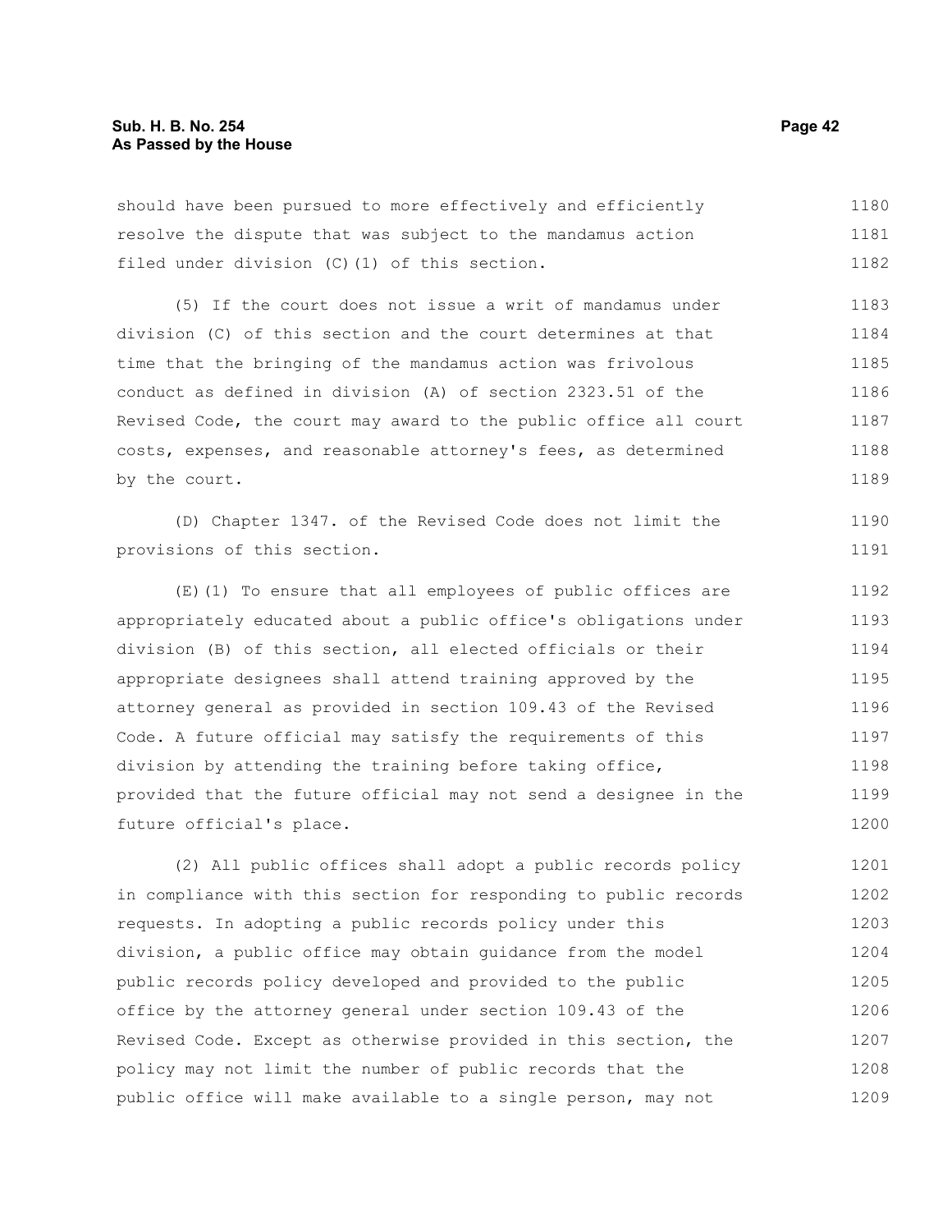should have been pursued to more effectively and efficiently resolve the dispute that was subject to the mandamus action filed under division (C)(1) of this section.

(5) If the court does not issue a writ of mandamus under division (C) of this section and the court determines at that time that the bringing of the mandamus action was frivolous conduct as defined in division (A) of section 2323.51 of the Revised Code, the court may award to the public office all court costs, expenses, and reasonable attorney's fees, as determined by the court.

(D) Chapter 1347. of the Revised Code does not limit the provisions of this section.

(E)(1) To ensure that all employees of public offices are appropriately educated about a public office's obligations under division (B) of this section, all elected officials or their appropriate designees shall attend training approved by the attorney general as provided in section 109.43 of the Revised Code. A future official may satisfy the requirements of this division by attending the training before taking office, provided that the future official may not send a designee in the future official's place.

(2) All public offices shall adopt a public records policy in compliance with this section for responding to public records requests. In adopting a public records policy under this division, a public office may obtain guidance from the model public records policy developed and provided to the public office by the attorney general under section 109.43 of the Revised Code. Except as otherwise provided in this section, the policy may not limit the number of public records that the public office will make available to a single person, may not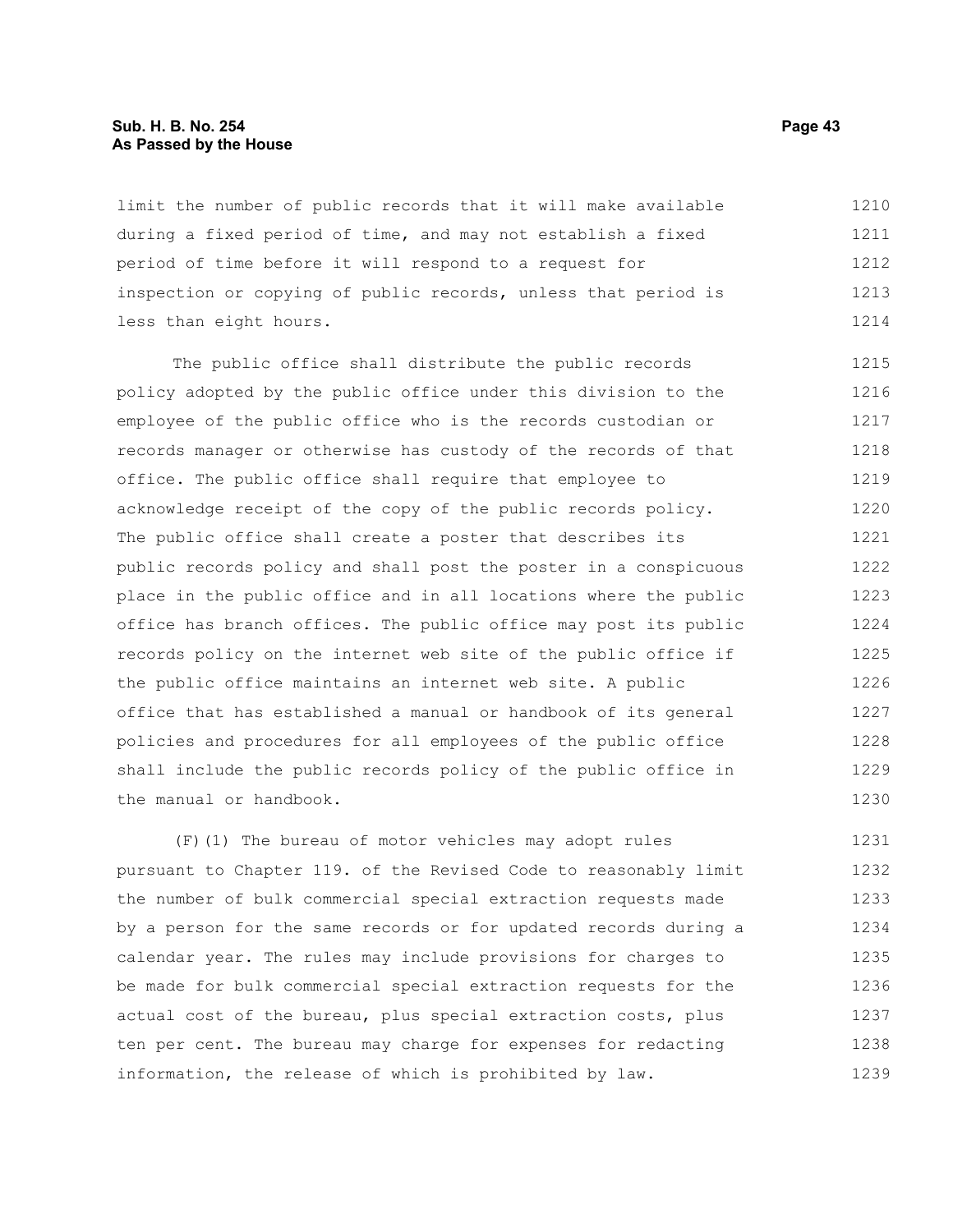limit the number of public records that it will make available during a fixed period of time, and may not establish a fixed period of time before it will respond to a request for inspection or copying of public records, unless that period is less than eight hours.

The public office shall distribute the public records policy adopted by the public office under this division to the employee of the public office who is the records custodian or records manager or otherwise has custody of the records of that office. The public office shall require that employee to acknowledge receipt of the copy of the public records policy. The public office shall create a poster that describes its public records policy and shall post the poster in a conspicuous place in the public office and in all locations where the public office has branch offices. The public office may post its public records policy on the internet web site of the public office if the public office maintains an internet web site. A public office that has established a manual or handbook of its general policies and procedures for all employees of the public office shall include the public records policy of the public office in the manual or handbook.

(F)(1) The bureau of motor vehicles may adopt rules pursuant to Chapter 119. of the Revised Code to reasonably limit the number of bulk commercial special extraction requests made by a person for the same records or for updated records during a calendar year. The rules may include provisions for charges to be made for bulk commercial special extraction requests for the actual cost of the bureau, plus special extraction costs, plus ten per cent. The bureau may charge for expenses for redacting information, the release of which is prohibited by law.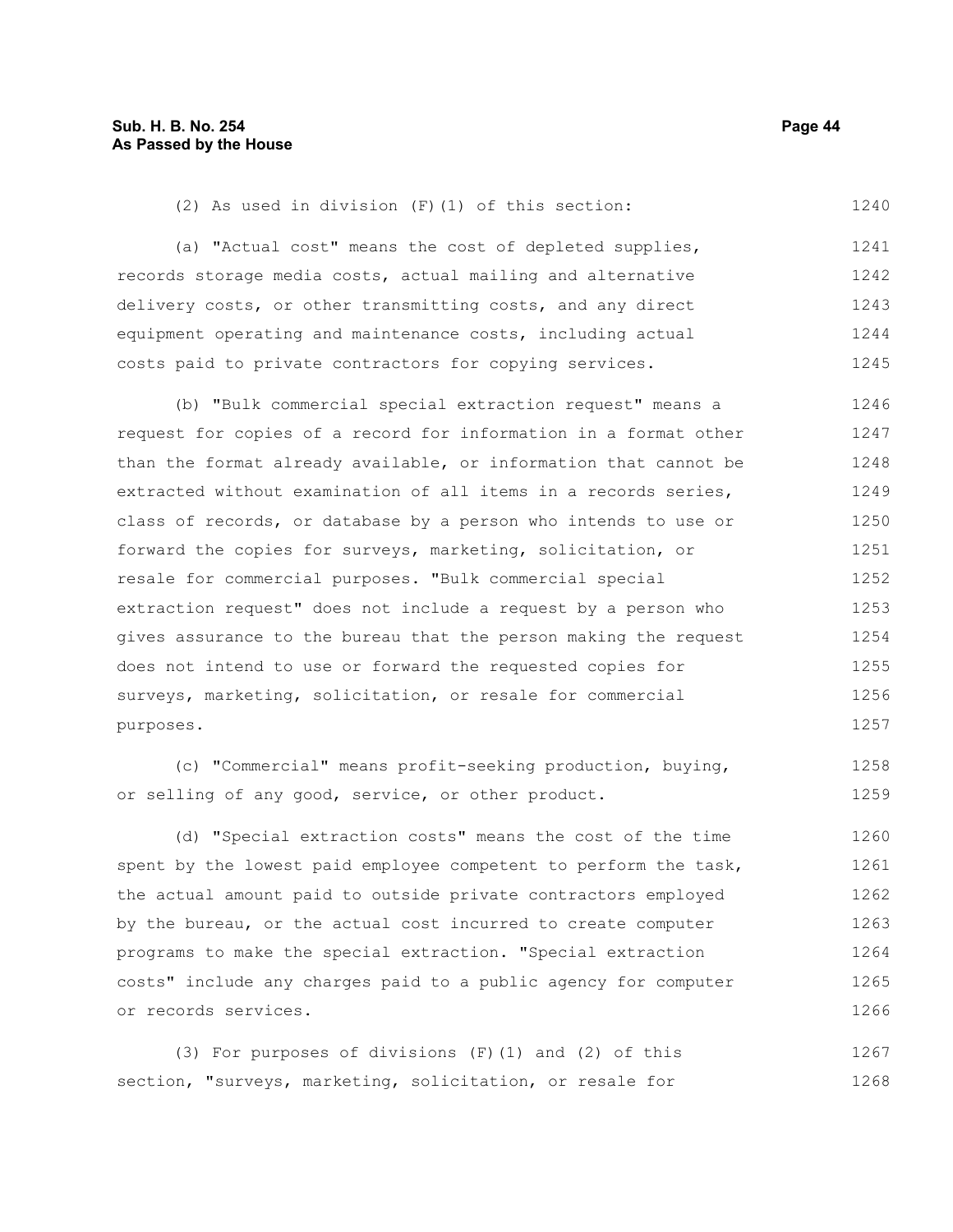(2) As used in division (F)(1) of this section:

(a) "Actual cost" means the cost of depleted supplies, records storage media costs, actual mailing and alternative delivery costs, or other transmitting costs, and any direct equipment operating and maintenance costs, including actual costs paid to private contractors for copying services.

(b) "Bulk commercial special extraction request" means a request for copies of a record for information in a format other than the format already available, or information that cannot be extracted without examination of all items in a records series, class of records, or database by a person who intends to use or forward the copies for surveys, marketing, solicitation, or resale for commercial purposes. "Bulk commercial special extraction request" does not include a request by a person who gives assurance to the bureau that the person making the request does not intend to use or forward the requested copies for surveys, marketing, solicitation, or resale for commercial purposes.

(c) "Commercial" means profit-seeking production, buying, or selling of any good, service, or other product.

(d) "Special extraction costs" means the cost of the time spent by the lowest paid employee competent to perform the task, the actual amount paid to outside private contractors employed by the bureau, or the actual cost incurred to create computer programs to make the special extraction. "Special extraction costs" include any charges paid to a public agency for computer or records services.

(3) For purposes of divisions (F)(1) and (2) of this section, "surveys, marketing, solicitation, or resale for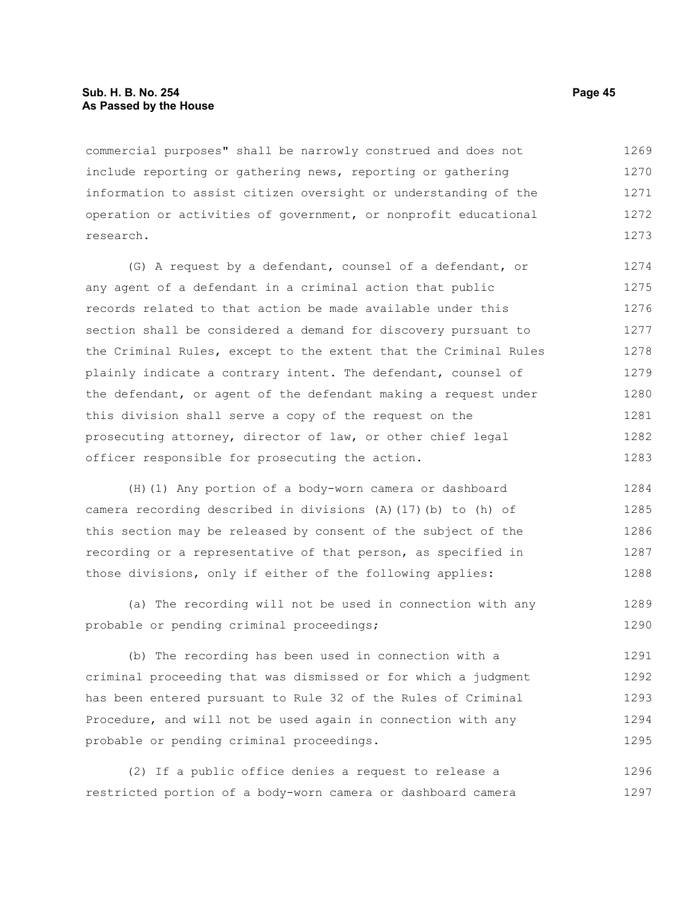commercial purposes" shall be narrowly construed and does not include reporting or gathering news, reporting or gathering information to assist citizen oversight or understanding of the operation or activities of government, or nonprofit educational research.

(G) A request by a defendant, counsel of a defendant, or any agent of a defendant in a criminal action that public records related to that action be made available under this section shall be considered a demand for discovery pursuant to the Criminal Rules, except to the extent that the Criminal Rules plainly indicate a contrary intent. The defendant, counsel of the defendant, or agent of the defendant making a request under this division shall serve a copy of the request on the prosecuting attorney, director of law, or other chief legal officer responsible for prosecuting the action.

(H)(1) Any portion of a body-worn camera or dashboard camera recording described in divisions (A)(17)(b) to (h) of this section may be released by consent of the subject of the recording or a representative of that person, as specified in those divisions, only if either of the following applies:

(a) The recording will not be used in connection with any probable or pending criminal proceedings;

(b) The recording has been used in connection with a criminal proceeding that was dismissed or for which a judgment has been entered pursuant to Rule 32 of the Rules of Criminal Procedure, and will not be used again in connection with any probable or pending criminal proceedings.

(2) If a public office denies a request to release a restricted portion of a body-worn camera or dashboard camera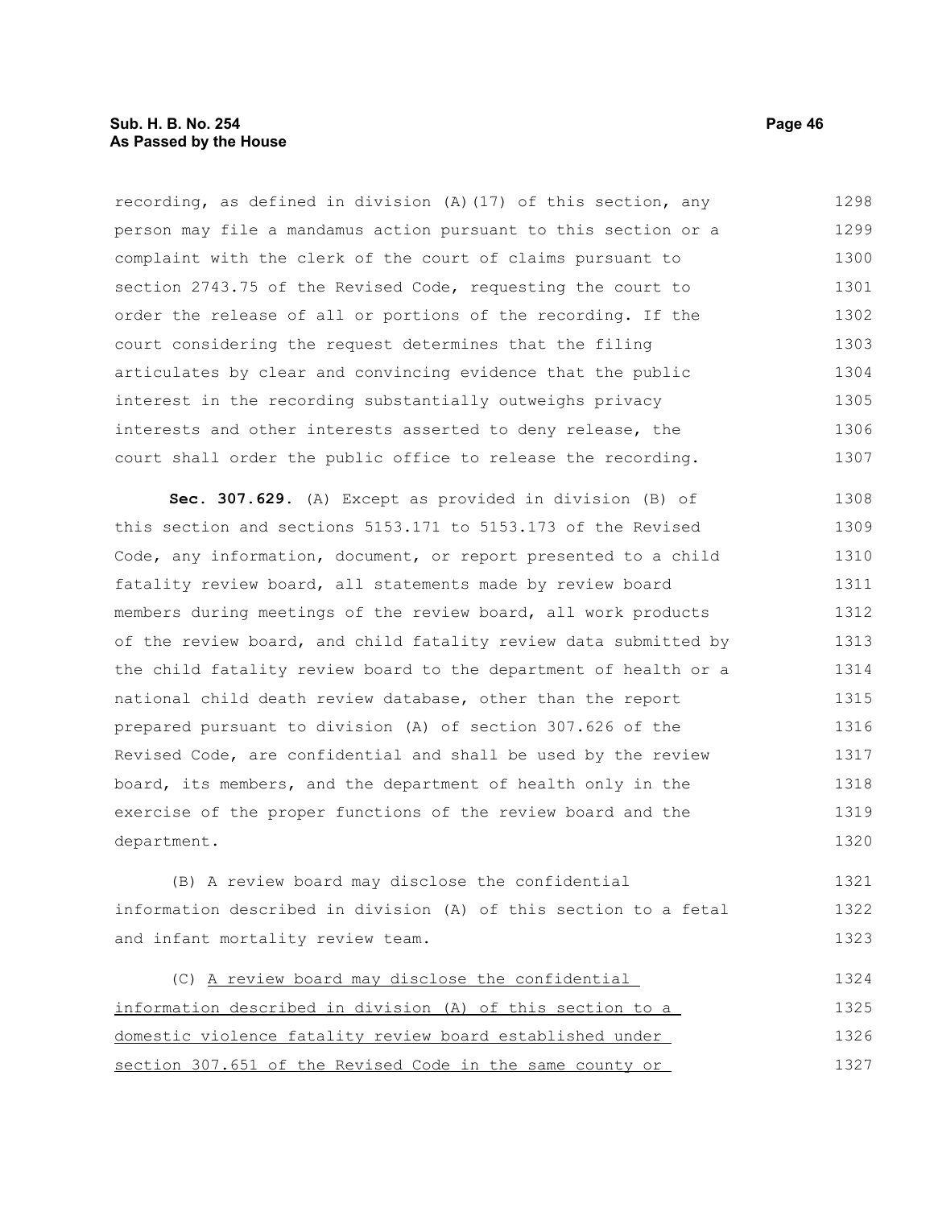recording, as defined in division (A)(17) of this section, any person may file a mandamus action pursuant to this section or a complaint with the clerk of the court of claims pursuant to section 2743.75 of the Revised Code, requesting the court to order the release of all or portions of the recording. If the court considering the request determines that the filing articulates by clear and convincing evidence that the public interest in the recording substantially outweighs privacy interests and other interests asserted to deny release, the court shall order the public office to release the recording.

**Sec. 307.629.** (A) Except as provided in division (B) of this section and sections 5153.171 to 5153.173 of the Revised Code, any information, document, or report presented to a child fatality review board, all statements made by review board members during meetings of the review board, all work products of the review board, and child fatality review data submitted by the child fatality review board to the department of health or a national child death review database, other than the report prepared pursuant to division (A) of section 307.626 of the Revised Code, are confidential and shall be used by the review board, its members, and the department of health only in the exercise of the proper functions of the review board and the department.

(B) A review board may disclose the confidential information described in division (A) of this section to a fetal and infant mortality review team.

(C) <u>A review board may disclose the confidential information described in division (A) of this section to a domestic violence fatality review board established under section 307.651 of the Revised Code in the same county or</u>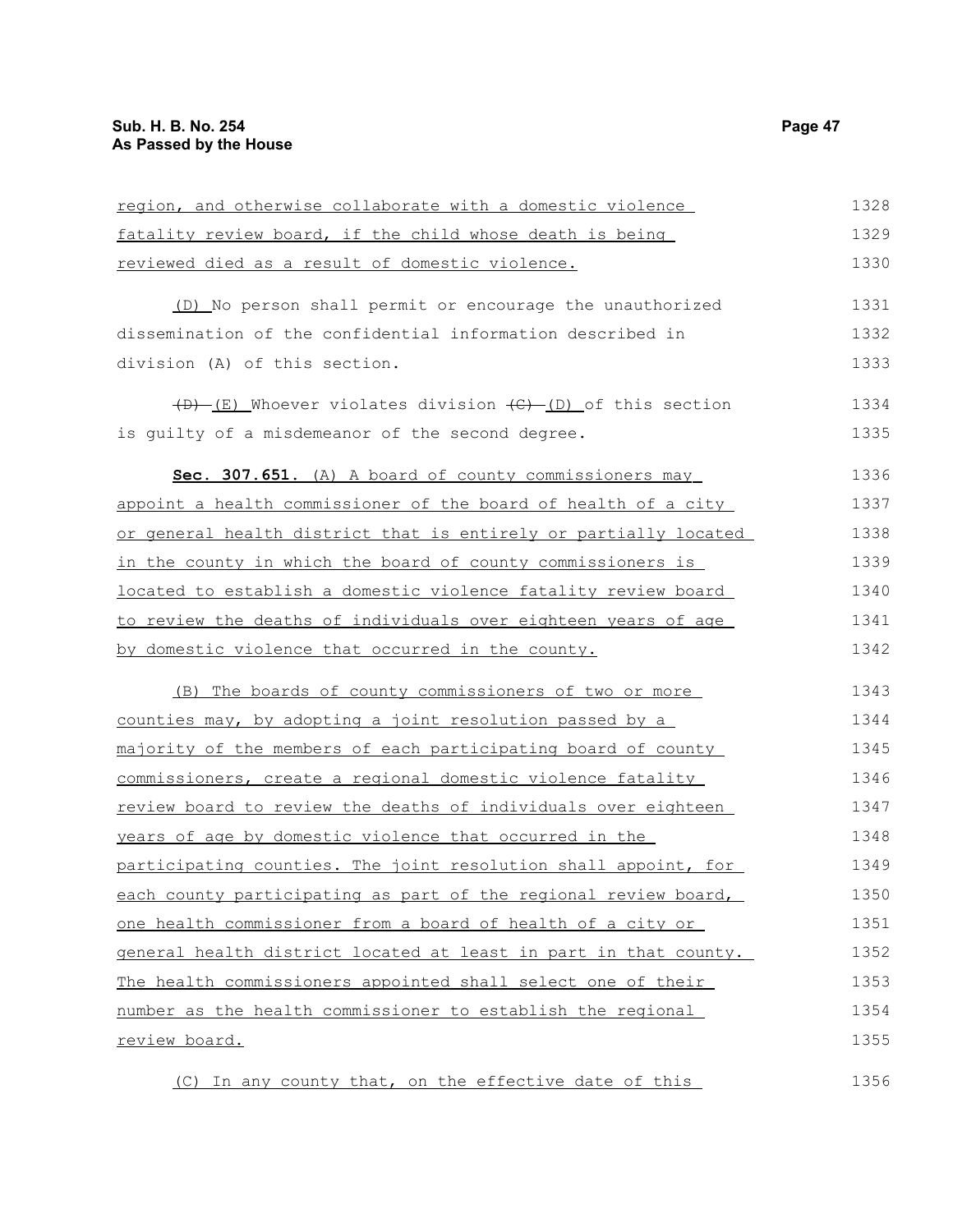region, and otherwise collaborate with a domestic violence fatality review board, if the child whose death is being reviewed died as a result of domestic violence.

(D) No person shall permit or encourage the unauthorized dissemination of the confidential information described in division (A) of this section.

~~(D)~~ (E) Whoever violates division ~~(C)~~ (D) of this section is guilty of a misdemeanor of the second degree.

**Sec. 307.651.** (A) A board of county commissioners may appoint a health commissioner of the board of health of a city or general health district that is entirely or partially located in the county in which the board of county commissioners is located to establish a domestic violence fatality review board to review the deaths of individuals over eighteen years of age by domestic violence that occurred in the county.

(B) The boards of county commissioners of two or more counties may, by adopting a joint resolution passed by a majority of the members of each participating board of county commissioners, create a regional domestic violence fatality review board to review the deaths of individuals over eighteen years of age by domestic violence that occurred in the participating counties. The joint resolution shall appoint, for each county participating as part of the regional review board, one health commissioner from a board of health of a city or general health district located at least in part in that county. The health commissioners appointed shall select one of their number as the health commissioner to establish the regional review board.

(C) In any county that, on the effective date of this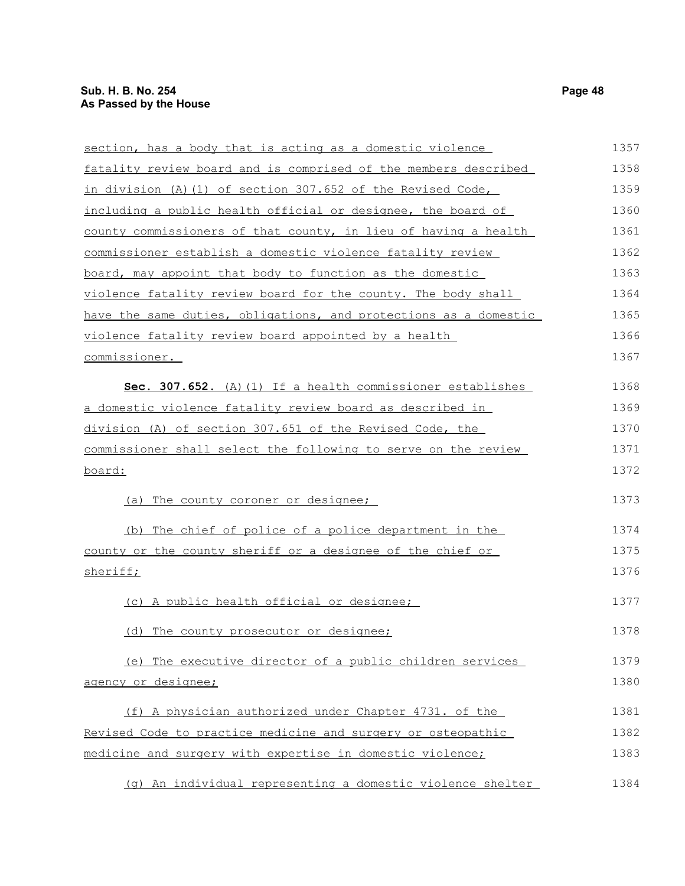section, has a body that is acting as a domestic violence fatality review board and is comprised of the members described in division (A)(1) of section 307.652 of the Revised Code, including a public health official or designee, the board of county commissioners of that county, in lieu of having a health commissioner establish a domestic violence fatality review board, may appoint that body to function as the domestic violence fatality review board for the county. The body shall have the same duties, obligations, and protections as a domestic violence fatality review board appointed by a health commissioner.

**Sec. 307.652.** (A)(1) If a health commissioner establishes a domestic violence fatality review board as described in division (A) of section 307.651 of the Revised Code, the commissioner shall select the following to serve on the review board:

(a) The county coroner or designee;

(b) The chief of police of a police department in the county or the county sheriff or a designee of the chief or sheriff;

(c) A public health official or designee;

(d) The county prosecutor or designee;

(e) The executive director of a public children services agency or designee;

(f) A physician authorized under Chapter 4731. of the Revised Code to practice medicine and surgery or osteopathic medicine and surgery with expertise in domestic violence;

(g) An individual representing a domestic violence shelter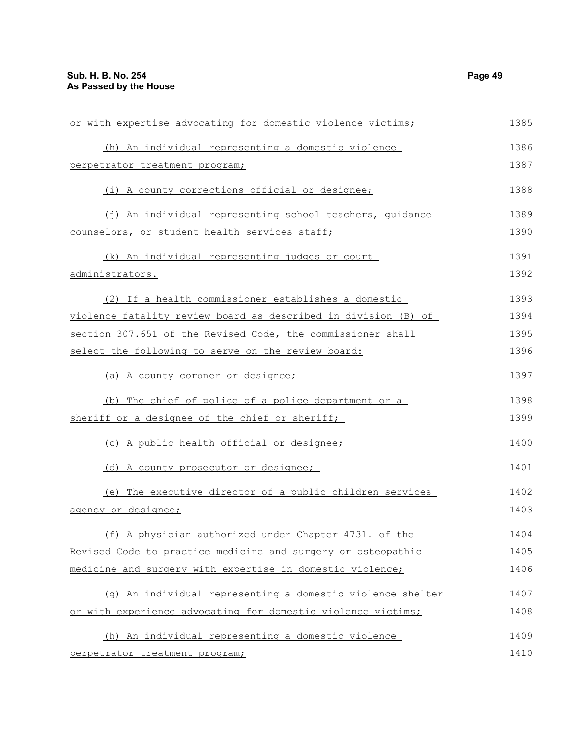or with expertise advocating for domestic violence victims;

(h) An individual representing a domestic violence perpetrator treatment program;

(i) A county corrections official or designee;

(j) An individual representing school teachers, guidance counselors, or student health services staff;

(k) An individual representing judges or court administrators.

(2) If a health commissioner establishes a domestic violence fatality review board as described in division (B) of section 307.651 of the Revised Code, the commissioner shall select the following to serve on the review board:

(a) A county coroner or designee;

(b) The chief of police of a police department or a sheriff or a designee of the chief or sheriff;

(c) A public health official or designee;

(d) A county prosecutor or designee;

(e) The executive director of a public children services agency or designee;

(f) A physician authorized under Chapter 4731. of the Revised Code to practice medicine and surgery or osteopathic medicine and surgery with expertise in domestic violence;

(g) An individual representing a domestic violence shelter or with experience advocating for domestic violence victims;

(h) An individual representing a domestic violence perpetrator treatment program;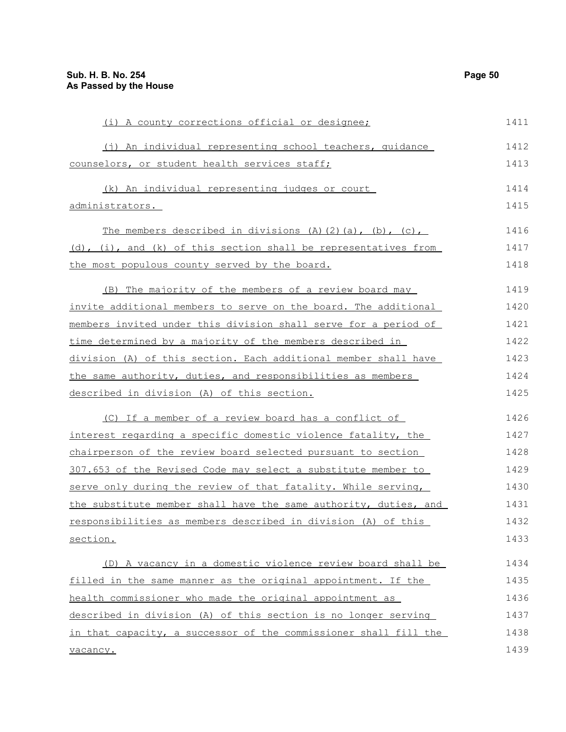(i) A county corrections official or designee;

(j) An individual representing school teachers, guidance counselors, or student health services staff;

(k) An individual representing judges or court administrators.

The members described in divisions (A)(2)(a), (b), (c), (d), (i), and (k) of this section shall be representatives from the most populous county served by the board.

(B) The majority of the members of a review board may invite additional members to serve on the board. The additional members invited under this division shall serve for a period of time determined by a majority of the members described in division (A) of this section. Each additional member shall have the same authority, duties, and responsibilities as members described in division (A) of this section.

(C) If a member of a review board has a conflict of interest regarding a specific domestic violence fatality, the chairperson of the review board selected pursuant to section 307.653 of the Revised Code may select a substitute member to serve only during the review of that fatality. While serving, the substitute member shall have the same authority, duties, and responsibilities as members described in division (A) of this section.

(D) A vacancy in a domestic violence review board shall be filled in the same manner as the original appointment. If the health commissioner who made the original appointment as described in division (A) of this section is no longer serving in that capacity, a successor of the commissioner shall fill the vacancy.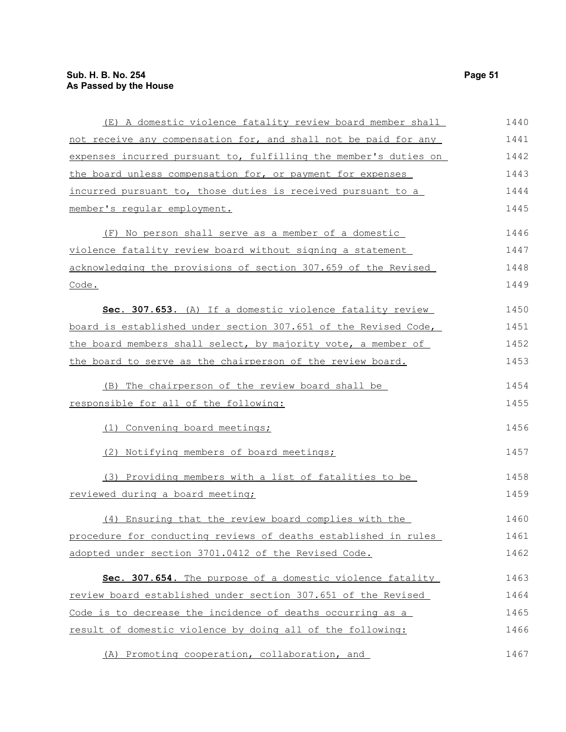(E) A domestic violence fatality review board member shall not receive any compensation for, and shall not be paid for any expenses incurred pursuant to, fulfilling the member's duties on the board unless compensation for, or payment for expenses incurred pursuant to, those duties is received pursuant to a member's regular employment.

(F) No person shall serve as a member of a domestic violence fatality review board without signing a statement acknowledging the provisions of section 307.659 of the Revised Code.

**Sec. 307.653.** (A) If a domestic violence fatality review board is established under section 307.651 of the Revised Code, the board members shall select, by majority vote, a member of the board to serve as the chairperson of the review board.

(B) The chairperson of the review board shall be responsible for all of the following:

(1) Convening board meetings;

(2) Notifying members of board meetings;

(3) Providing members with a list of fatalities to be reviewed during a board meeting;

(4) Ensuring that the review board complies with the procedure for conducting reviews of deaths established in rules adopted under section 3701.0412 of the Revised Code.

**Sec. 307.654.** The purpose of a domestic violence fatality review board established under section 307.651 of the Revised Code is to decrease the incidence of deaths occurring as a result of domestic violence by doing all of the following:

(A) Promoting cooperation, collaboration, and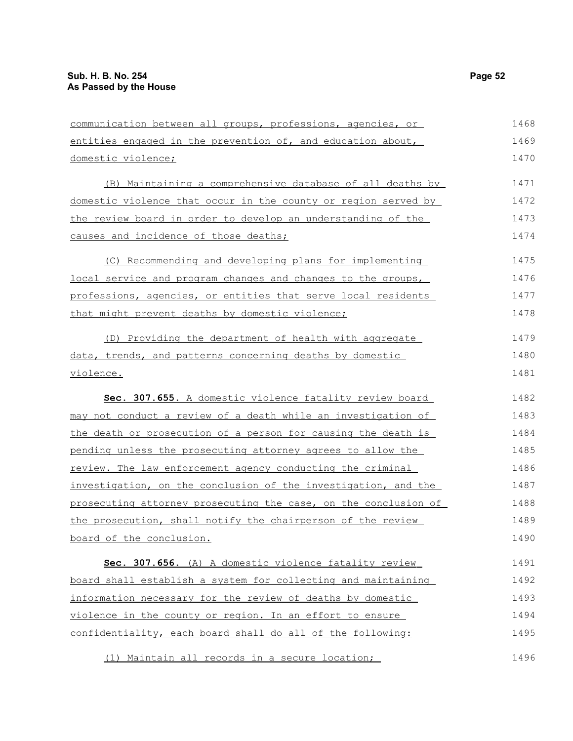communication between all groups, professions, agencies, or entities engaged in the prevention of, and education about, domestic violence;

(B) Maintaining a comprehensive database of all deaths by domestic violence that occur in the county or region served by the review board in order to develop an understanding of the causes and incidence of those deaths;

(C) Recommending and developing plans for implementing local service and program changes and changes to the groups, professions, agencies, or entities that serve local residents that might prevent deaths by domestic violence;

(D) Providing the department of health with aggregate data, trends, and patterns concerning deaths by domestic violence.

**Sec. 307.655.** A domestic violence fatality review board may not conduct a review of a death while an investigation of the death or prosecution of a person for causing the death is pending unless the prosecuting attorney agrees to allow the review. The law enforcement agency conducting the criminal investigation, on the conclusion of the investigation, and the prosecuting attorney prosecuting the case, on the conclusion of the prosecution, shall notify the chairperson of the review board of the conclusion.

**Sec. 307.656.** (A) A domestic violence fatality review board shall establish a system for collecting and maintaining information necessary for the review of deaths by domestic violence in the county or region. In an effort to ensure confidentiality, each board shall do all of the following:

(1) Maintain all records in a secure location;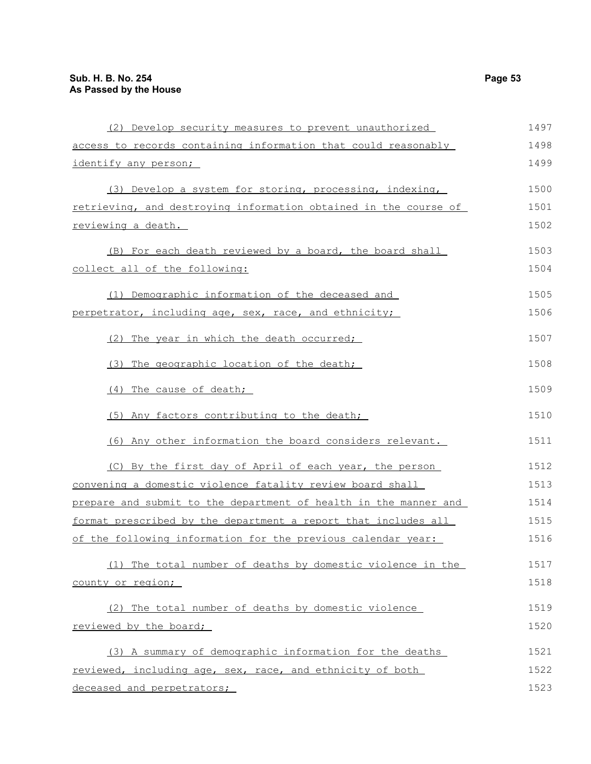(2) Develop security measures to prevent unauthorized access to records containing information that could reasonably identify any person;

(3) Develop a system for storing, processing, indexing, retrieving, and destroying information obtained in the course of reviewing a death.

(B) For each death reviewed by a board, the board shall collect all of the following:

(1) Demographic information of the deceased and perpetrator, including age, sex, race, and ethnicity;

(2) The year in which the death occurred;

(3) The geographic location of the death;

(4) The cause of death;

(5) Any factors contributing to the death;

(6) Any other information the board considers relevant.

(C) By the first day of April of each year, the person convening a domestic violence fatality review board shall prepare and submit to the department of health in the manner and format prescribed by the department a report that includes all of the following information for the previous calendar year:

(1) The total number of deaths by domestic violence in the county or region;

(2) The total number of deaths by domestic violence reviewed by the board;

(3) A summary of demographic information for the deaths reviewed, including age, sex, race, and ethnicity of both deceased and perpetrators;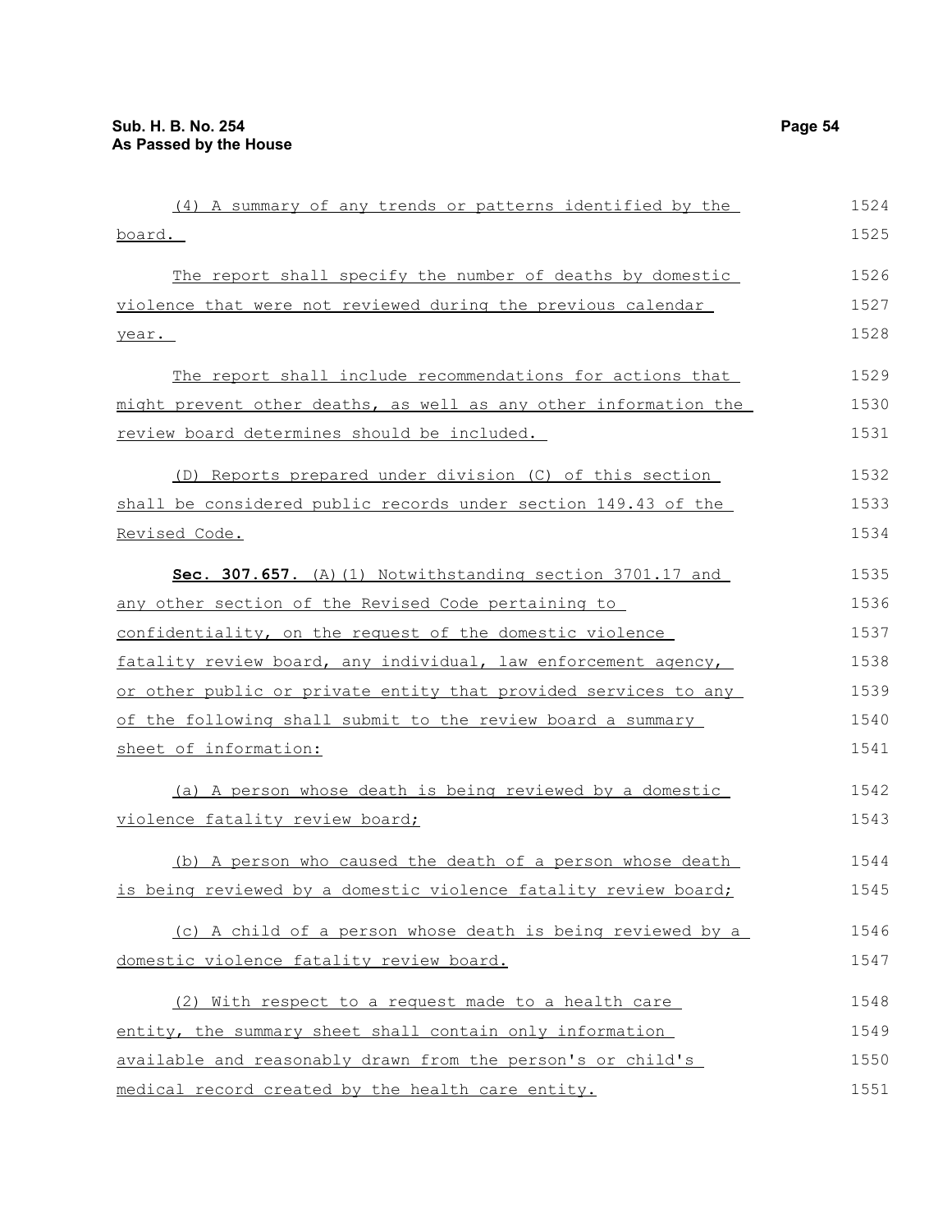(4) A summary of any trends or patterns identified by the board.

The report shall specify the number of deaths by domestic violence that were not reviewed during the previous calendar year.

The report shall include recommendations for actions that might prevent other deaths, as well as any other information the review board determines should be included.

(D) Reports prepared under division (C) of this section shall be considered public records under section 149.43 of the Revised Code.

**Sec. 307.657.** (A)(1) Notwithstanding section 3701.17 and any other section of the Revised Code pertaining to confidentiality, on the request of the domestic violence fatality review board, any individual, law enforcement agency, or other public or private entity that provided services to any of the following shall submit to the review board a summary sheet of information:

(a) A person whose death is being reviewed by a domestic violence fatality review board;

(b) A person who caused the death of a person whose death is being reviewed by a domestic violence fatality review board;

(c) A child of a person whose death is being reviewed by a domestic violence fatality review board.

(2) With respect to a request made to a health care entity, the summary sheet shall contain only information available and reasonably drawn from the person's or child's medical record created by the health care entity.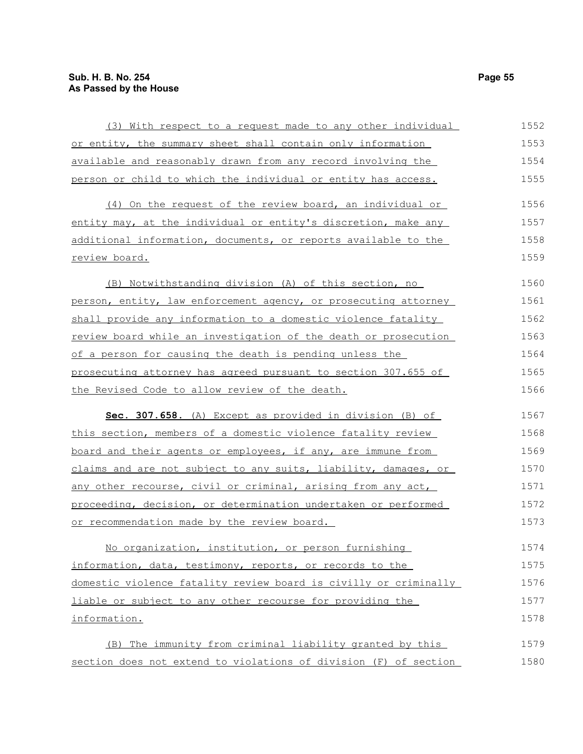(3) With respect to a request made to any other individual or entity, the summary sheet shall contain only information available and reasonably drawn from any record involving the person or child to which the individual or entity has access.

(4) On the request of the review board, an individual or entity may, at the individual or entity's discretion, make any additional information, documents, or reports available to the review board.

(B) Notwithstanding division (A) of this section, no person, entity, law enforcement agency, or prosecuting attorney shall provide any information to a domestic violence fatality review board while an investigation of the death or prosecution of a person for causing the death is pending unless the prosecuting attorney has agreed pursuant to section 307.655 of the Revised Code to allow review of the death.

**Sec. 307.658.** (A) Except as provided in division (B) of this section, members of a domestic violence fatality review board and their agents or employees, if any, are immune from claims and are not subject to any suits, liability, damages, or any other recourse, civil or criminal, arising from any act, proceeding, decision, or determination undertaken or performed or recommendation made by the review board.

No organization, institution, or person furnishing information, data, testimony, reports, or records to the domestic violence fatality review board is civilly or criminally liable or subject to any other recourse for providing the information.

(B) The immunity from criminal liability granted by this section does not extend to violations of division (F) of section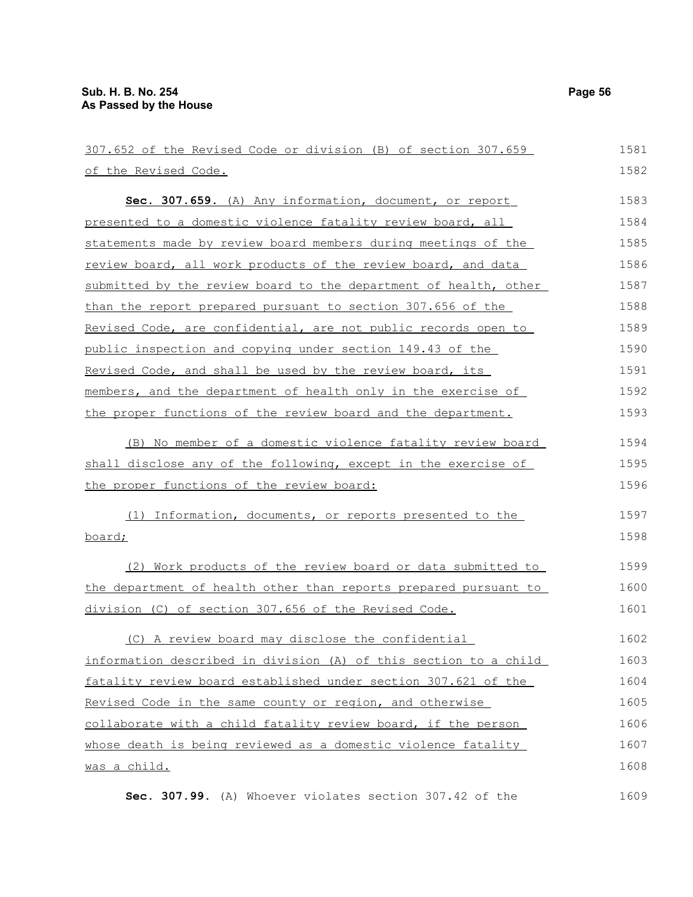307.652 of the Revised Code or division (B) of section 307.659 of the Revised Code.

**Sec. 307.659.** (A) Any information, document, or report presented to a domestic violence fatality review board, all statements made by review board members during meetings of the review board, all work products of the review board, and data submitted by the review board to the department of health, other than the report prepared pursuant to section 307.656 of the Revised Code, are confidential, are not public records open to public inspection and copying under section 149.43 of the Revised Code, and shall be used by the review board, its members, and the department of health only in the exercise of the proper functions of the review board and the department.

(B) No member of a domestic violence fatality review board shall disclose any of the following, except in the exercise of the proper functions of the review board:

(1) Information, documents, or reports presented to the board;

(2) Work products of the review board or data submitted to the department of health other than reports prepared pursuant to division (C) of section 307.656 of the Revised Code.

(C) A review board may disclose the confidential information described in division (A) of this section to a child fatality review board established under section 307.621 of the Revised Code in the same county or region, and otherwise collaborate with a child fatality review board, if the person whose death is being reviewed as a domestic violence fatality was a child.

**Sec. 307.99.** (A) Whoever violates section 307.42 of the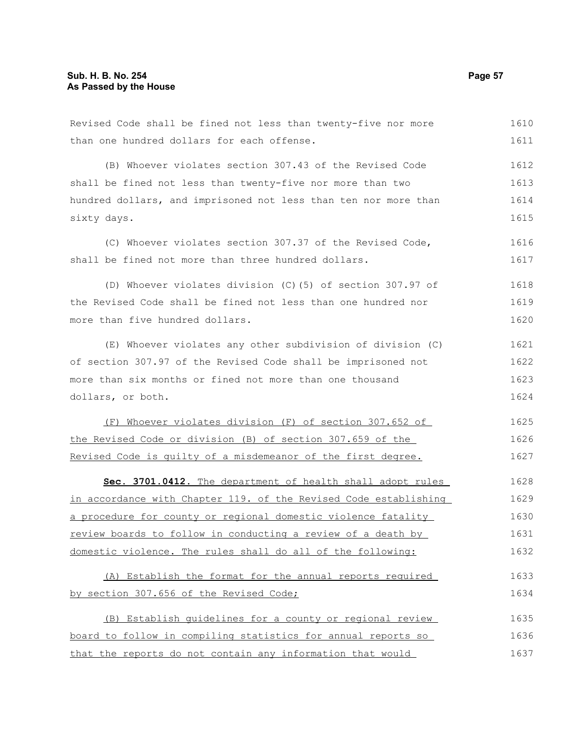Revised Code shall be fined not less than twenty-five nor more than one hundred dollars for each offense.

(B) Whoever violates section 307.43 of the Revised Code shall be fined not less than twenty-five nor more than two hundred dollars, and imprisoned not less than ten nor more than sixty days.

(C) Whoever violates section 307.37 of the Revised Code, shall be fined not more than three hundred dollars.

(D) Whoever violates division (C)(5) of section 307.97 of the Revised Code shall be fined not less than one hundred nor more than five hundred dollars.

(E) Whoever violates any other subdivision of division (C) of section 307.97 of the Revised Code shall be imprisoned not more than six months or fined not more than one thousand dollars, or both.

<u>(F) Whoever violates division (F) of section 307.652 of the Revised Code or division (B) of section 307.659 of the Revised Code is guilty of a misdemeanor of the first degree.</u>

**<u>Sec. 3701.0412.</u>** <u>The department of health shall adopt rules in accordance with Chapter 119. of the Revised Code establishing a procedure for county or regional domestic violence fatality review boards to follow in conducting a review of a death by domestic violence. The rules shall do all of the following:</u>

<u>(A) Establish the format for the annual reports required by section 307.656 of the Revised Code;</u>

<u>(B) Establish guidelines for a county or regional review board to follow in compiling statistics for annual reports so that the reports do not contain any information that would</u>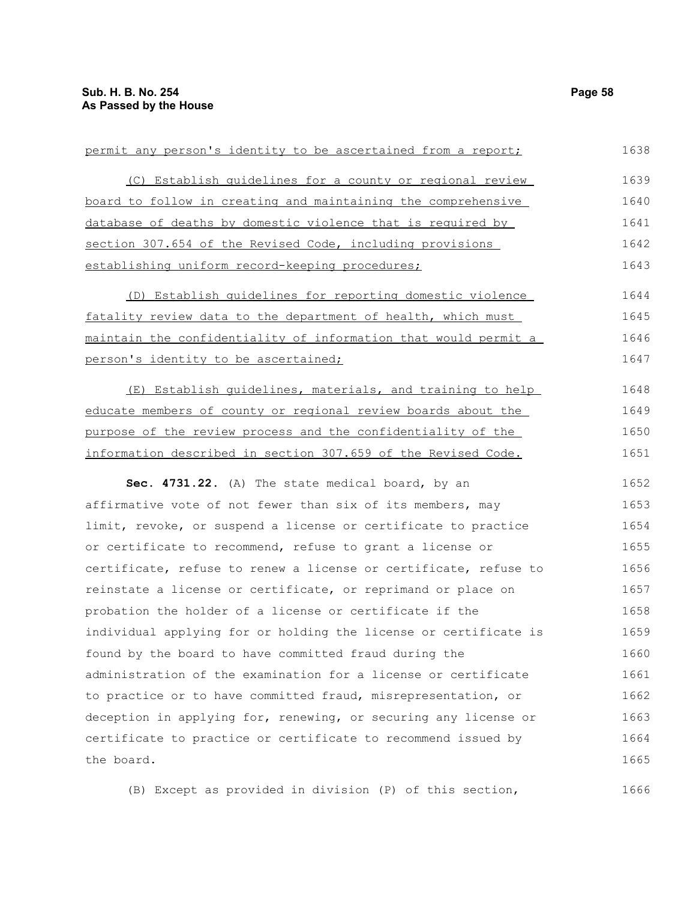permit any person's identity to be ascertained from a report;

(C) Establish guidelines for a county or regional review board to follow in creating and maintaining the comprehensive database of deaths by domestic violence that is required by section 307.654 of the Revised Code, including provisions establishing uniform record-keeping procedures;

(D) Establish guidelines for reporting domestic violence fatality review data to the department of health, which must maintain the confidentiality of information that would permit a person's identity to be ascertained;

(E) Establish guidelines, materials, and training to help educate members of county or regional review boards about the purpose of the review process and the confidentiality of the information described in section 307.659 of the Revised Code.

**Sec. 4731.22.** (A) The state medical board, by an affirmative vote of not fewer than six of its members, may limit, revoke, or suspend a license or certificate to practice or certificate to recommend, refuse to grant a license or certificate, refuse to renew a license or certificate, refuse to reinstate a license or certificate, or reprimand or place on probation the holder of a license or certificate if the individual applying for or holding the license or certificate is found by the board to have committed fraud during the administration of the examination for a license or certificate to practice or to have committed fraud, misrepresentation, or deception in applying for, renewing, or securing any license or certificate to practice or certificate to recommend issued by the board.

(B) Except as provided in division (P) of this section,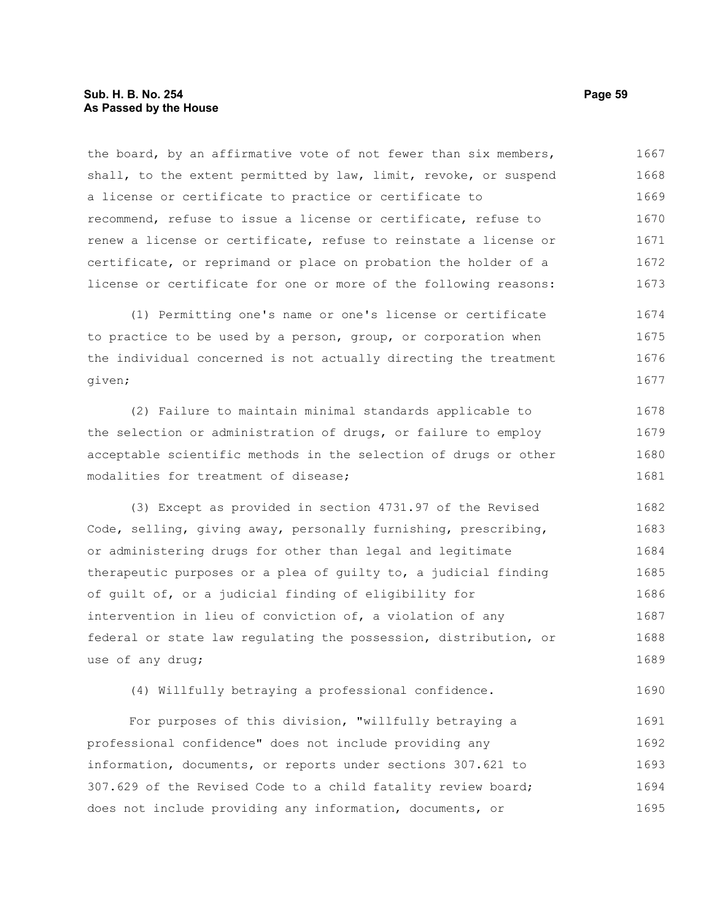the board, by an affirmative vote of not fewer than six members, shall, to the extent permitted by law, limit, revoke, or suspend a license or certificate to practice or certificate to recommend, refuse to issue a license or certificate, refuse to renew a license or certificate, refuse to reinstate a license or certificate, or reprimand or place on probation the holder of a license or certificate for one or more of the following reasons:

(1) Permitting one's name or one's license or certificate to practice to be used by a person, group, or corporation when the individual concerned is not actually directing the treatment given;

(2) Failure to maintain minimal standards applicable to the selection or administration of drugs, or failure to employ acceptable scientific methods in the selection of drugs or other modalities for treatment of disease;

(3) Except as provided in section 4731.97 of the Revised Code, selling, giving away, personally furnishing, prescribing, or administering drugs for other than legal and legitimate therapeutic purposes or a plea of guilty to, a judicial finding of guilt of, or a judicial finding of eligibility for intervention in lieu of conviction of, a violation of any federal or state law regulating the possession, distribution, or use of any drug;

(4) Willfully betraying a professional confidence.

For purposes of this division, "willfully betraying a professional confidence" does not include providing any information, documents, or reports under sections 307.621 to 307.629 of the Revised Code to a child fatality review board; does not include providing any information, documents, or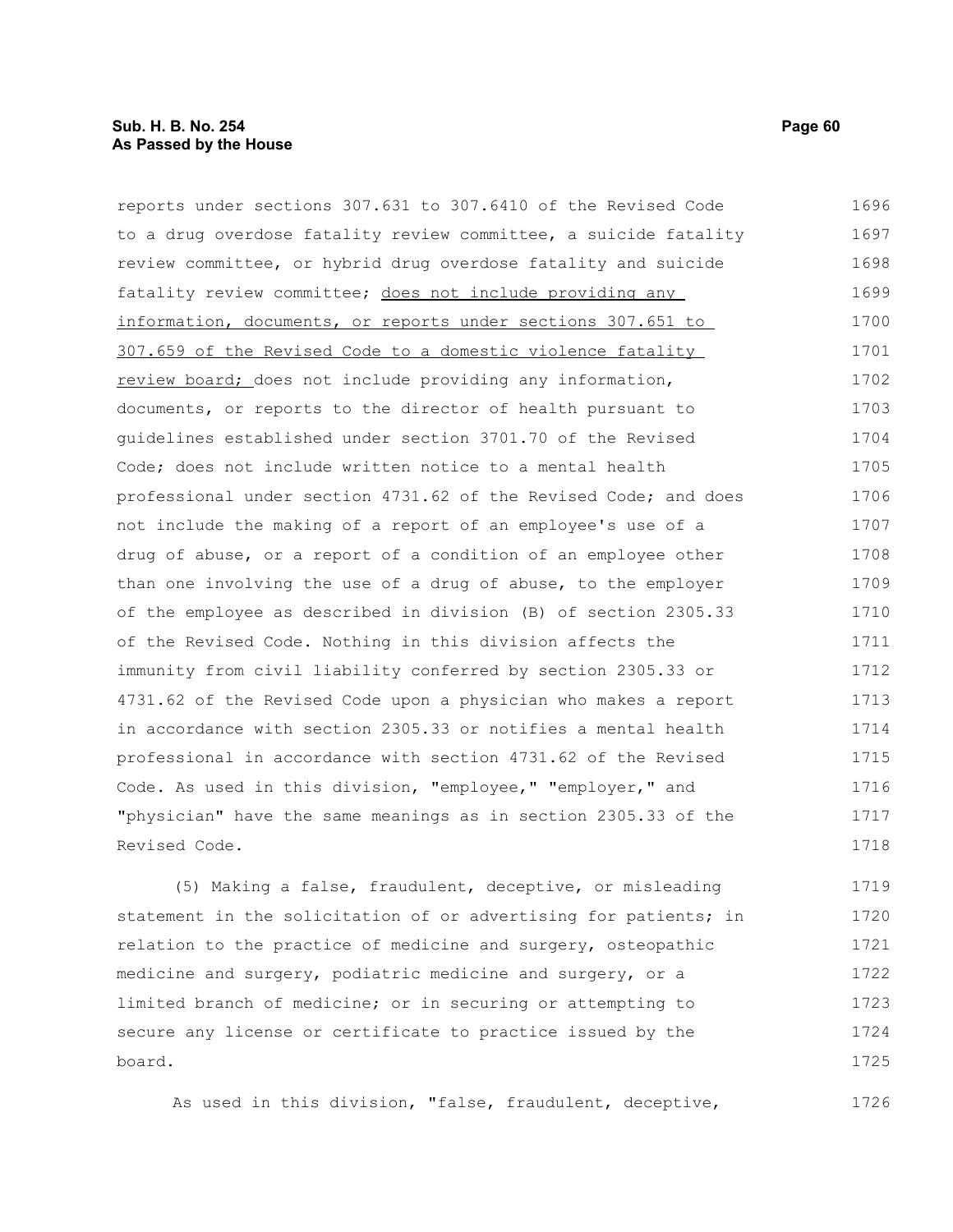reports under sections 307.631 to 307.6410 of the Revised Code to a drug overdose fatality review committee, a suicide fatality review committee, or hybrid drug overdose fatality and suicide fatality review committee; <u>does not include providing any information, documents, or reports under sections 307.651 to 307.659 of the Revised Code to a domestic violence fatality review board;</u> does not include providing any information, documents, or reports to the director of health pursuant to guidelines established under section 3701.70 of the Revised Code; does not include written notice to a mental health professional under section 4731.62 of the Revised Code; and does not include the making of a report of an employee's use of a drug of abuse, or a report of a condition of an employee other than one involving the use of a drug of abuse, to the employer of the employee as described in division (B) of section 2305.33 of the Revised Code. Nothing in this division affects the immunity from civil liability conferred by section 2305.33 or 4731.62 of the Revised Code upon a physician who makes a report in accordance with section 2305.33 or notifies a mental health professional in accordance with section 4731.62 of the Revised Code. As used in this division, "employee," "employer," and "physician" have the same meanings as in section 2305.33 of the Revised Code.

(5) Making a false, fraudulent, deceptive, or misleading statement in the solicitation of or advertising for patients; in relation to the practice of medicine and surgery, osteopathic medicine and surgery, podiatric medicine and surgery, or a limited branch of medicine; or in securing or attempting to secure any license or certificate to practice issued by the board.

As used in this division, "false, fraudulent, deceptive,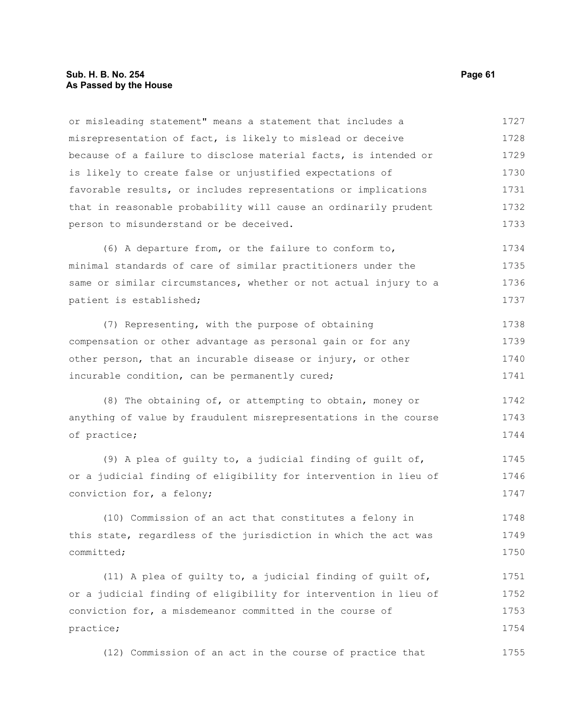or misleading statement" means a statement that includes a misrepresentation of fact, is likely to mislead or deceive because of a failure to disclose material facts, is intended or is likely to create false or unjustified expectations of favorable results, or includes representations or implications that in reasonable probability will cause an ordinarily prudent person to misunderstand or be deceived.

(6) A departure from, or the failure to conform to, minimal standards of care of similar practitioners under the same or similar circumstances, whether or not actual injury to a patient is established;

(7) Representing, with the purpose of obtaining compensation or other advantage as personal gain or for any other person, that an incurable disease or injury, or other incurable condition, can be permanently cured;

(8) The obtaining of, or attempting to obtain, money or anything of value by fraudulent misrepresentations in the course of practice;

(9) A plea of guilty to, a judicial finding of guilt of, or a judicial finding of eligibility for intervention in lieu of conviction for, a felony;

(10) Commission of an act that constitutes a felony in this state, regardless of the jurisdiction in which the act was committed;

(11) A plea of guilty to, a judicial finding of guilt of, or a judicial finding of eligibility for intervention in lieu of conviction for, a misdemeanor committed in the course of practice;

(12) Commission of an act in the course of practice that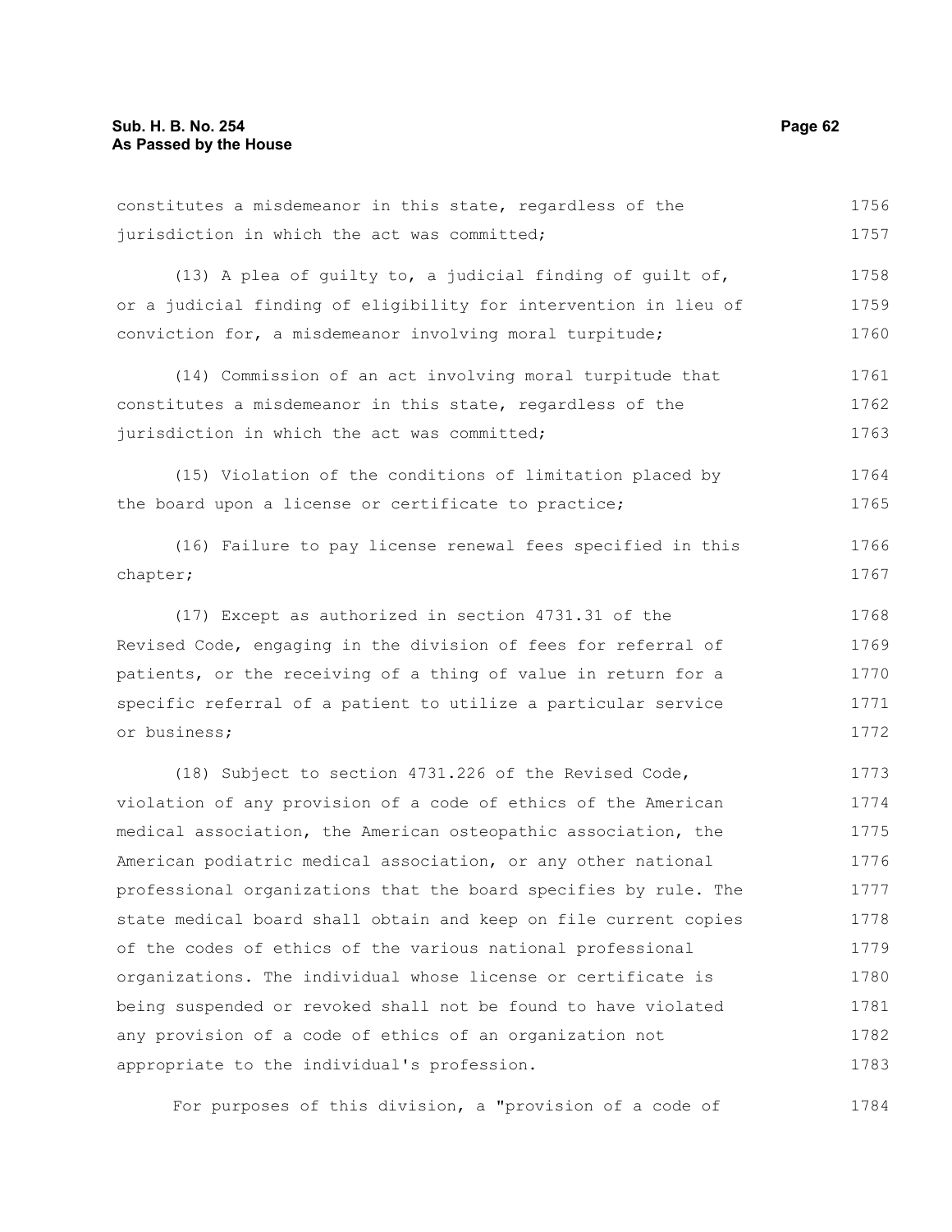constitutes a misdemeanor in this state, regardless of the jurisdiction in which the act was committed;

(13) A plea of guilty to, a judicial finding of guilt of, or a judicial finding of eligibility for intervention in lieu of conviction for, a misdemeanor involving moral turpitude;

(14) Commission of an act involving moral turpitude that constitutes a misdemeanor in this state, regardless of the jurisdiction in which the act was committed;

(15) Violation of the conditions of limitation placed by the board upon a license or certificate to practice;

(16) Failure to pay license renewal fees specified in this chapter;

(17) Except as authorized in section 4731.31 of the Revised Code, engaging in the division of fees for referral of patients, or the receiving of a thing of value in return for a specific referral of a patient to utilize a particular service or business;

(18) Subject to section 4731.226 of the Revised Code, violation of any provision of a code of ethics of the American medical association, the American osteopathic association, the American podiatric medical association, or any other national professional organizations that the board specifies by rule. The state medical board shall obtain and keep on file current copies of the codes of ethics of the various national professional organizations. The individual whose license or certificate is being suspended or revoked shall not be found to have violated any provision of a code of ethics of an organization not appropriate to the individual's profession.

For purposes of this division, a "provision of a code of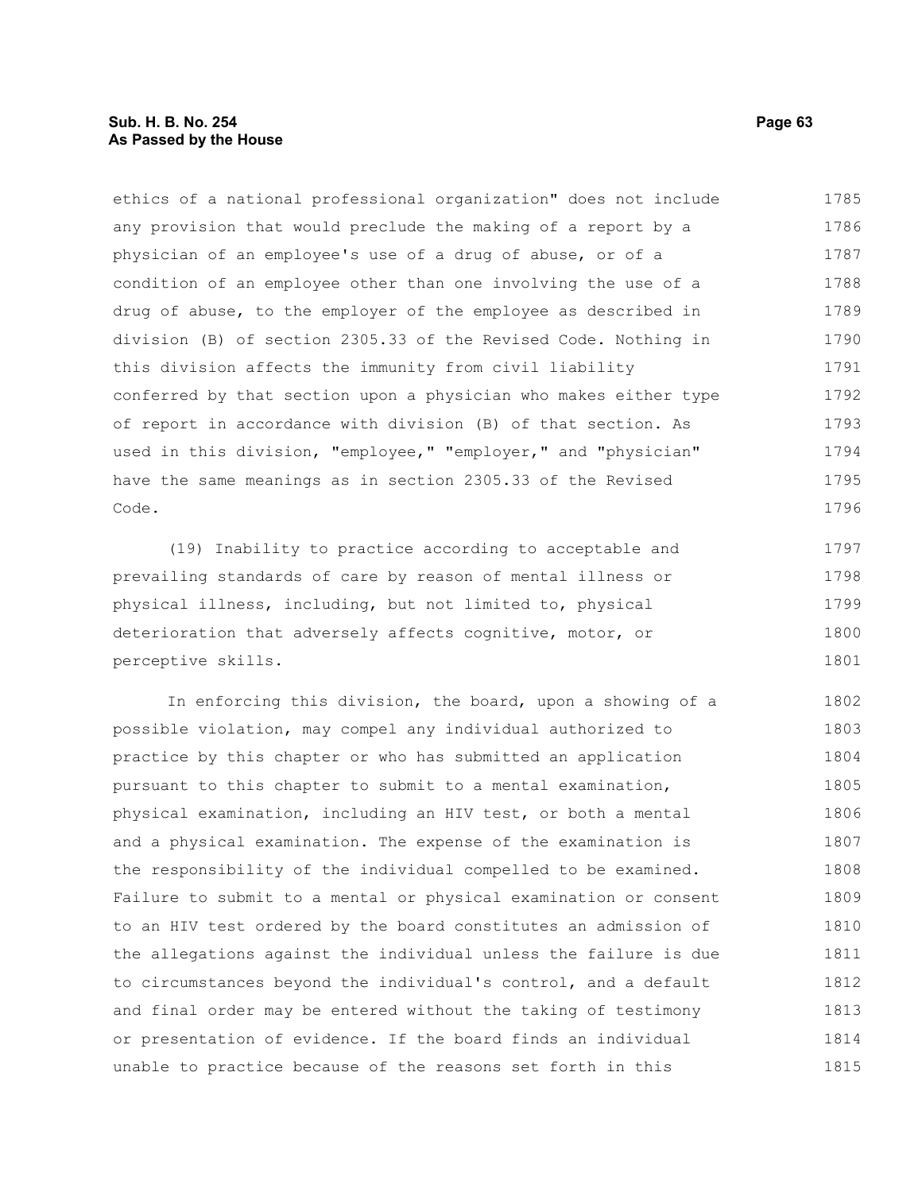ethics of a national professional organization" does not include any provision that would preclude the making of a report by a physician of an employee's use of a drug of abuse, or of a condition of an employee other than one involving the use of a drug of abuse, to the employer of the employee as described in division (B) of section 2305.33 of the Revised Code. Nothing in this division affects the immunity from civil liability conferred by that section upon a physician who makes either type of report in accordance with division (B) of that section. As used in this division, "employee," "employer," and "physician" have the same meanings as in section 2305.33 of the Revised Code.

(19) Inability to practice according to acceptable and prevailing standards of care by reason of mental illness or physical illness, including, but not limited to, physical deterioration that adversely affects cognitive, motor, or perceptive skills.

In enforcing this division, the board, upon a showing of a possible violation, may compel any individual authorized to practice by this chapter or who has submitted an application pursuant to this chapter to submit to a mental examination, physical examination, including an HIV test, or both a mental and a physical examination. The expense of the examination is the responsibility of the individual compelled to be examined. Failure to submit to a mental or physical examination or consent to an HIV test ordered by the board constitutes an admission of the allegations against the individual unless the failure is due to circumstances beyond the individual's control, and a default and final order may be entered without the taking of testimony or presentation of evidence. If the board finds an individual unable to practice because of the reasons set forth in this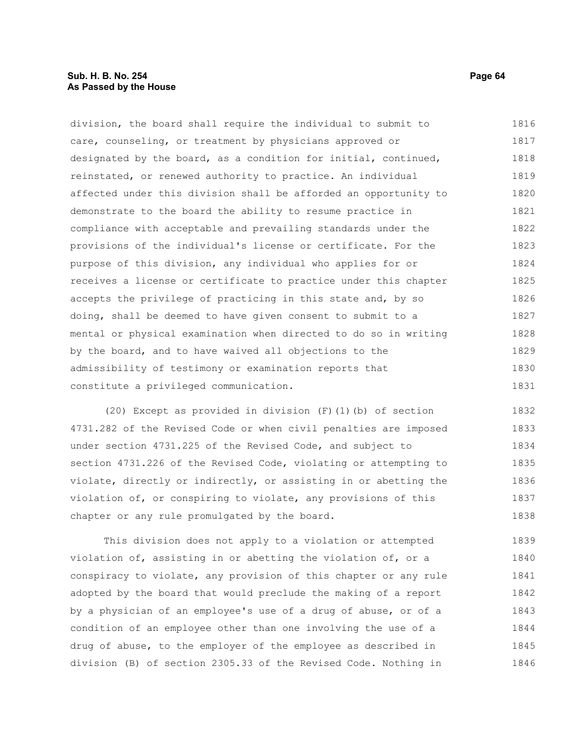division, the board shall require the individual to submit to care, counseling, or treatment by physicians approved or designated by the board, as a condition for initial, continued, reinstated, or renewed authority to practice. An individual affected under this division shall be afforded an opportunity to demonstrate to the board the ability to resume practice in compliance with acceptable and prevailing standards under the provisions of the individual's license or certificate. For the purpose of this division, any individual who applies for or receives a license or certificate to practice under this chapter accepts the privilege of practicing in this state and, by so doing, shall be deemed to have given consent to submit to a mental or physical examination when directed to do so in writing by the board, and to have waived all objections to the admissibility of testimony or examination reports that constitute a privileged communication.

(20) Except as provided in division (F)(1)(b) of section 4731.282 of the Revised Code or when civil penalties are imposed under section 4731.225 of the Revised Code, and subject to section 4731.226 of the Revised Code, violating or attempting to violate, directly or indirectly, or assisting in or abetting the violation of, or conspiring to violate, any provisions of this chapter or any rule promulgated by the board.

This division does not apply to a violation or attempted violation of, assisting in or abetting the violation of, or a conspiracy to violate, any provision of this chapter or any rule adopted by the board that would preclude the making of a report by a physician of an employee's use of a drug of abuse, or of a condition of an employee other than one involving the use of a drug of abuse, to the employer of the employee as described in division (B) of section 2305.33 of the Revised Code. Nothing in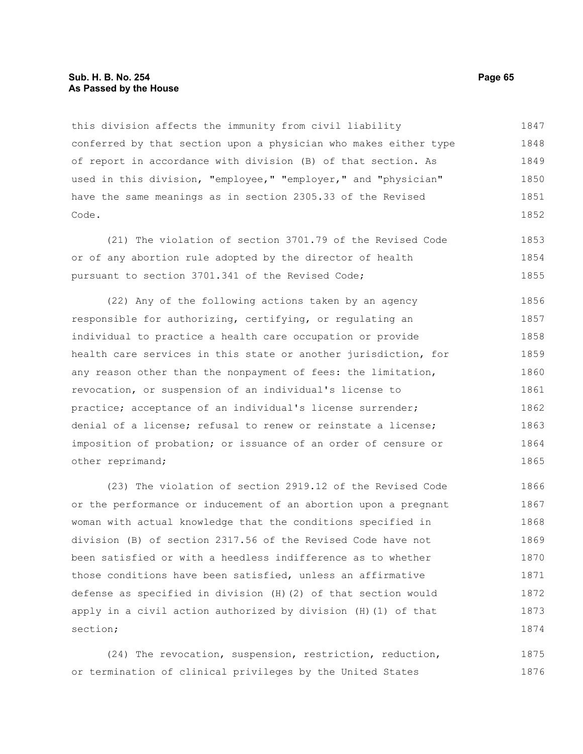this division affects the immunity from civil liability conferred by that section upon a physician who makes either type of report in accordance with division (B) of that section. As used in this division, "employee," "employer," and "physician" have the same meanings as in section 2305.33 of the Revised Code.

(21) The violation of section 3701.79 of the Revised Code or of any abortion rule adopted by the director of health pursuant to section 3701.341 of the Revised Code;

(22) Any of the following actions taken by an agency responsible for authorizing, certifying, or regulating an individual to practice a health care occupation or provide health care services in this state or another jurisdiction, for any reason other than the nonpayment of fees: the limitation, revocation, or suspension of an individual's license to practice; acceptance of an individual's license surrender; denial of a license; refusal to renew or reinstate a license; imposition of probation; or issuance of an order of censure or other reprimand;

(23) The violation of section 2919.12 of the Revised Code or the performance or inducement of an abortion upon a pregnant woman with actual knowledge that the conditions specified in division (B) of section 2317.56 of the Revised Code have not been satisfied or with a heedless indifference as to whether those conditions have been satisfied, unless an affirmative defense as specified in division (H)(2) of that section would apply in a civil action authorized by division (H)(1) of that section;

(24) The revocation, suspension, restriction, reduction, or termination of clinical privileges by the United States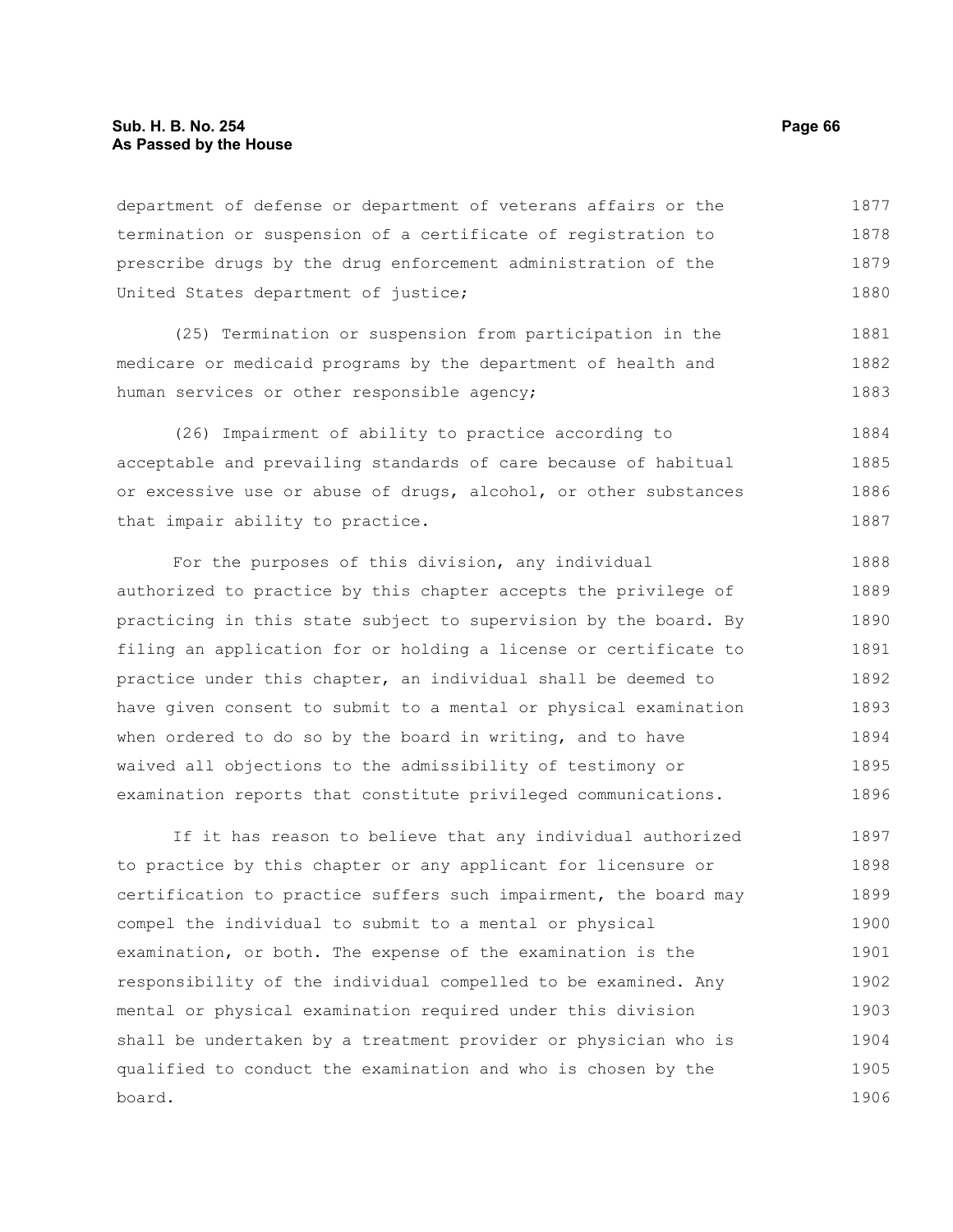department of defense or department of veterans affairs or the termination or suspension of a certificate of registration to prescribe drugs by the drug enforcement administration of the United States department of justice;

(25) Termination or suspension from participation in the medicare or medicaid programs by the department of health and human services or other responsible agency;

(26) Impairment of ability to practice according to acceptable and prevailing standards of care because of habitual or excessive use or abuse of drugs, alcohol, or other substances that impair ability to practice.

For the purposes of this division, any individual authorized to practice by this chapter accepts the privilege of practicing in this state subject to supervision by the board. By filing an application for or holding a license or certificate to practice under this chapter, an individual shall be deemed to have given consent to submit to a mental or physical examination when ordered to do so by the board in writing, and to have waived all objections to the admissibility of testimony or examination reports that constitute privileged communications.

If it has reason to believe that any individual authorized to practice by this chapter or any applicant for licensure or certification to practice suffers such impairment, the board may compel the individual to submit to a mental or physical examination, or both. The expense of the examination is the responsibility of the individual compelled to be examined. Any mental or physical examination required under this division shall be undertaken by a treatment provider or physician who is qualified to conduct the examination and who is chosen by the board.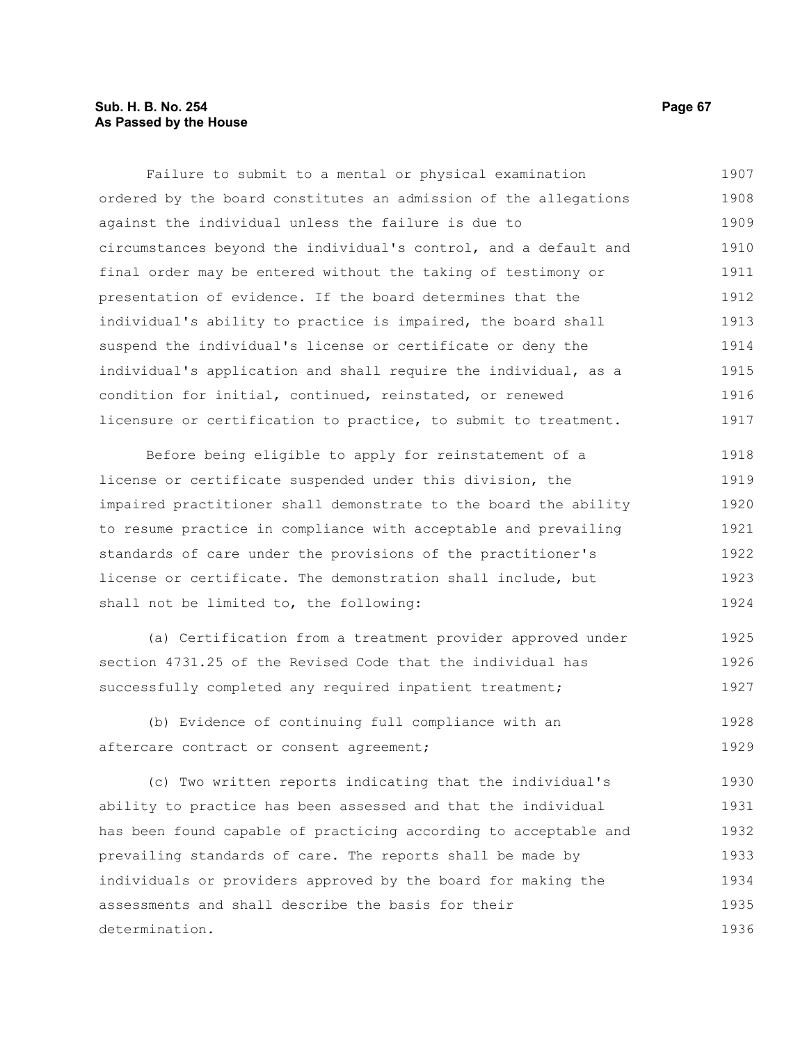Failure to submit to a mental or physical examination ordered by the board constitutes an admission of the allegations against the individual unless the failure is due to circumstances beyond the individual's control, and a default and final order may be entered without the taking of testimony or presentation of evidence. If the board determines that the individual's ability to practice is impaired, the board shall suspend the individual's license or certificate or deny the individual's application and shall require the individual, as a condition for initial, continued, reinstated, or renewed licensure or certification to practice, to submit to treatment.

Before being eligible to apply for reinstatement of a license or certificate suspended under this division, the impaired practitioner shall demonstrate to the board the ability to resume practice in compliance with acceptable and prevailing standards of care under the provisions of the practitioner's license or certificate. The demonstration shall include, but shall not be limited to, the following:

(a) Certification from a treatment provider approved under section 4731.25 of the Revised Code that the individual has successfully completed any required inpatient treatment;

(b) Evidence of continuing full compliance with an aftercare contract or consent agreement;

(c) Two written reports indicating that the individual's ability to practice has been assessed and that the individual has been found capable of practicing according to acceptable and prevailing standards of care. The reports shall be made by individuals or providers approved by the board for making the assessments and shall describe the basis for their determination.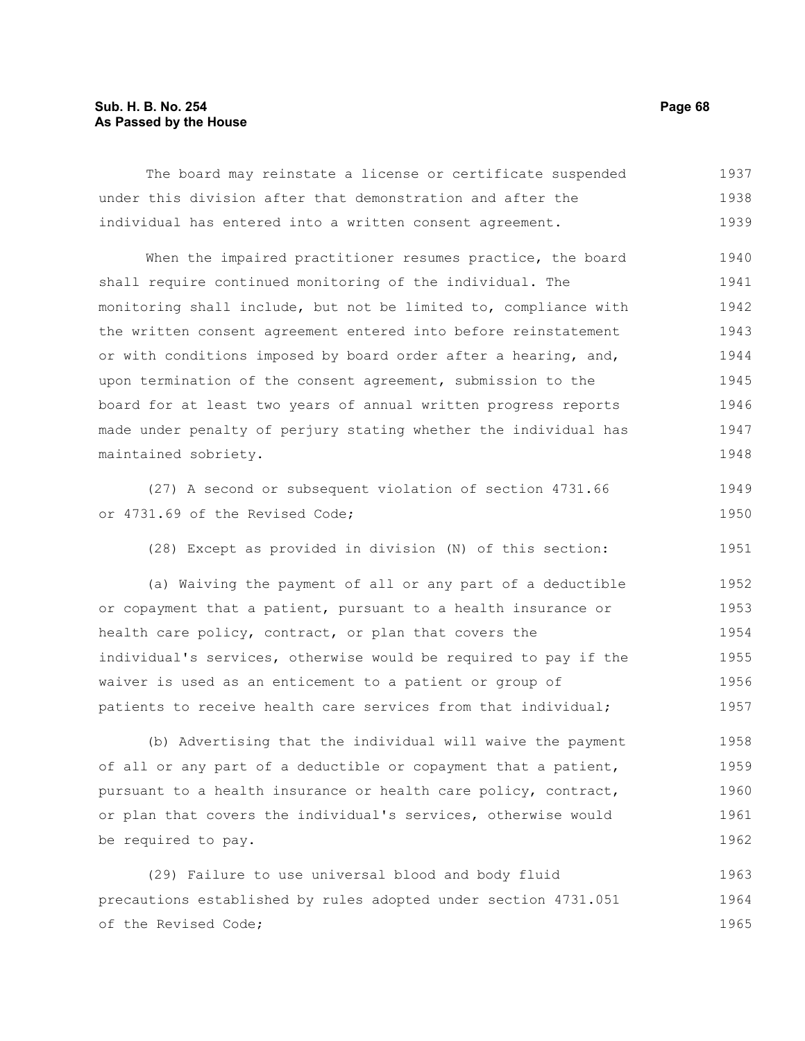The board may reinstate a license or certificate suspended under this division after that demonstration and after the individual has entered into a written consent agreement.

When the impaired practitioner resumes practice, the board shall require continued monitoring of the individual. The monitoring shall include, but not be limited to, compliance with the written consent agreement entered into before reinstatement or with conditions imposed by board order after a hearing, and, upon termination of the consent agreement, submission to the board for at least two years of annual written progress reports made under penalty of perjury stating whether the individual has maintained sobriety.

(27) A second or subsequent violation of section 4731.66 or 4731.69 of the Revised Code;

(28) Except as provided in division (N) of this section:

(a) Waiving the payment of all or any part of a deductible or copayment that a patient, pursuant to a health insurance or health care policy, contract, or plan that covers the individual's services, otherwise would be required to pay if the waiver is used as an enticement to a patient or group of patients to receive health care services from that individual;

(b) Advertising that the individual will waive the payment of all or any part of a deductible or copayment that a patient, pursuant to a health insurance or health care policy, contract, or plan that covers the individual's services, otherwise would be required to pay.

(29) Failure to use universal blood and body fluid precautions established by rules adopted under section 4731.051 of the Revised Code;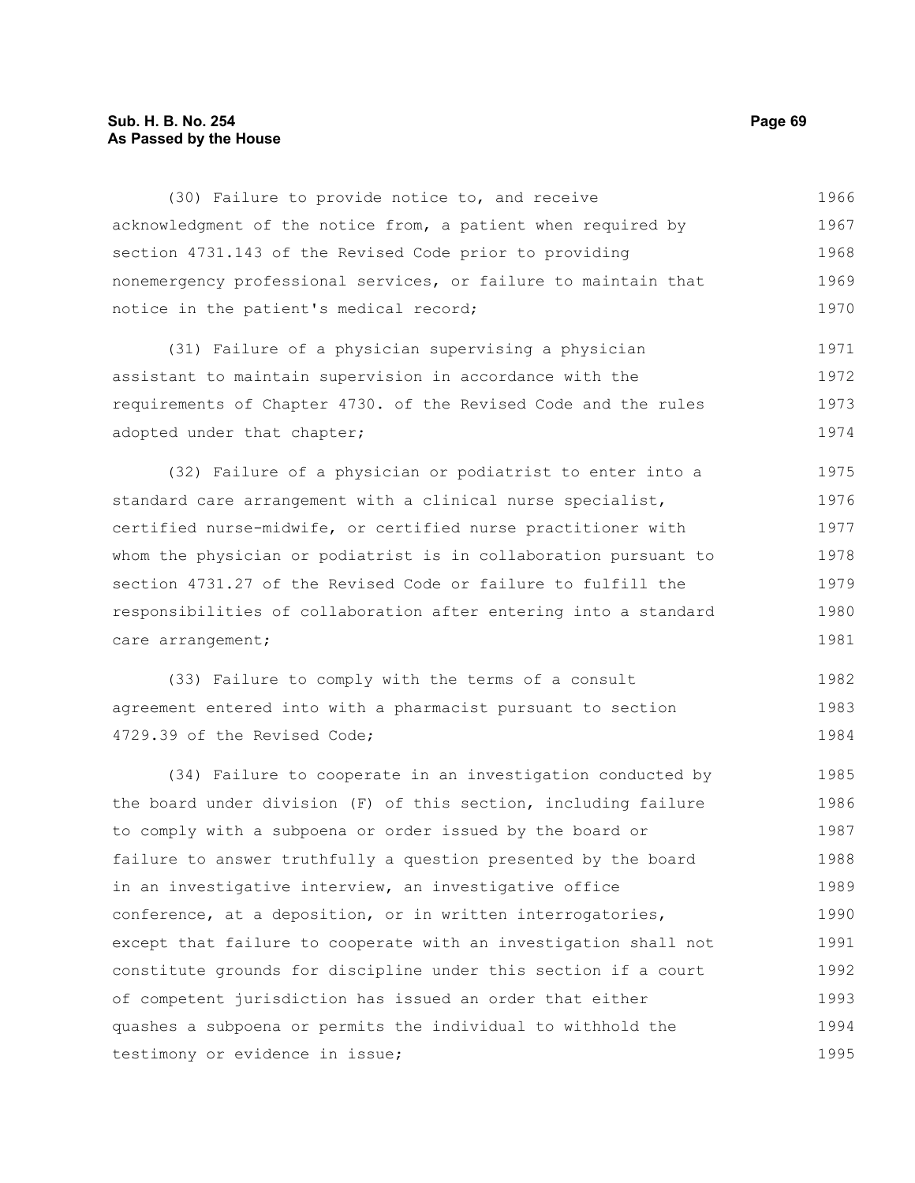(30) Failure to provide notice to, and receive acknowledgment of the notice from, a patient when required by section 4731.143 of the Revised Code prior to providing nonemergency professional services, or failure to maintain that notice in the patient's medical record;

(31) Failure of a physician supervising a physician assistant to maintain supervision in accordance with the requirements of Chapter 4730. of the Revised Code and the rules adopted under that chapter;

(32) Failure of a physician or podiatrist to enter into a standard care arrangement with a clinical nurse specialist, certified nurse-midwife, or certified nurse practitioner with whom the physician or podiatrist is in collaboration pursuant to section 4731.27 of the Revised Code or failure to fulfill the responsibilities of collaboration after entering into a standard care arrangement;

(33) Failure to comply with the terms of a consult agreement entered into with a pharmacist pursuant to section 4729.39 of the Revised Code;

(34) Failure to cooperate in an investigation conducted by the board under division (F) of this section, including failure to comply with a subpoena or order issued by the board or failure to answer truthfully a question presented by the board in an investigative interview, an investigative office conference, at a deposition, or in written interrogatories, except that failure to cooperate with an investigation shall not constitute grounds for discipline under this section if a court of competent jurisdiction has issued an order that either quashes a subpoena or permits the individual to withhold the testimony or evidence in issue;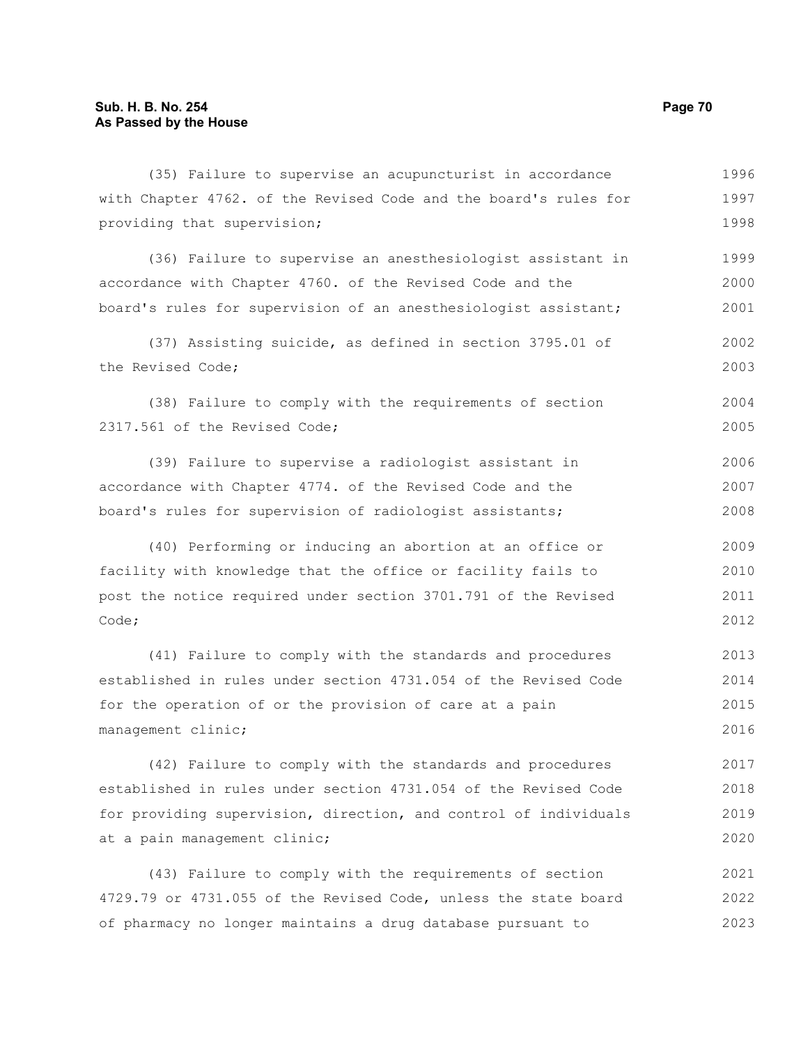(35) Failure to supervise an acupuncturist in accordance with Chapter 4762. of the Revised Code and the board's rules for providing that supervision;

(36) Failure to supervise an anesthesiologist assistant in accordance with Chapter 4760. of the Revised Code and the board's rules for supervision of an anesthesiologist assistant;

(37) Assisting suicide, as defined in section 3795.01 of the Revised Code;

(38) Failure to comply with the requirements of section 2317.561 of the Revised Code;

(39) Failure to supervise a radiologist assistant in accordance with Chapter 4774. of the Revised Code and the board's rules for supervision of radiologist assistants;

(40) Performing or inducing an abortion at an office or facility with knowledge that the office or facility fails to post the notice required under section 3701.791 of the Revised Code;

(41) Failure to comply with the standards and procedures established in rules under section 4731.054 of the Revised Code for the operation of or the provision of care at a pain management clinic;

(42) Failure to comply with the standards and procedures established in rules under section 4731.054 of the Revised Code for providing supervision, direction, and control of individuals at a pain management clinic;

(43) Failure to comply with the requirements of section 4729.79 or 4731.055 of the Revised Code, unless the state board of pharmacy no longer maintains a drug database pursuant to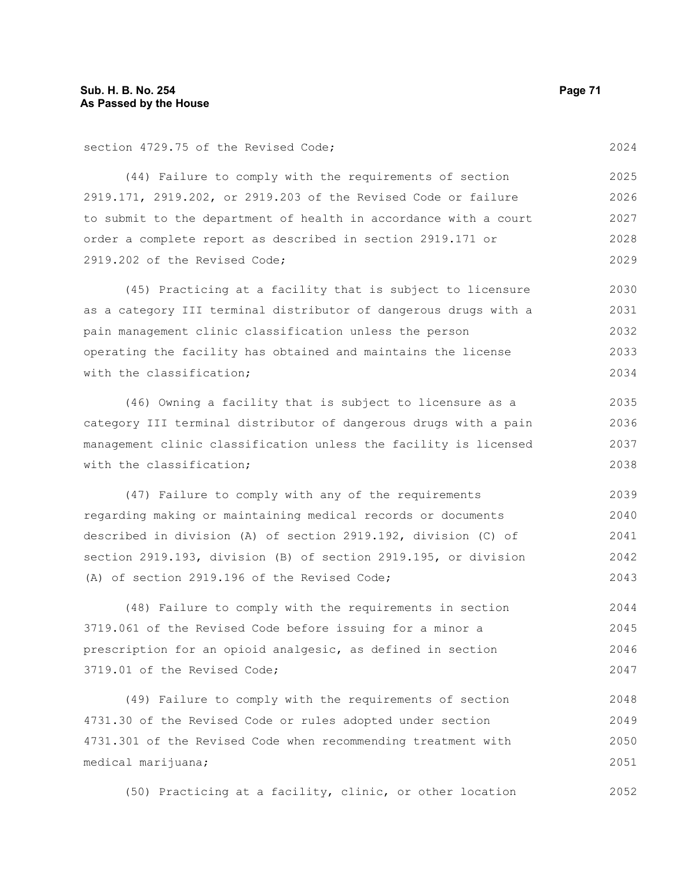section 4729.75 of the Revised Code;

(44) Failure to comply with the requirements of section 2919.171, 2919.202, or 2919.203 of the Revised Code or failure to submit to the department of health in accordance with a court order a complete report as described in section 2919.171 or 2919.202 of the Revised Code;

(45) Practicing at a facility that is subject to licensure as a category III terminal distributor of dangerous drugs with a pain management clinic classification unless the person operating the facility has obtained and maintains the license with the classification;

(46) Owning a facility that is subject to licensure as a category III terminal distributor of dangerous drugs with a pain management clinic classification unless the facility is licensed with the classification;

(47) Failure to comply with any of the requirements regarding making or maintaining medical records or documents described in division (A) of section 2919.192, division (C) of section 2919.193, division (B) of section 2919.195, or division (A) of section 2919.196 of the Revised Code;

(48) Failure to comply with the requirements in section 3719.061 of the Revised Code before issuing for a minor a prescription for an opioid analgesic, as defined in section 3719.01 of the Revised Code;

(49) Failure to comply with the requirements of section 4731.30 of the Revised Code or rules adopted under section 4731.301 of the Revised Code when recommending treatment with medical marijuana;

(50) Practicing at a facility, clinic, or other location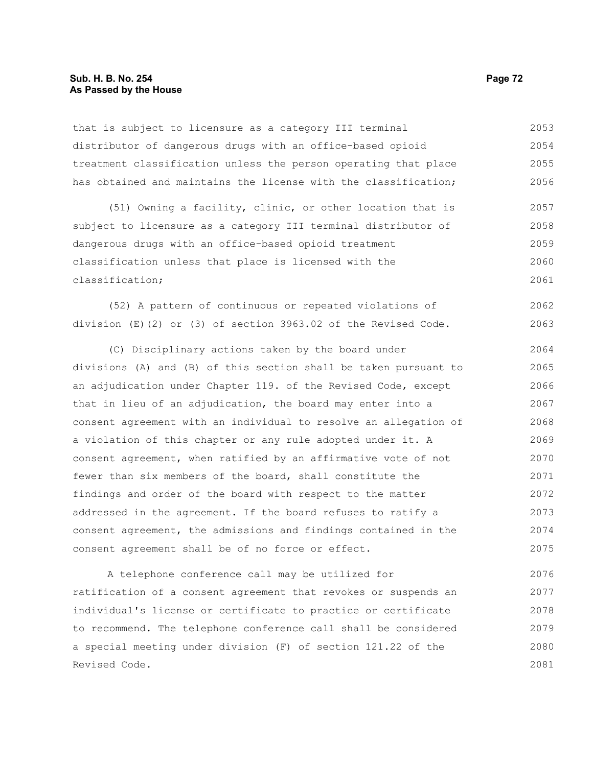that is subject to licensure as a category III terminal distributor of dangerous drugs with an office-based opioid treatment classification unless the person operating that place has obtained and maintains the license with the classification;

(51) Owning a facility, clinic, or other location that is subject to licensure as a category III terminal distributor of dangerous drugs with an office-based opioid treatment classification unless that place is licensed with the classification;

(52) A pattern of continuous or repeated violations of division (E)(2) or (3) of section 3963.02 of the Revised Code.

(C) Disciplinary actions taken by the board under divisions (A) and (B) of this section shall be taken pursuant to an adjudication under Chapter 119. of the Revised Code, except that in lieu of an adjudication, the board may enter into a consent agreement with an individual to resolve an allegation of a violation of this chapter or any rule adopted under it. A consent agreement, when ratified by an affirmative vote of not fewer than six members of the board, shall constitute the findings and order of the board with respect to the matter addressed in the agreement. If the board refuses to ratify a consent agreement, the admissions and findings contained in the consent agreement shall be of no force or effect.

A telephone conference call may be utilized for ratification of a consent agreement that revokes or suspends an individual's license or certificate to practice or certificate to recommend. The telephone conference call shall be considered a special meeting under division (F) of section 121.22 of the Revised Code.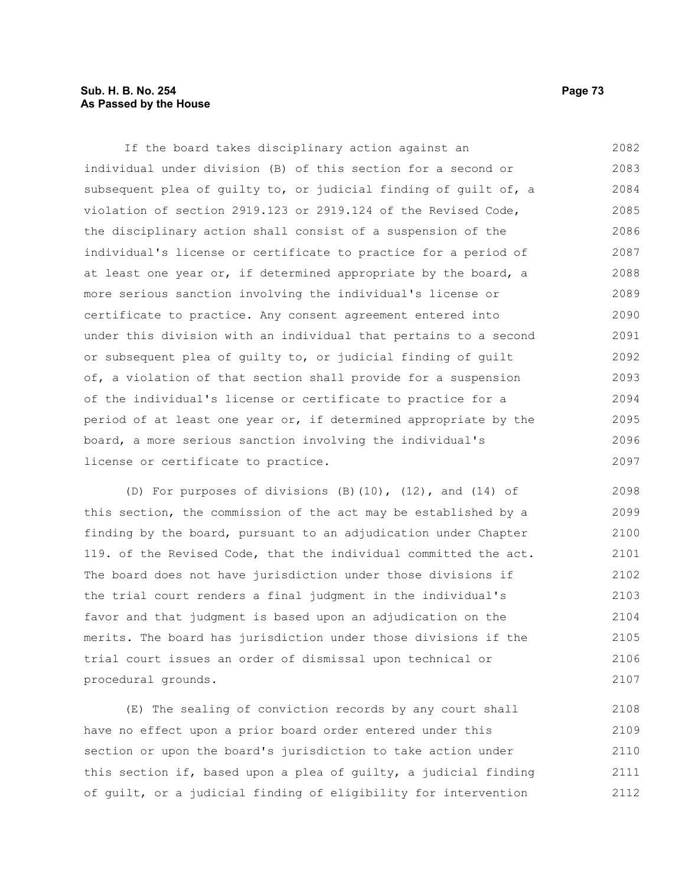If the board takes disciplinary action against an individual under division (B) of this section for a second or subsequent plea of guilty to, or judicial finding of guilt of, a violation of section 2919.123 or 2919.124 of the Revised Code, the disciplinary action shall consist of a suspension of the individual's license or certificate to practice for a period of at least one year or, if determined appropriate by the board, a more serious sanction involving the individual's license or certificate to practice. Any consent agreement entered into under this division with an individual that pertains to a second or subsequent plea of guilty to, or judicial finding of guilt of, a violation of that section shall provide for a suspension of the individual's license or certificate to practice for a period of at least one year or, if determined appropriate by the board, a more serious sanction involving the individual's license or certificate to practice.

(D) For purposes of divisions (B)(10), (12), and (14) of this section, the commission of the act may be established by a finding by the board, pursuant to an adjudication under Chapter 119. of the Revised Code, that the individual committed the act. The board does not have jurisdiction under those divisions if the trial court renders a final judgment in the individual's favor and that judgment is based upon an adjudication on the merits. The board has jurisdiction under those divisions if the trial court issues an order of dismissal upon technical or procedural grounds.

(E) The sealing of conviction records by any court shall have no effect upon a prior board order entered under this section or upon the board's jurisdiction to take action under this section if, based upon a plea of guilty, a judicial finding of guilt, or a judicial finding of eligibility for intervention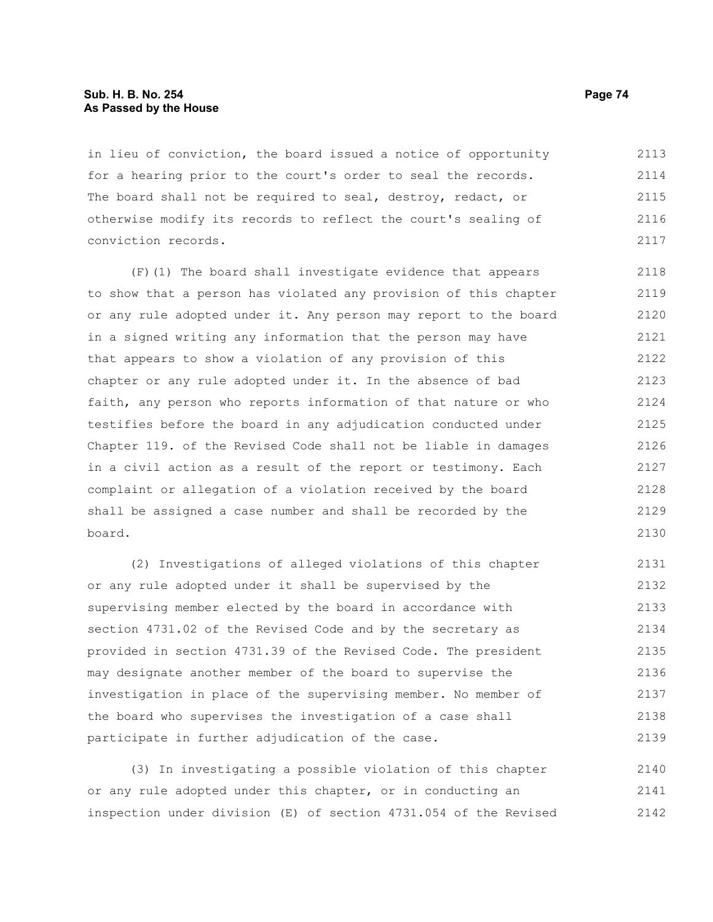in lieu of conviction, the board issued a notice of opportunity for a hearing prior to the court's order to seal the records. The board shall not be required to seal, destroy, redact, or otherwise modify its records to reflect the court's sealing of conviction records.

(F)(1) The board shall investigate evidence that appears to show that a person has violated any provision of this chapter or any rule adopted under it. Any person may report to the board in a signed writing any information that the person may have that appears to show a violation of any provision of this chapter or any rule adopted under it. In the absence of bad faith, any person who reports information of that nature or who testifies before the board in any adjudication conducted under Chapter 119. of the Revised Code shall not be liable in damages in a civil action as a result of the report or testimony. Each complaint or allegation of a violation received by the board shall be assigned a case number and shall be recorded by the board.

(2) Investigations of alleged violations of this chapter or any rule adopted under it shall be supervised by the supervising member elected by the board in accordance with section 4731.02 of the Revised Code and by the secretary as provided in section 4731.39 of the Revised Code. The president may designate another member of the board to supervise the investigation in place of the supervising member. No member of the board who supervises the investigation of a case shall participate in further adjudication of the case.

(3) In investigating a possible violation of this chapter or any rule adopted under this chapter, or in conducting an inspection under division (E) of section 4731.054 of the Revised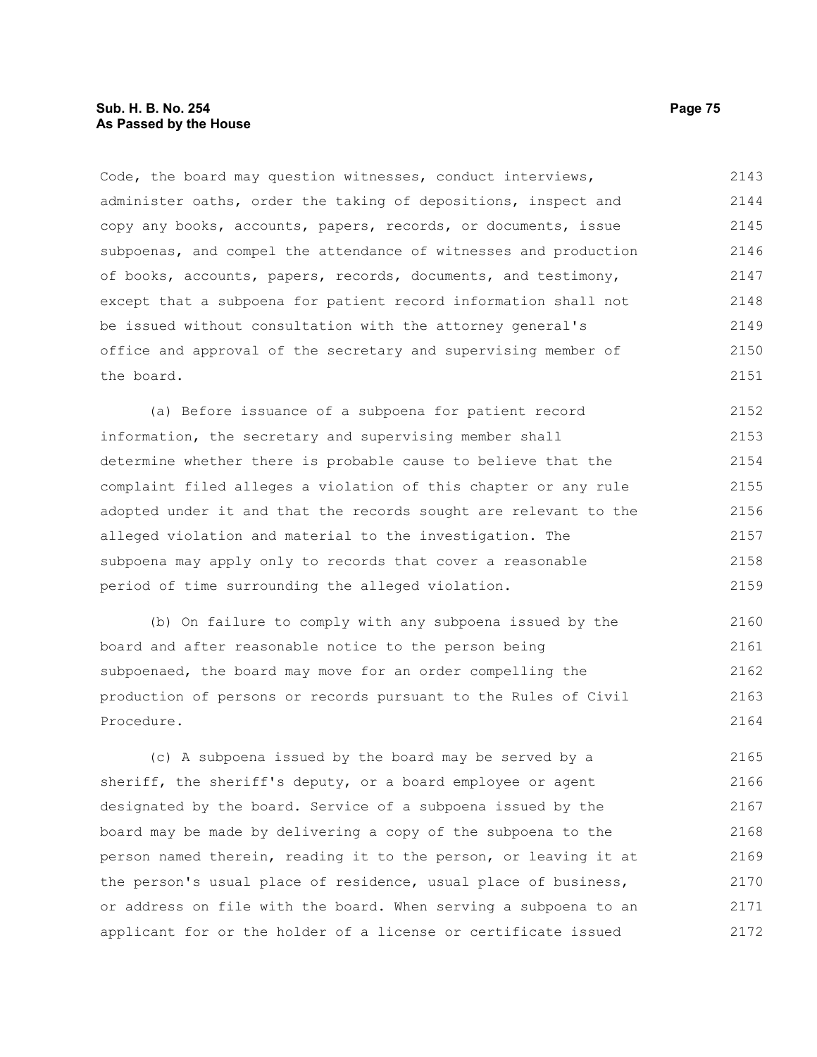Code, the board may question witnesses, conduct interviews, administer oaths, order the taking of depositions, inspect and copy any books, accounts, papers, records, or documents, issue subpoenas, and compel the attendance of witnesses and production of books, accounts, papers, records, documents, and testimony, except that a subpoena for patient record information shall not be issued without consultation with the attorney general's office and approval of the secretary and supervising member of the board.

(a) Before issuance of a subpoena for patient record information, the secretary and supervising member shall determine whether there is probable cause to believe that the complaint filed alleges a violation of this chapter or any rule adopted under it and that the records sought are relevant to the alleged violation and material to the investigation. The subpoena may apply only to records that cover a reasonable period of time surrounding the alleged violation.

(b) On failure to comply with any subpoena issued by the board and after reasonable notice to the person being subpoenaed, the board may move for an order compelling the production of persons or records pursuant to the Rules of Civil Procedure.

(c) A subpoena issued by the board may be served by a sheriff, the sheriff's deputy, or a board employee or agent designated by the board. Service of a subpoena issued by the board may be made by delivering a copy of the subpoena to the person named therein, reading it to the person, or leaving it at the person's usual place of residence, usual place of business, or address on file with the board. When serving a subpoena to an applicant for or the holder of a license or certificate issued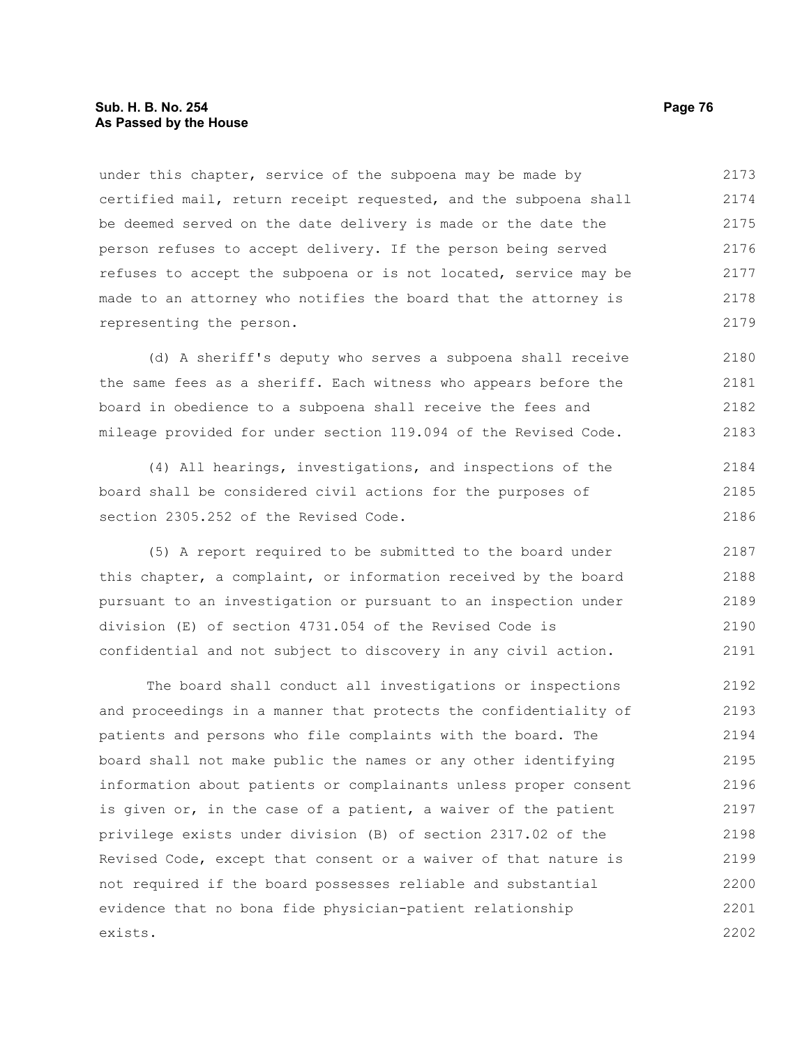under this chapter, service of the subpoena may be made by certified mail, return receipt requested, and the subpoena shall be deemed served on the date delivery is made or the date the person refuses to accept delivery. If the person being served refuses to accept the subpoena or is not located, service may be made to an attorney who notifies the board that the attorney is representing the person.

(d) A sheriff's deputy who serves a subpoena shall receive the same fees as a sheriff. Each witness who appears before the board in obedience to a subpoena shall receive the fees and mileage provided for under section 119.094 of the Revised Code.

(4) All hearings, investigations, and inspections of the board shall be considered civil actions for the purposes of section 2305.252 of the Revised Code.

(5) A report required to be submitted to the board under this chapter, a complaint, or information received by the board pursuant to an investigation or pursuant to an inspection under division (E) of section 4731.054 of the Revised Code is confidential and not subject to discovery in any civil action.

The board shall conduct all investigations or inspections and proceedings in a manner that protects the confidentiality of patients and persons who file complaints with the board. The board shall not make public the names or any other identifying information about patients or complainants unless proper consent is given or, in the case of a patient, a waiver of the patient privilege exists under division (B) of section 2317.02 of the Revised Code, except that consent or a waiver of that nature is not required if the board possesses reliable and substantial evidence that no bona fide physician-patient relationship exists.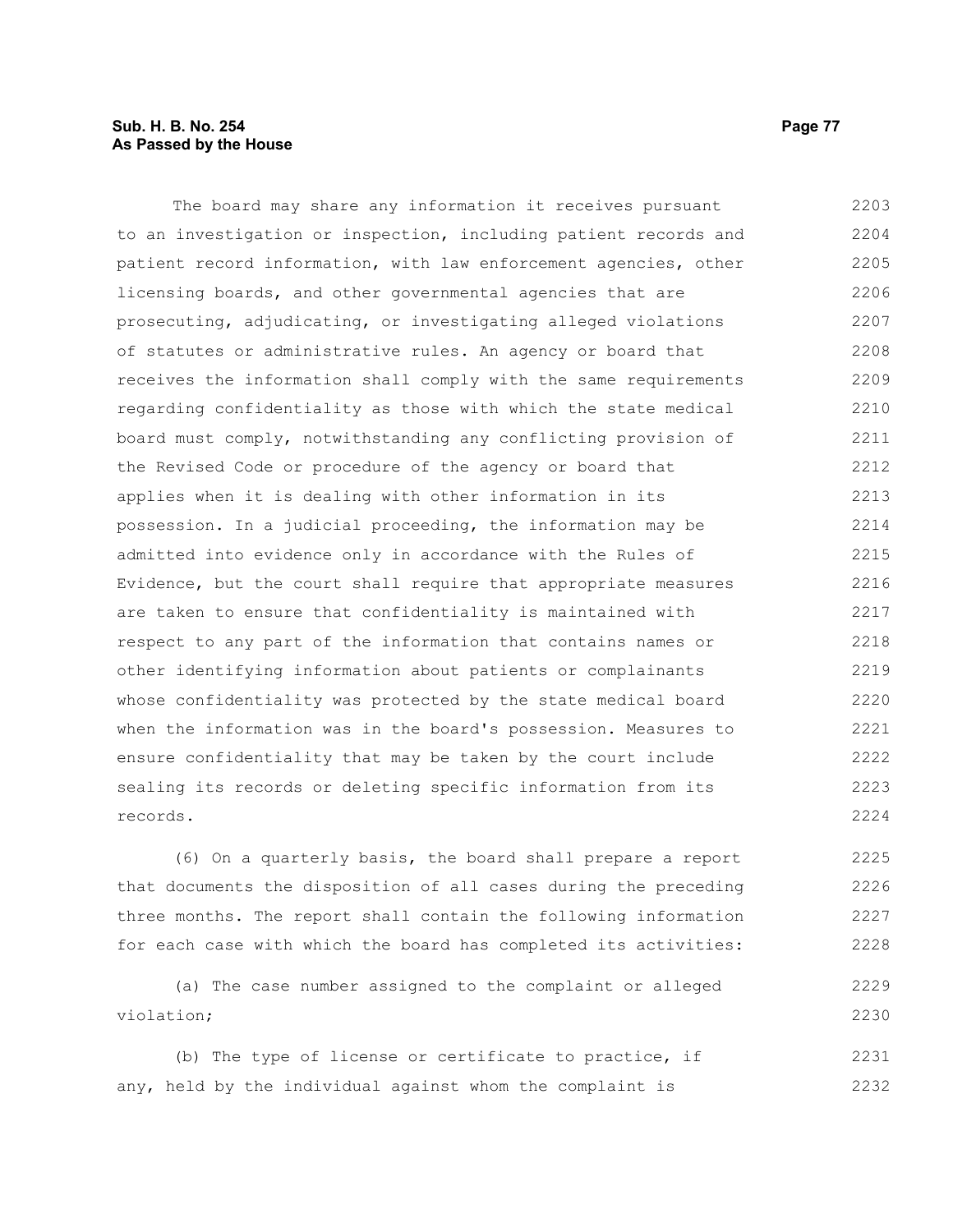The board may share any information it receives pursuant to an investigation or inspection, including patient records and patient record information, with law enforcement agencies, other licensing boards, and other governmental agencies that are prosecuting, adjudicating, or investigating alleged violations of statutes or administrative rules. An agency or board that receives the information shall comply with the same requirements regarding confidentiality as those with which the state medical board must comply, notwithstanding any conflicting provision of the Revised Code or procedure of the agency or board that applies when it is dealing with other information in its possession. In a judicial proceeding, the information may be admitted into evidence only in accordance with the Rules of Evidence, but the court shall require that appropriate measures are taken to ensure that confidentiality is maintained with respect to any part of the information that contains names or other identifying information about patients or complainants whose confidentiality was protected by the state medical board when the information was in the board's possession. Measures to ensure confidentiality that may be taken by the court include sealing its records or deleting specific information from its records.

(6) On a quarterly basis, the board shall prepare a report that documents the disposition of all cases during the preceding three months. The report shall contain the following information for each case with which the board has completed its activities:

(a) The case number assigned to the complaint or alleged violation;

(b) The type of license or certificate to practice, if any, held by the individual against whom the complaint is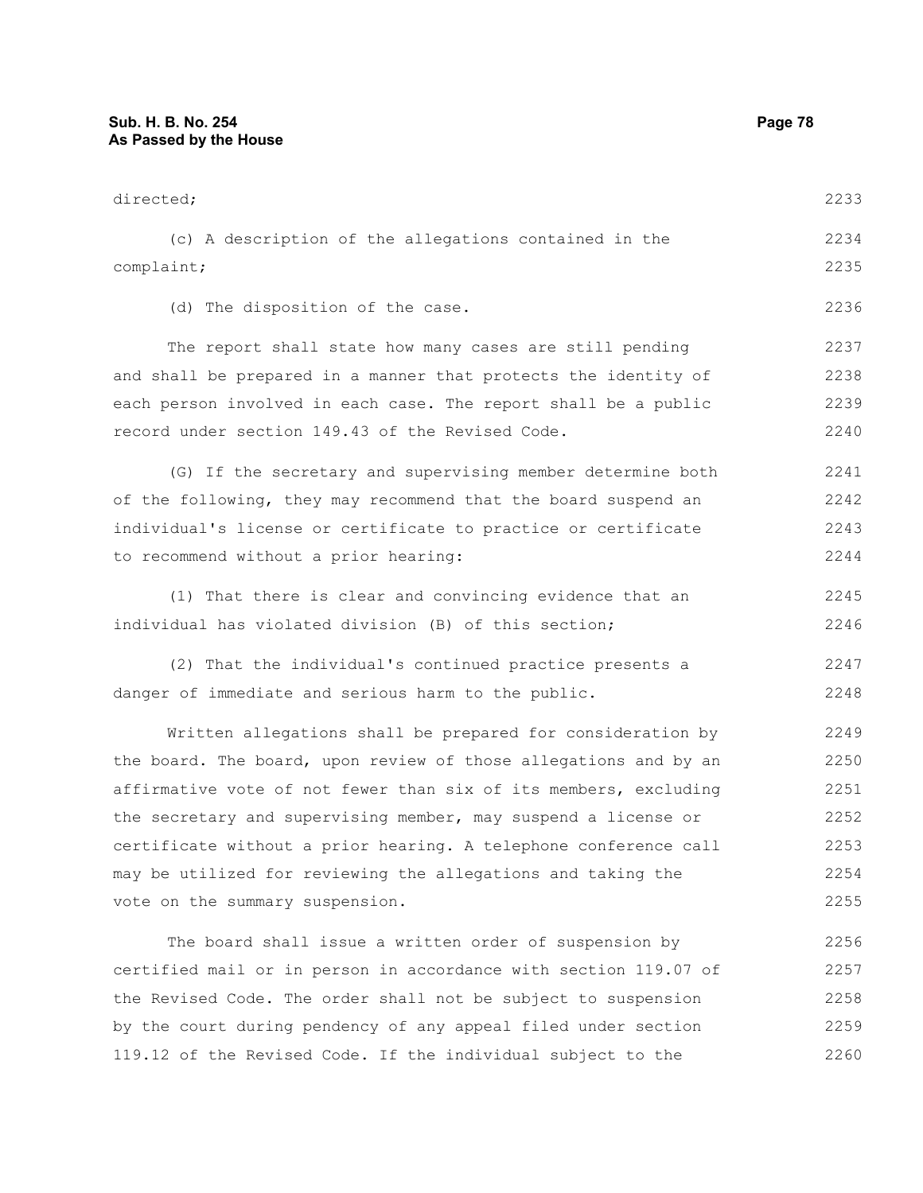directed;

(c) A description of the allegations contained in the complaint;

(d) The disposition of the case.

The report shall state how many cases are still pending and shall be prepared in a manner that protects the identity of each person involved in each case. The report shall be a public record under section 149.43 of the Revised Code.

(G) If the secretary and supervising member determine both of the following, they may recommend that the board suspend an individual's license or certificate to practice or certificate to recommend without a prior hearing:

(1) That there is clear and convincing evidence that an individual has violated division (B) of this section;

(2) That the individual's continued practice presents a danger of immediate and serious harm to the public.

Written allegations shall be prepared for consideration by the board. The board, upon review of those allegations and by an affirmative vote of not fewer than six of its members, excluding the secretary and supervising member, may suspend a license or certificate without a prior hearing. A telephone conference call may be utilized for reviewing the allegations and taking the vote on the summary suspension.

The board shall issue a written order of suspension by certified mail or in person in accordance with section 119.07 of the Revised Code. The order shall not be subject to suspension by the court during pendency of any appeal filed under section 119.12 of the Revised Code. If the individual subject to the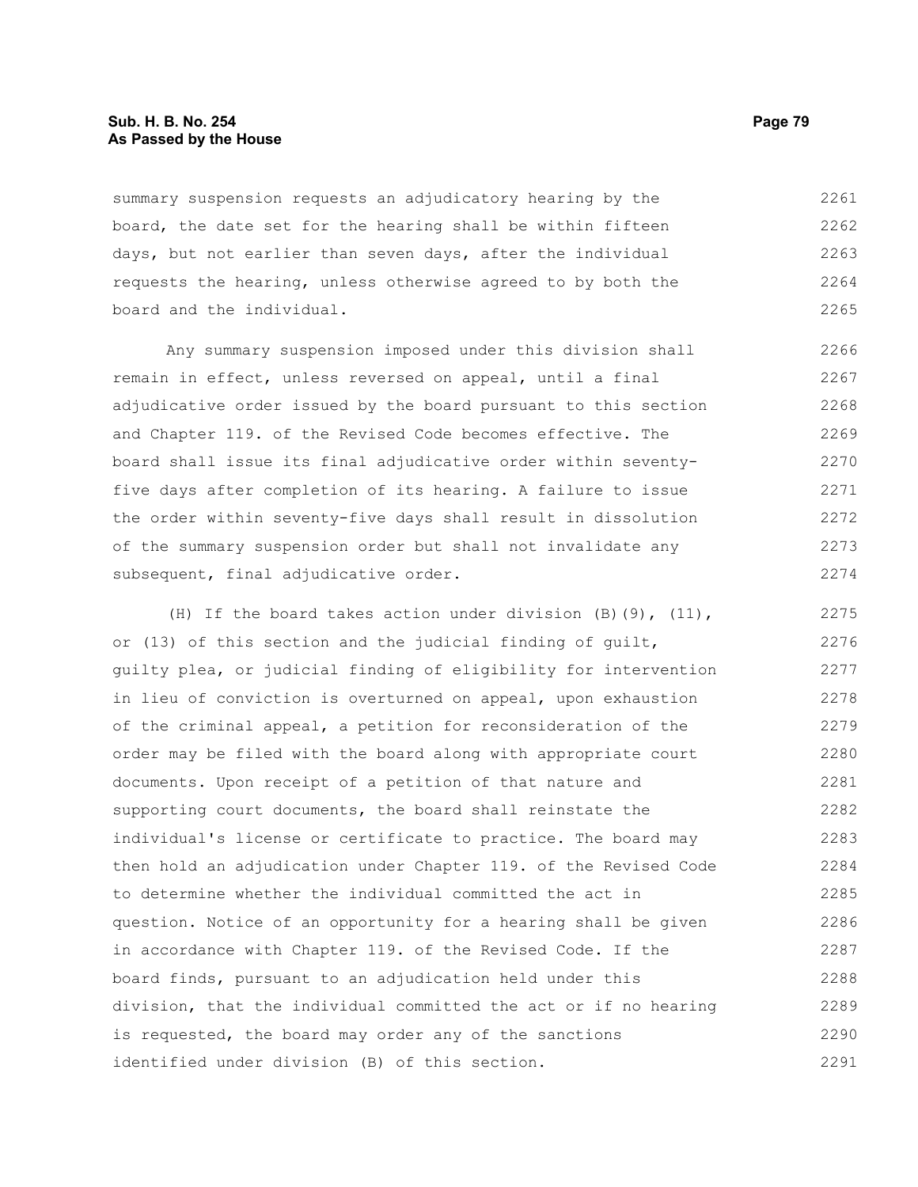summary suspension requests an adjudicatory hearing by the board, the date set for the hearing shall be within fifteen days, but not earlier than seven days, after the individual requests the hearing, unless otherwise agreed to by both the board and the individual.

Any summary suspension imposed under this division shall remain in effect, unless reversed on appeal, until a final adjudicative order issued by the board pursuant to this section and Chapter 119. of the Revised Code becomes effective. The board shall issue its final adjudicative order within seventy-five days after completion of its hearing. A failure to issue the order within seventy-five days shall result in dissolution of the summary suspension order but shall not invalidate any subsequent, final adjudicative order.

(H) If the board takes action under division (B)(9), (11), or (13) of this section and the judicial finding of guilt, guilty plea, or judicial finding of eligibility for intervention in lieu of conviction is overturned on appeal, upon exhaustion of the criminal appeal, a petition for reconsideration of the order may be filed with the board along with appropriate court documents. Upon receipt of a petition of that nature and supporting court documents, the board shall reinstate the individual's license or certificate to practice. The board may then hold an adjudication under Chapter 119. of the Revised Code to determine whether the individual committed the act in question. Notice of an opportunity for a hearing shall be given in accordance with Chapter 119. of the Revised Code. If the board finds, pursuant to an adjudication held under this division, that the individual committed the act or if no hearing is requested, the board may order any of the sanctions identified under division (B) of this section.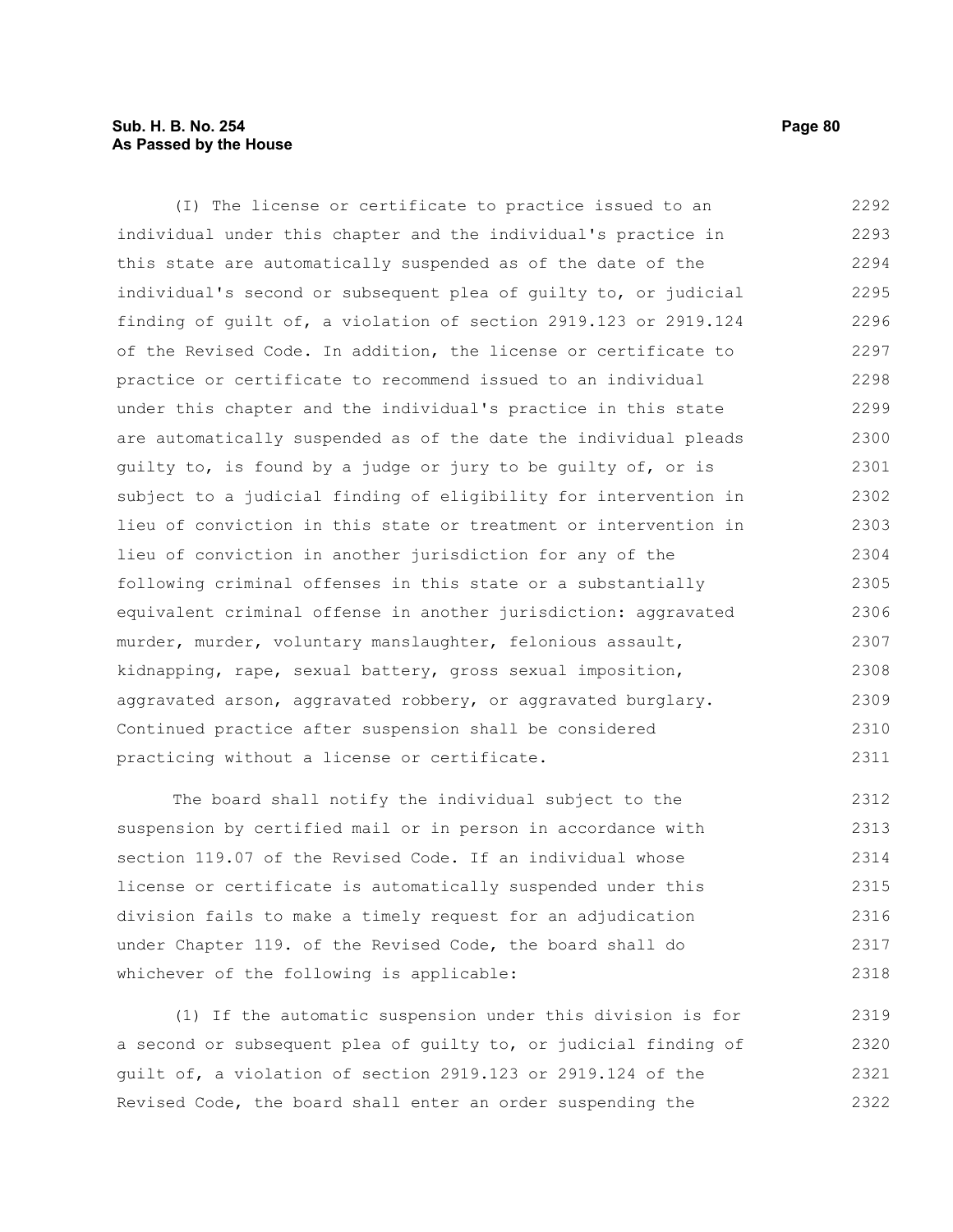(I) The license or certificate to practice issued to an individual under this chapter and the individual's practice in this state are automatically suspended as of the date of the individual's second or subsequent plea of guilty to, or judicial finding of guilt of, a violation of section 2919.123 or 2919.124 of the Revised Code. In addition, the license or certificate to practice or certificate to recommend issued to an individual under this chapter and the individual's practice in this state are automatically suspended as of the date the individual pleads guilty to, is found by a judge or jury to be guilty of, or is subject to a judicial finding of eligibility for intervention in lieu of conviction in this state or treatment or intervention in lieu of conviction in another jurisdiction for any of the following criminal offenses in this state or a substantially equivalent criminal offense in another jurisdiction: aggravated murder, murder, voluntary manslaughter, felonious assault, kidnapping, rape, sexual battery, gross sexual imposition, aggravated arson, aggravated robbery, or aggravated burglary. Continued practice after suspension shall be considered practicing without a license or certificate.

The board shall notify the individual subject to the suspension by certified mail or in person in accordance with section 119.07 of the Revised Code. If an individual whose license or certificate is automatically suspended under this division fails to make a timely request for an adjudication under Chapter 119. of the Revised Code, the board shall do whichever of the following is applicable:

(1) If the automatic suspension under this division is for a second or subsequent plea of guilty to, or judicial finding of guilt of, a violation of section 2919.123 or 2919.124 of the Revised Code, the board shall enter an order suspending the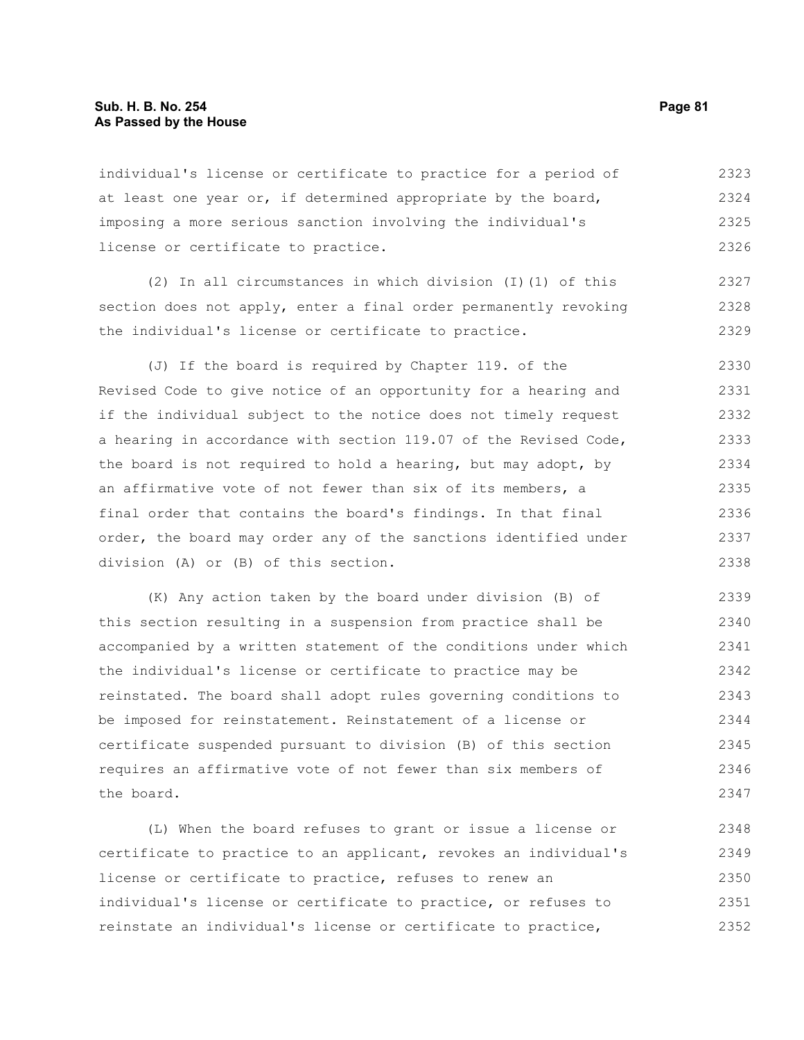individual's license or certificate to practice for a period of at least one year or, if determined appropriate by the board, imposing a more serious sanction involving the individual's license or certificate to practice.

(2) In all circumstances in which division (I)(1) of this section does not apply, enter a final order permanently revoking the individual's license or certificate to practice.

(J) If the board is required by Chapter 119. of the Revised Code to give notice of an opportunity for a hearing and if the individual subject to the notice does not timely request a hearing in accordance with section 119.07 of the Revised Code, the board is not required to hold a hearing, but may adopt, by an affirmative vote of not fewer than six of its members, a final order that contains the board's findings. In that final order, the board may order any of the sanctions identified under division (A) or (B) of this section.

(K) Any action taken by the board under division (B) of this section resulting in a suspension from practice shall be accompanied by a written statement of the conditions under which the individual's license or certificate to practice may be reinstated. The board shall adopt rules governing conditions to be imposed for reinstatement. Reinstatement of a license or certificate suspended pursuant to division (B) of this section requires an affirmative vote of not fewer than six members of the board.

(L) When the board refuses to grant or issue a license or certificate to practice to an applicant, revokes an individual's license or certificate to practice, refuses to renew an individual's license or certificate to practice, or refuses to reinstate an individual's license or certificate to practice,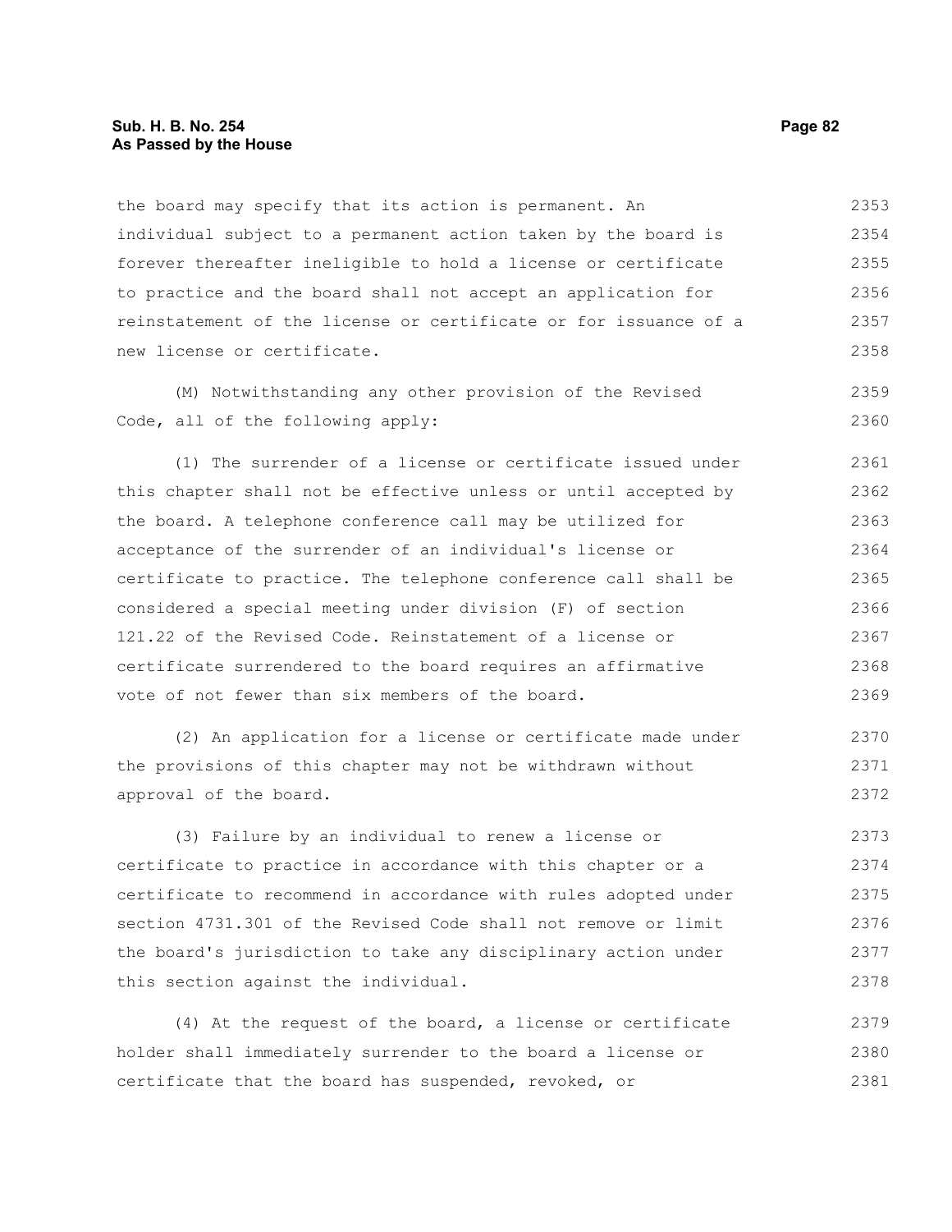the board may specify that its action is permanent. An individual subject to a permanent action taken by the board is forever thereafter ineligible to hold a license or certificate to practice and the board shall not accept an application for reinstatement of the license or certificate or for issuance of a new license or certificate.

(M) Notwithstanding any other provision of the Revised Code, all of the following apply:

(1) The surrender of a license or certificate issued under this chapter shall not be effective unless or until accepted by the board. A telephone conference call may be utilized for acceptance of the surrender of an individual's license or certificate to practice. The telephone conference call shall be considered a special meeting under division (F) of section 121.22 of the Revised Code. Reinstatement of a license or certificate surrendered to the board requires an affirmative vote of not fewer than six members of the board.

(2) An application for a license or certificate made under the provisions of this chapter may not be withdrawn without approval of the board.

(3) Failure by an individual to renew a license or certificate to practice in accordance with this chapter or a certificate to recommend in accordance with rules adopted under section 4731.301 of the Revised Code shall not remove or limit the board's jurisdiction to take any disciplinary action under this section against the individual.

(4) At the request of the board, a license or certificate holder shall immediately surrender to the board a license or certificate that the board has suspended, revoked, or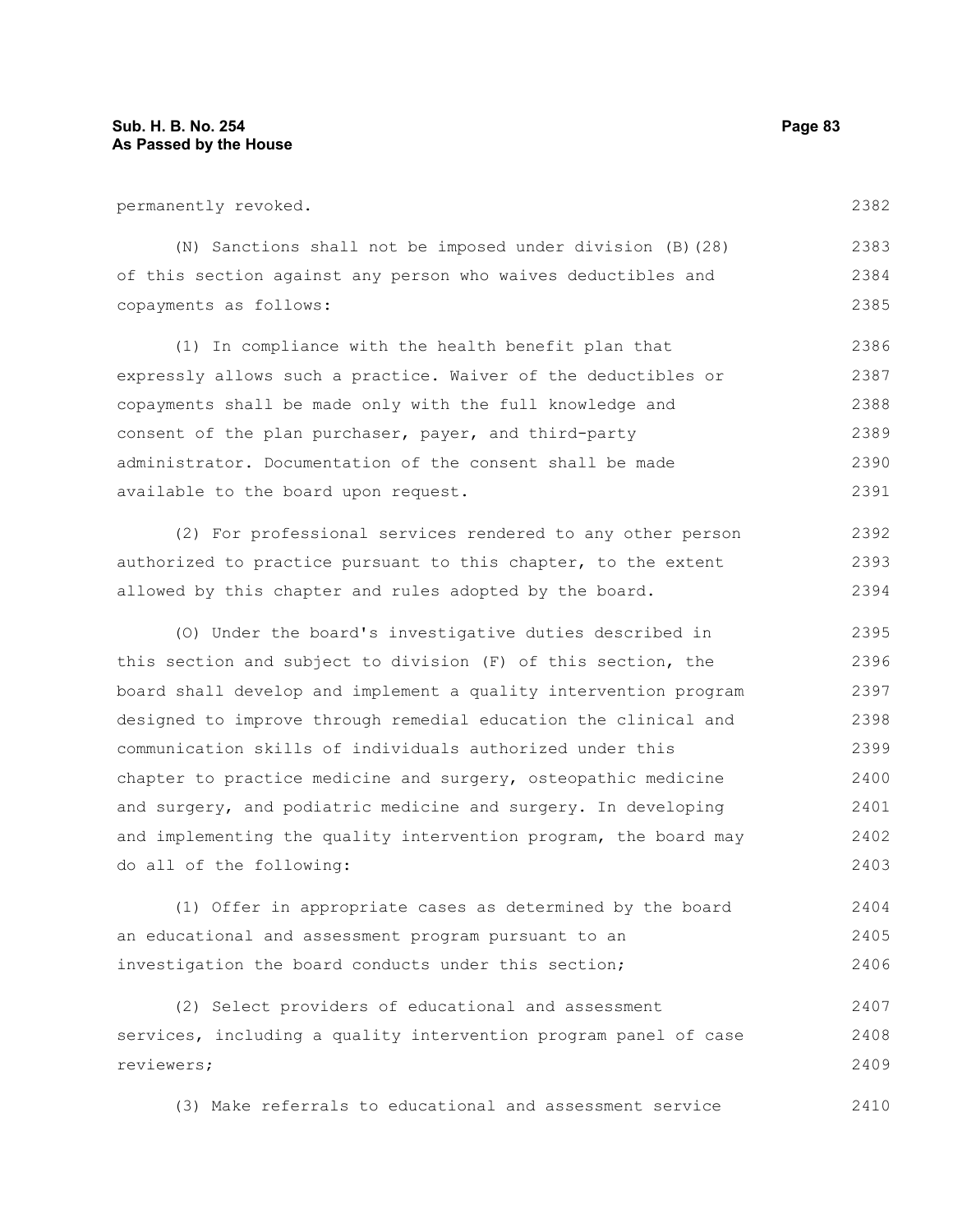permanently revoked.

(N) Sanctions shall not be imposed under division (B)(28) of this section against any person who waives deductibles and copayments as follows:

(1) In compliance with the health benefit plan that expressly allows such a practice. Waiver of the deductibles or copayments shall be made only with the full knowledge and consent of the plan purchaser, payer, and third-party administrator. Documentation of the consent shall be made available to the board upon request.

(2) For professional services rendered to any other person authorized to practice pursuant to this chapter, to the extent allowed by this chapter and rules adopted by the board.

(O) Under the board's investigative duties described in this section and subject to division (F) of this section, the board shall develop and implement a quality intervention program designed to improve through remedial education the clinical and communication skills of individuals authorized under this chapter to practice medicine and surgery, osteopathic medicine and surgery, and podiatric medicine and surgery. In developing and implementing the quality intervention program, the board may do all of the following:

(1) Offer in appropriate cases as determined by the board an educational and assessment program pursuant to an investigation the board conducts under this section;

(2) Select providers of educational and assessment services, including a quality intervention program panel of case reviewers;

(3) Make referrals to educational and assessment service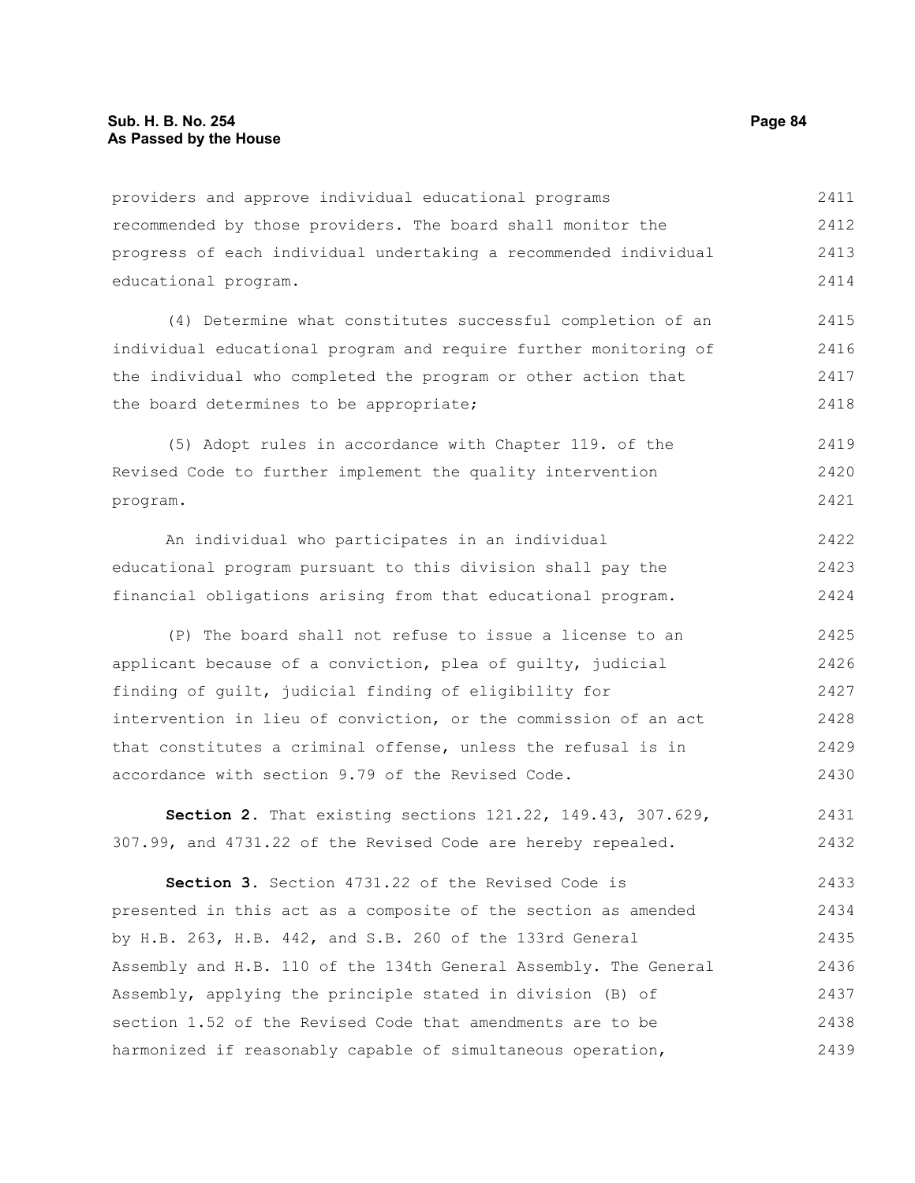providers and approve individual educational programs recommended by those providers. The board shall monitor the progress of each individual undertaking a recommended individual educational program.

(4) Determine what constitutes successful completion of an individual educational program and require further monitoring of the individual who completed the program or other action that the board determines to be appropriate;

(5) Adopt rules in accordance with Chapter 119. of the Revised Code to further implement the quality intervention program.

An individual who participates in an individual educational program pursuant to this division shall pay the financial obligations arising from that educational program.

(P) The board shall not refuse to issue a license to an applicant because of a conviction, plea of guilty, judicial finding of guilt, judicial finding of eligibility for intervention in lieu of conviction, or the commission of an act that constitutes a criminal offense, unless the refusal is in accordance with section 9.79 of the Revised Code.

**Section 2.** That existing sections 121.22, 149.43, 307.629, 307.99, and 4731.22 of the Revised Code are hereby repealed.

**Section 3.** Section 4731.22 of the Revised Code is presented in this act as a composite of the section as amended by H.B. 263, H.B. 442, and S.B. 260 of the 133rd General Assembly and H.B. 110 of the 134th General Assembly. The General Assembly, applying the principle stated in division (B) of section 1.52 of the Revised Code that amendments are to be harmonized if reasonably capable of simultaneous operation,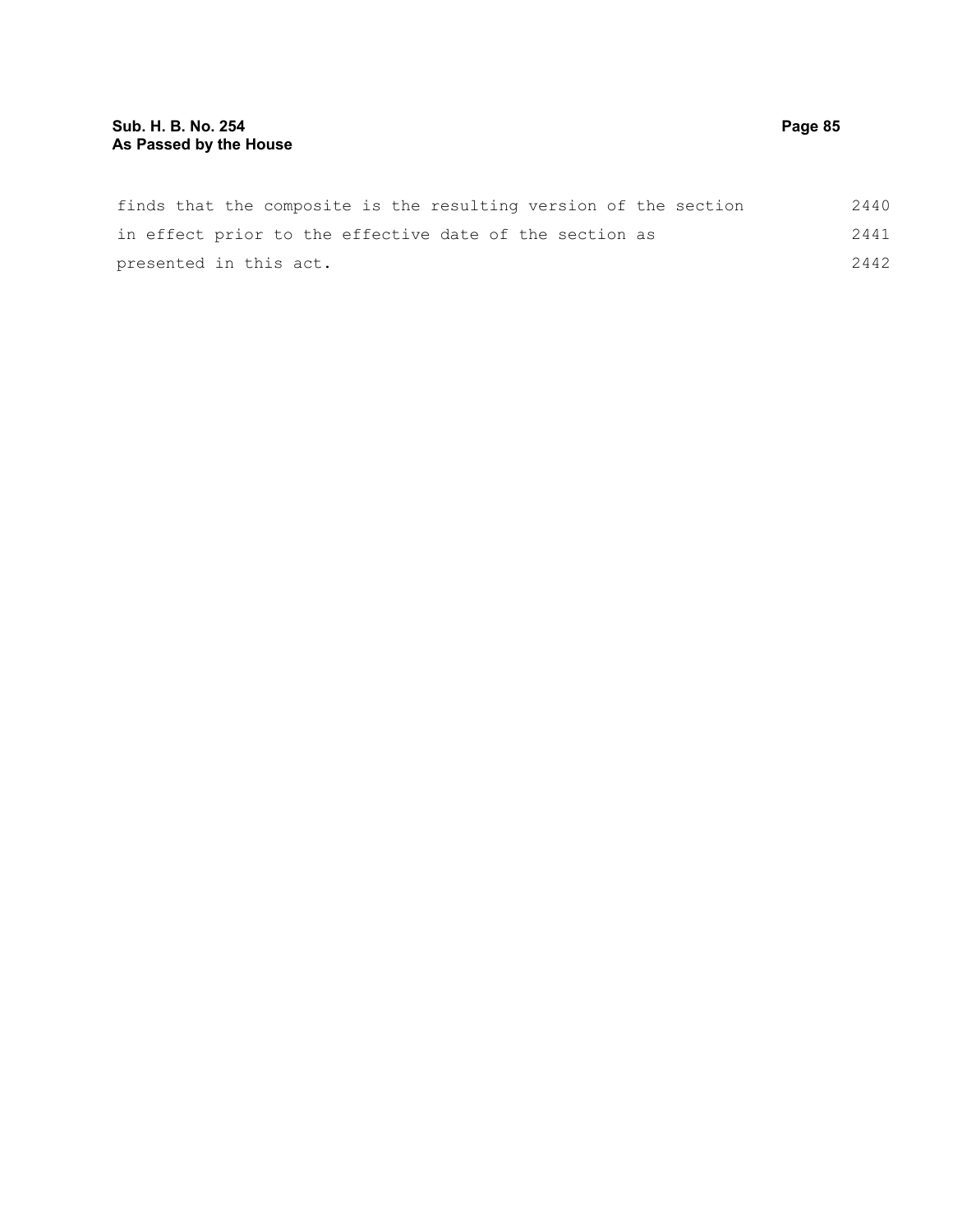finds that the composite is the resulting version of the section in effect prior to the effective date of the section as presented in this act.